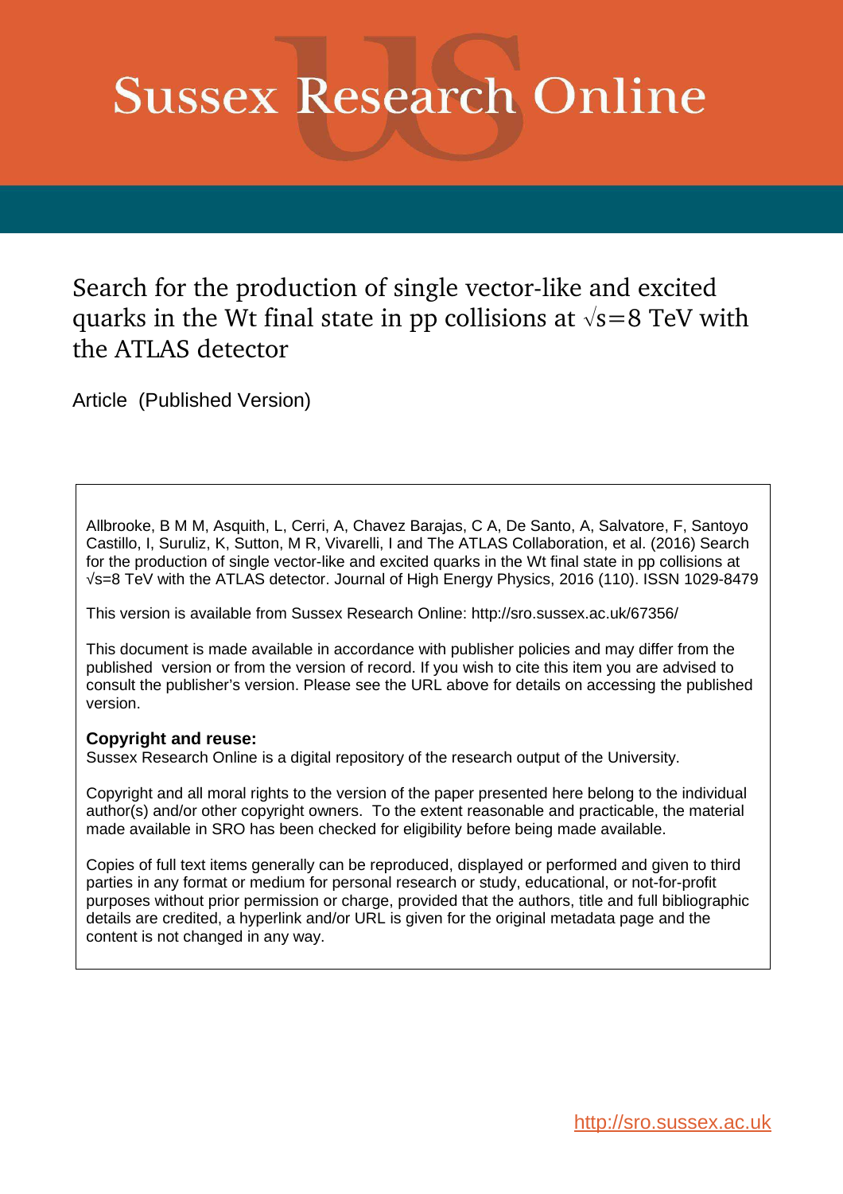# Sussex Research Online

## Search for the production of single vector-like and excited quarks in the Wt final state in pp collisions at $\sqrt{s}$=8 TeV with the ATLAS detector

Article (Published Version)

Allbrooke, B M M, Asquith, L, Cerri, A, Chavez Barajas, C A, De Santo, A, Salvatore, F, Santoyo Castillo, I, Suruliz, K, Sutton, M R, Vivarelli, I and The ATLAS Collaboration, et al. (2016) Search for the production of single vector-like and excited quarks in the Wt final state in pp collisions at $\sqrt{s}$=8 TeV with the ATLAS detector. Journal of High Energy Physics, 2016 (110). ISSN 1029-8479

This version is available from Sussex Research Online: http://sro.sussex.ac.uk/67356/

This document is made available in accordance with publisher policies and may differ from the published version or from the version of record. If you wish to cite this item you are advised to consult the publisher's version. Please see the URL above for details on accessing the published version.

**Copyright and reuse:**
Sussex Research Online is a digital repository of the research output of the University.

Copyright and all moral rights to the version of the paper presented here belong to the individual author(s) and/or other copyright owners. To the extent reasonable and practicable, the material made available in SRO has been checked for eligibility before being made available.

Copies of full text items generally can be reproduced, displayed or performed and given to third parties in any format or medium for personal research or study, educational, or not-for-profit purposes without prior permission or charge, provided that the authors, title and full bibliographic details are credited, a hyperlink and/or URL is given for the original metadata page and the content is not changed in any way.

http://sro.sussex.ac.uk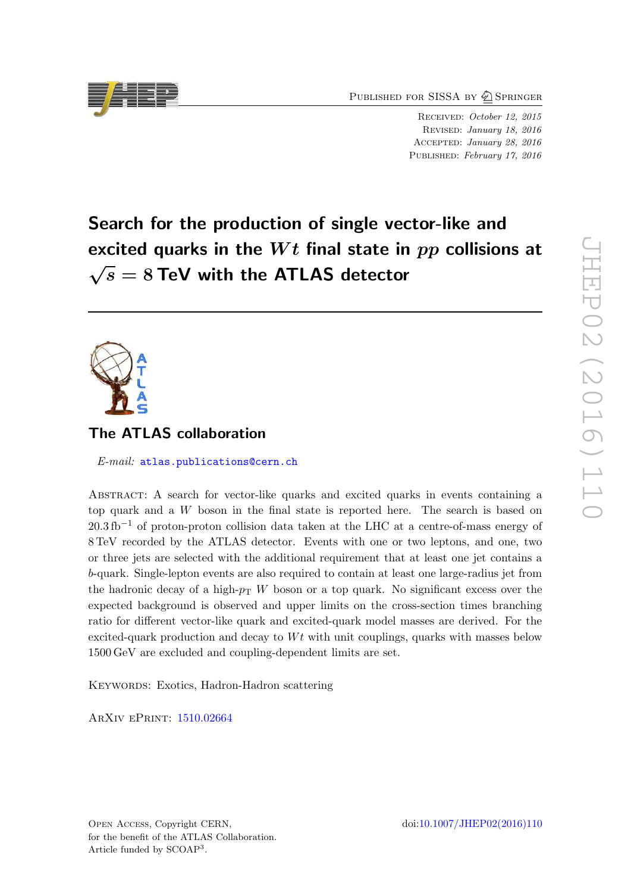# Search for the production of single vector-like and excited quarks in the $Wt$ final state in $pp$ collisions at $\sqrt{s} = 8$ TeV with the ATLAS detector

## The ATLAS collaboration

*E-mail:* atlas.publications@cern.ch

ABSTRACT: A search for vector-like quarks and excited quarks in events containing a top quark and a $W$ boson in the final state is reported here. The search is based on $20.3\,\text{fb}^{-1}$ of proton-proton collision data taken at the LHC at a centre-of-mass energy of 8 TeV recorded by the ATLAS detector. Events with one or two leptons, and one, two or three jets are selected with the additional requirement that at least one jet contains a $b$-quark. Single-lepton events are also required to contain at least one large-radius jet from the hadronic decay of a high-$p_{\text{T}}$ $W$ boson or a top quark. No significant excess over the expected background is observed and upper limits on the cross-section times branching ratio for different vector-like quark and excited-quark model masses are derived. For the excited-quark production and decay to $Wt$ with unit couplings, quarks with masses below 1500 GeV are excluded and coupling-dependent limits are set.

KEYWORDS: Exotics, Hadron-Hadron scattering

ARXIV EPRINT: 1510.02664

OPEN ACCESS, Copyright CERN,
for the benefit of the ATLAS Collaboration.
Article funded by SCOAP[3].

doi:10.1007/JHEP02(2016)110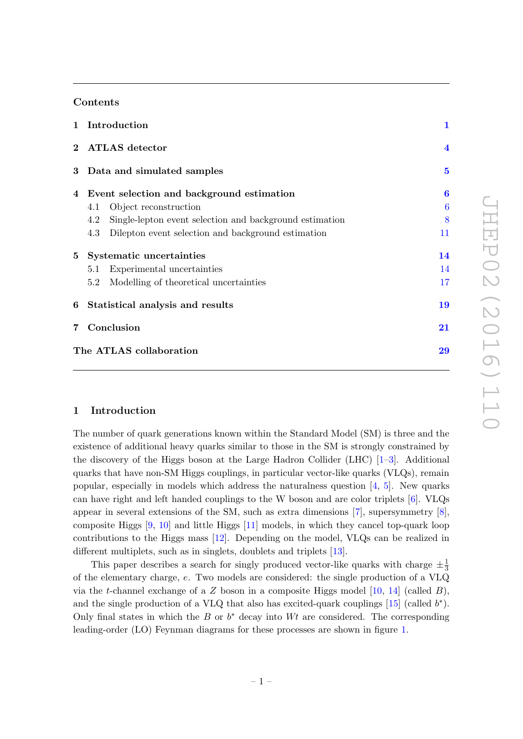## Contents

| | | |
|---|---|---|
| **1** | **Introduction** | **1** |
| **2** | **ATLAS detector** | **4** |
| **3** | **Data and simulated samples** | **5** |
| **4** | **Event selection and background estimation** | **6** |
| | 4.1 Object reconstruction | 6 |
| | 4.2 Single-lepton event selection and background estimation | 8 |
| | 4.3 Dilepton event selection and background estimation | 11 |
| **5** | **Systematic uncertainties** | **14** |
| | 5.1 Experimental uncertainties | 14 |
| | 5.2 Modelling of theoretical uncertainties | 17 |
| **6** | **Statistical analysis and results** | **19** |
| **7** | **Conclusion** | **21** |
| | **The ATLAS collaboration** | **29** |

## 1 Introduction

The number of quark generations known within the Standard Model (SM) is three and the existence of additional heavy quarks similar to those in the SM is strongly constrained by the discovery of the Higgs boson at the Large Hadron Collider (LHC) [1–3]. Additional quarks that have non-SM Higgs couplings, in particular vector-like quarks (VLQs), remain popular, especially in models which address the naturalness question [4, 5]. New quarks can have right and left handed couplings to the W boson and are color triplets [6]. VLQs appear in several extensions of the SM, such as extra dimensions [7], supersymmetry [8], composite Higgs [9, 10] and little Higgs [11] models, in which they cancel top-quark loop contributions to the Higgs mass [12]. Depending on the model, VLQs can be realized in different multiplets, such as in singlets, doublets and triplets [13].

This paper describes a search for singly produced vector-like quarks with charge $\pm\frac{1}{3}$ of the elementary charge, $e$. Two models are considered: the single production of a VLQ via the $t$-channel exchange of a $Z$ boson in a composite Higgs model [10, 14] (called $B$), and the single production of a VLQ that also has excited-quark couplings [15] (called $b^*$). Only final states in which the $B$ or $b^*$ decay into $Wt$ are considered. The corresponding leading-order (LO) Feynman diagrams for these processes are shown in figure 1.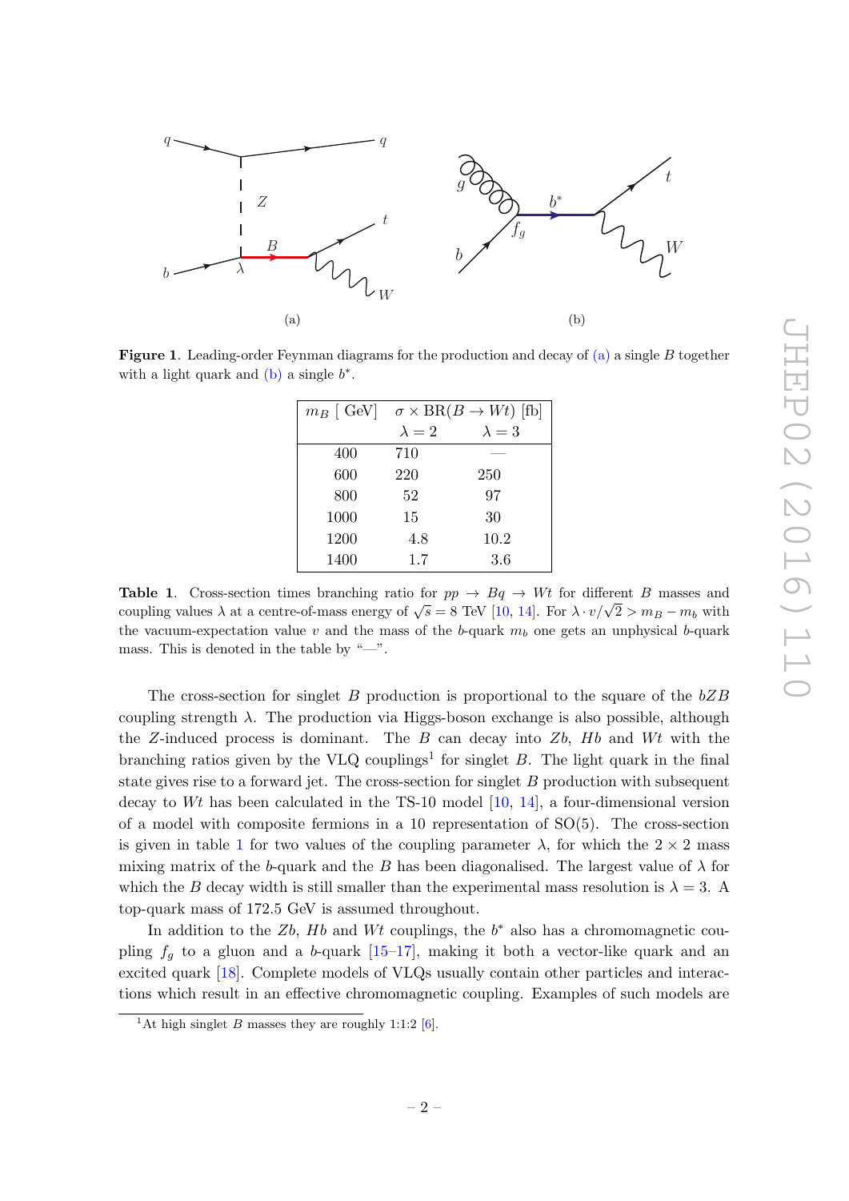Figure 1. Leading-order Feynman diagrams for the production and decay of (a) a single $B$ together with a light quark and (b) a single $b^*$.

| $m_B$ [ GeV] | $\sigma \times \mathrm{BR}(B \to Wt)$ [fb] | |
|---|---|---|
| | $\lambda = 2$ | $\lambda = 3$ |
| 400 | 710 | — |
| 600 | 220 | 250 |
| 800 | 52 | 97 |
| 1000 | 15 | 30 |
| 1200 | 4.8 | 10.2 |
| 1400 | 1.7 | 3.6 |

**Table 1**. Cross-section times branching ratio for $pp \to Bq \to Wt$ for different $B$ masses and coupling values $\lambda$ at a centre-of-mass energy of $\sqrt{s} = 8$ TeV [10, 14]. For $\lambda \cdot v/\sqrt{2} > m_B - m_b$ with the vacuum-expectation value $v$ and the mass of the $b$-quark $m_b$ one gets an unphysical $b$-quark mass. This is denoted in the table by "—".

The cross-section for singlet $B$ production is proportional to the square of the $bZB$ coupling strength $\lambda$. The production via Higgs-boson exchange is also possible, although the $Z$-induced process is dominant. The $B$ can decay into $Zb$, $Hb$ and $Wt$ with the branching ratios given by the VLQ couplings[1] for singlet $B$. The light quark in the final state gives rise to a forward jet. The cross-section for singlet $B$ production with subsequent decay to $Wt$ has been calculated in the TS-10 model [10, 14], a four-dimensional version of a model with composite fermions in a 10 representation of SO(5). The cross-section is given in table 1 for two values of the coupling parameter $\lambda$, for which the $2 \times 2$ mass mixing matrix of the $b$-quark and the $B$ has been diagonalised. The largest value of $\lambda$ for which the $B$ decay width is still smaller than the experimental mass resolution is $\lambda = 3$. A top-quark mass of 172.5 GeV is assumed throughout.

In addition to the $Zb$, $Hb$ and $Wt$ couplings, the $b^*$ also has a chromomagnetic coupling $f_g$ to a gluon and a $b$-quark [15–17], making it both a vector-like quark and an excited quark [18]. Complete models of VLQs usually contain other particles and interactions which result in an effective chromomagnetic coupling. Examples of such models are

[1]At high singlet $B$ masses they are roughly 1:1:2 [6].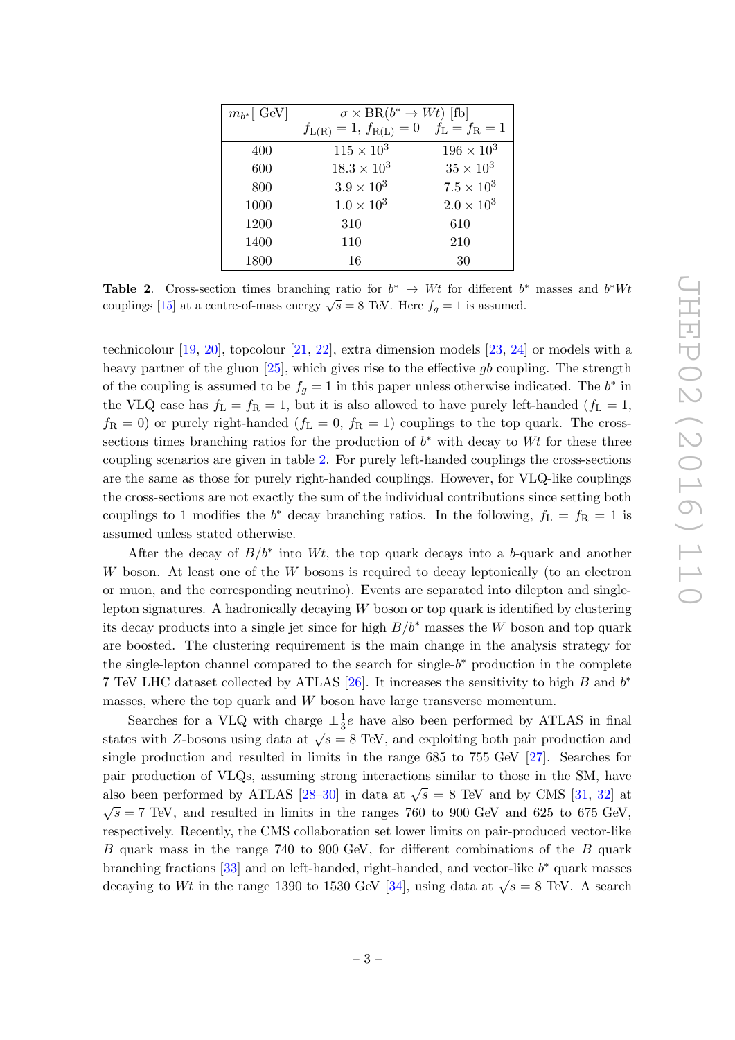| $m_{b^*}$[ GeV] | $\sigma \times \mathrm{BR}(b^* \to Wt)$ [fb] | |
|---|---|---|
| | $f_{\mathrm{L(R)}} = 1$, $f_{\mathrm{R(L)}} = 0$ | $f_{\mathrm{L}} = f_{\mathrm{R}} = 1$ |
| 400 | $115 \times 10^3$ | $196 \times 10^3$ |
| 600 | $18.3 \times 10^3$ | $35 \times 10^3$ |
| 800 | $3.9 \times 10^3$ | $7.5 \times 10^3$ |
| 1000 | $1.0 \times 10^3$ | $2.0 \times 10^3$ |
| 1200 | 310 | 610 |
| 1400 | 110 | 210 |
| 1800 | 16 | 30 |

**Table 2**. Cross-section times branching ratio for $b^* \to Wt$ for different $b^*$ masses and $b^*Wt$ couplings [15] at a centre-of-mass energy $\sqrt{s} = 8$ TeV. Here $f_g = 1$ is assumed.

technicolour [19, 20], topcolour [21, 22], extra dimension models [23, 24] or models with a heavy partner of the gluon [25], which gives rise to the effective $gb$ coupling. The strength of the coupling is assumed to be $f_g = 1$ in this paper unless otherwise indicated. The $b^*$ in the VLQ case has $f_{\mathrm{L}} = f_{\mathrm{R}} = 1$, but it is also allowed to have purely left-handed ($f_{\mathrm{L}} = 1$, $f_{\mathrm{R}} = 0$) or purely right-handed ($f_{\mathrm{L}} = 0$, $f_{\mathrm{R}} = 1$) couplings to the top quark. The cross-sections times branching ratios for the production of $b^*$ with decay to $Wt$ for these three coupling scenarios are given in table 2. For purely left-handed couplings the cross-sections are the same as those for purely right-handed couplings. However, for VLQ-like couplings the cross-sections are not exactly the sum of the individual contributions since setting both couplings to 1 modifies the $b^*$ decay branching ratios. In the following, $f_{\mathrm{L}} = f_{\mathrm{R}} = 1$ is assumed unless stated otherwise.

After the decay of $B/b^*$ into $Wt$, the top quark decays into a $b$-quark and another $W$ boson. At least one of the $W$ bosons is required to decay leptonically (to an electron or muon, and the corresponding neutrino). Events are separated into dilepton and single-lepton signatures. A hadronically decaying $W$ boson or top quark is identified by clustering its decay products into a single jet since for high $B/b^*$ masses the $W$ boson and top quark are boosted. The clustering requirement is the main change in the analysis strategy for the single-lepton channel compared to the search for single-$b^*$ production in the complete 7 TeV LHC dataset collected by ATLAS [26]. It increases the sensitivity to high $B$ and $b^*$ masses, where the top quark and $W$ boson have large transverse momentum.

Searches for a VLQ with charge $\pm\frac{1}{3}e$ have also been performed by ATLAS in final states with $Z$-bosons using data at $\sqrt{s} = 8$ TeV, and exploiting both pair production and single production and resulted in limits in the range 685 to 755 GeV [27]. Searches for pair production of VLQs, assuming strong interactions similar to those in the SM, have also been performed by ATLAS [28–30] in data at $\sqrt{s} = 8$ TeV and by CMS [31, 32] at $\sqrt{s} = 7$ TeV, and resulted in limits in the ranges 760 to 900 GeV and 625 to 675 GeV, respectively. Recently, the CMS collaboration set lower limits on pair-produced vector-like $B$ quark mass in the range 740 to 900 GeV, for different combinations of the $B$ quark branching fractions [33] and on left-handed, right-handed, and vector-like $b^*$ quark masses decaying to $Wt$ in the range 1390 to 1530 GeV [34], using data at $\sqrt{s} = 8$ TeV. A search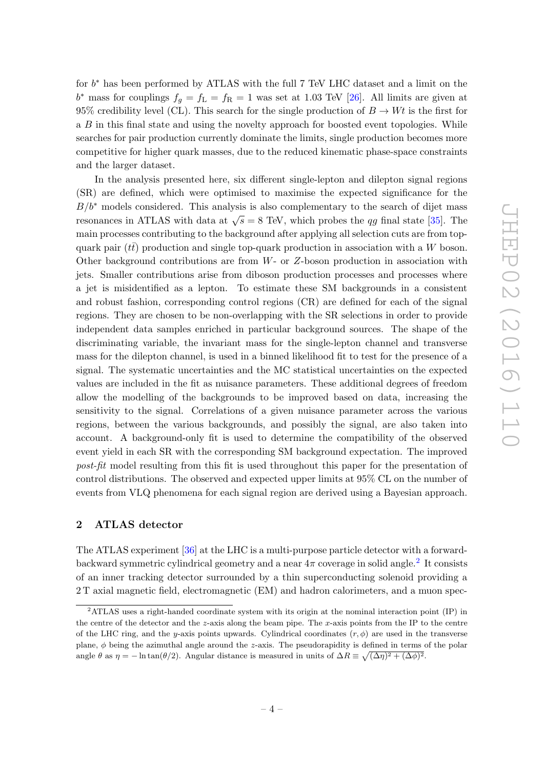for $b^*$ has been performed by ATLAS with the full 7 TeV LHC dataset and a limit on the $b^*$ mass for couplings $f_g = f_{\mathrm{L}} = f_{\mathrm{R}} = 1$ was set at 1.03 TeV [26]. All limits are given at 95% credibility level (CL). This search for the single production of $B \to Wt$ is the first for a $B$ in this final state and using the novelty approach for boosted event topologies. While searches for pair production currently dominate the limits, single production becomes more competitive for higher quark masses, due to the reduced kinematic phase-space constraints and the larger dataset.

In the analysis presented here, six different single-lepton and dilepton signal regions (SR) are defined, which were optimised to maximise the expected significance for the $B/b^*$ models considered. This analysis is also complementary to the search of dijet mass resonances in ATLAS with data at $\sqrt{s} = 8$ TeV, which probes the $qg$ final state [35]. The main processes contributing to the background after applying all selection cuts are from top-quark pair ($t\bar{t}$) production and single top-quark production in association with a $W$ boson. Other background contributions are from $W$- or $Z$-boson production in association with jets. Smaller contributions arise from diboson production processes and processes where a jet is misidentified as a lepton. To estimate these SM backgrounds in a consistent and robust fashion, corresponding control regions (CR) are defined for each of the signal regions. They are chosen to be non-overlapping with the SR selections in order to provide independent data samples enriched in particular background sources. The shape of the discriminating variable, the invariant mass for the single-lepton channel and transverse mass for the dilepton channel, is used in a binned likelihood fit to test for the presence of a signal. The systematic uncertainties and the MC statistical uncertainties on the expected values are included in the fit as nuisance parameters. These additional degrees of freedom allow the modelling of the backgrounds to be improved based on data, increasing the sensitivity to the signal. Correlations of a given nuisance parameter across the various regions, between the various backgrounds, and possibly the signal, are also taken into account. A background-only fit is used to determine the compatibility of the observed event yield in each SR with the corresponding SM background expectation. The improved *post-fit* model resulting from this fit is used throughout this paper for the presentation of control distributions. The observed and expected upper limits at 95% CL on the number of events from VLQ phenomena for each signal region are derived using a Bayesian approach.

## 2 ATLAS detector

The ATLAS experiment [36] at the LHC is a multi-purpose particle detector with a forward-backward symmetric cylindrical geometry and a near $4\pi$ coverage in solid angle.[2] It consists of an inner tracking detector surrounded by a thin superconducting solenoid providing a 2 T axial magnetic field, electromagnetic (EM) and hadron calorimeters, and a muon spec-

[2]ATLAS uses a right-handed coordinate system with its origin at the nominal interaction point (IP) in the centre of the detector and the $z$-axis along the beam pipe. The $x$-axis points from the IP to the centre of the LHC ring, and the $y$-axis points upwards. Cylindrical coordinates $(r, \phi)$ are used in the transverse plane, $\phi$ being the azimuthal angle around the $z$-axis. The pseudorapidity is defined in terms of the polar angle $\theta$ as $\eta = -\ln\tan(\theta/2)$. Angular distance is measured in units of $\Delta R \equiv \sqrt{(\Delta\eta)^2 + (\Delta\phi)^2}$.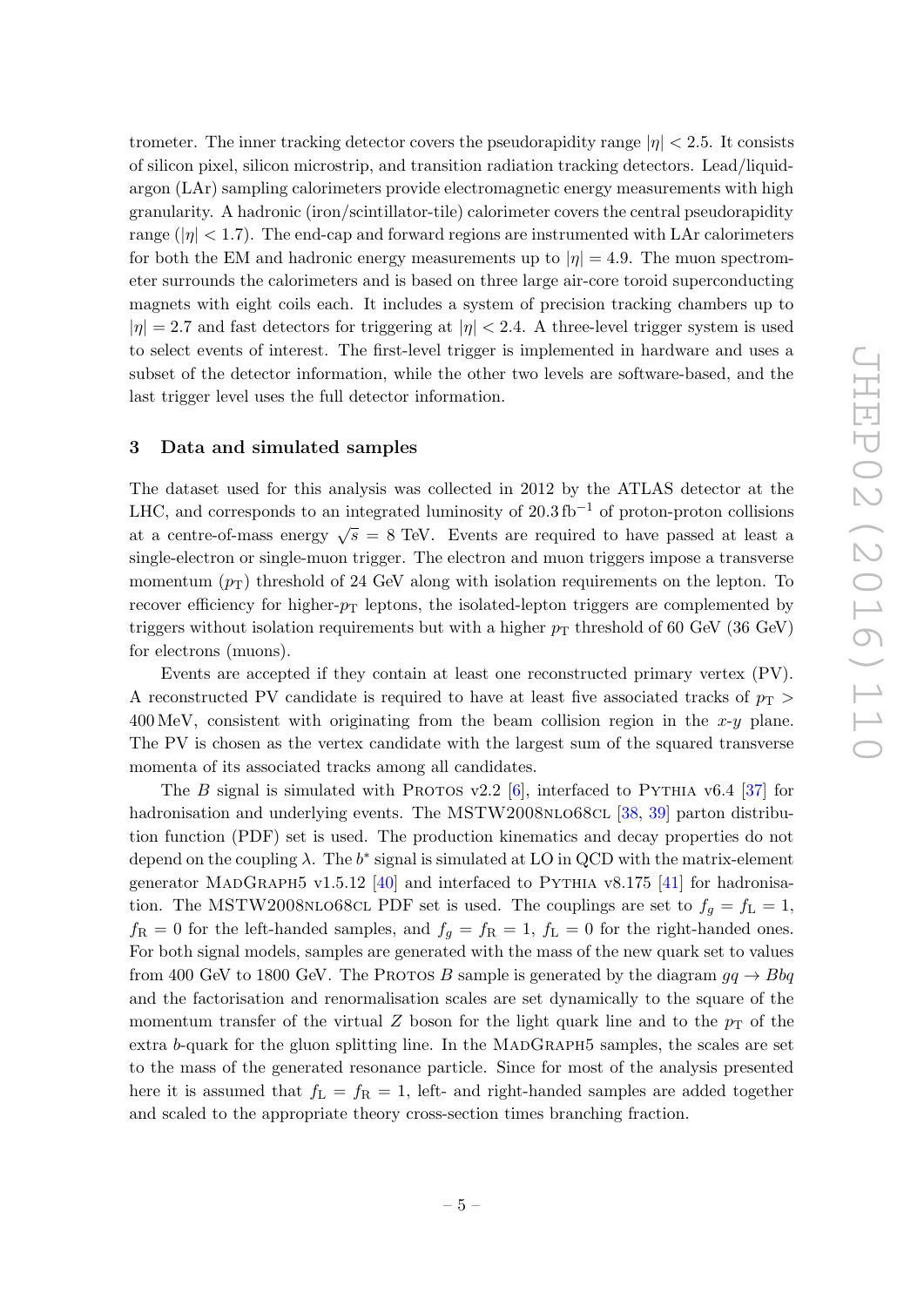trometer. The inner tracking detector covers the pseudorapidity range $|\eta| < 2.5$. It consists of silicon pixel, silicon microstrip, and transition radiation tracking detectors. Lead/liquid-argon (LAr) sampling calorimeters provide electromagnetic energy measurements with high granularity. A hadronic (iron/scintillator-tile) calorimeter covers the central pseudorapidity range ($|\eta| < 1.7$). The end-cap and forward regions are instrumented with LAr calorimeters for both the EM and hadronic energy measurements up to $|\eta| = 4.9$. The muon spectrometer surrounds the calorimeters and is based on three large air-core toroid superconducting magnets with eight coils each. It includes a system of precision tracking chambers up to $|\eta| = 2.7$ and fast detectors for triggering at $|\eta| < 2.4$. A three-level trigger system is used to select events of interest. The first-level trigger is implemented in hardware and uses a subset of the detector information, while the other two levels are software-based, and the last trigger level uses the full detector information.

## 3 Data and simulated samples

The dataset used for this analysis was collected in 2012 by the ATLAS detector at the LHC, and corresponds to an integrated luminosity of $20.3\,\text{fb}^{-1}$ of proton-proton collisions at a centre-of-mass energy $\sqrt{s} = 8$ TeV. Events are required to have passed at least a single-electron or single-muon trigger. The electron and muon triggers impose a transverse momentum ($p_{\text{T}}$) threshold of 24 GeV along with isolation requirements on the lepton. To recover efficiency for higher-$p_{\text{T}}$ leptons, the isolated-lepton triggers are complemented by triggers without isolation requirements but with a higher $p_{\text{T}}$ threshold of 60 GeV (36 GeV) for electrons (muons).

Events are accepted if they contain at least one reconstructed primary vertex (PV). A reconstructed PV candidate is required to have at least five associated tracks of $p_{\text{T}} >$ 400 MeV, consistent with originating from the beam collision region in the $x$-$y$ plane. The PV is chosen as the vertex candidate with the largest sum of the squared transverse momenta of its associated tracks among all candidates.

The $B$ signal is simulated with Protos v2.2 [6], interfaced to Pythia v6.4 [37] for hadronisation and underlying events. The MSTW2008nlo68cl [38, 39] parton distribution function (PDF) set is used. The production kinematics and decay properties do not depend on the coupling $\lambda$. The $b^*$ signal is simulated at LO in QCD with the matrix-element generator MadGraph5 v1.5.12 [40] and interfaced to Pythia v8.175 [41] for hadronisation. The MSTW2008nlo68cl PDF set is used. The couplings are set to $f_g = f_{\text{L}} = 1$, $f_{\text{R}} = 0$ for the left-handed samples, and $f_g = f_{\text{R}} = 1$, $f_{\text{L}} = 0$ for the right-handed ones. For both signal models, samples are generated with the mass of the new quark set to values from 400 GeV to 1800 GeV. The Protos $B$ sample is generated by the diagram $gq \to Bbq$ and the factorisation and renormalisation scales are set dynamically to the square of the momentum transfer of the virtual $Z$ boson for the light quark line and to the $p_{\text{T}}$ of the extra $b$-quark for the gluon splitting line. In the MadGraph5 samples, the scales are set to the mass of the generated resonance particle. Since for most of the analysis presented here it is assumed that $f_{\text{L}} = f_{\text{R}} = 1$, left- and right-handed samples are added together and scaled to the appropriate theory cross-section times branching fraction.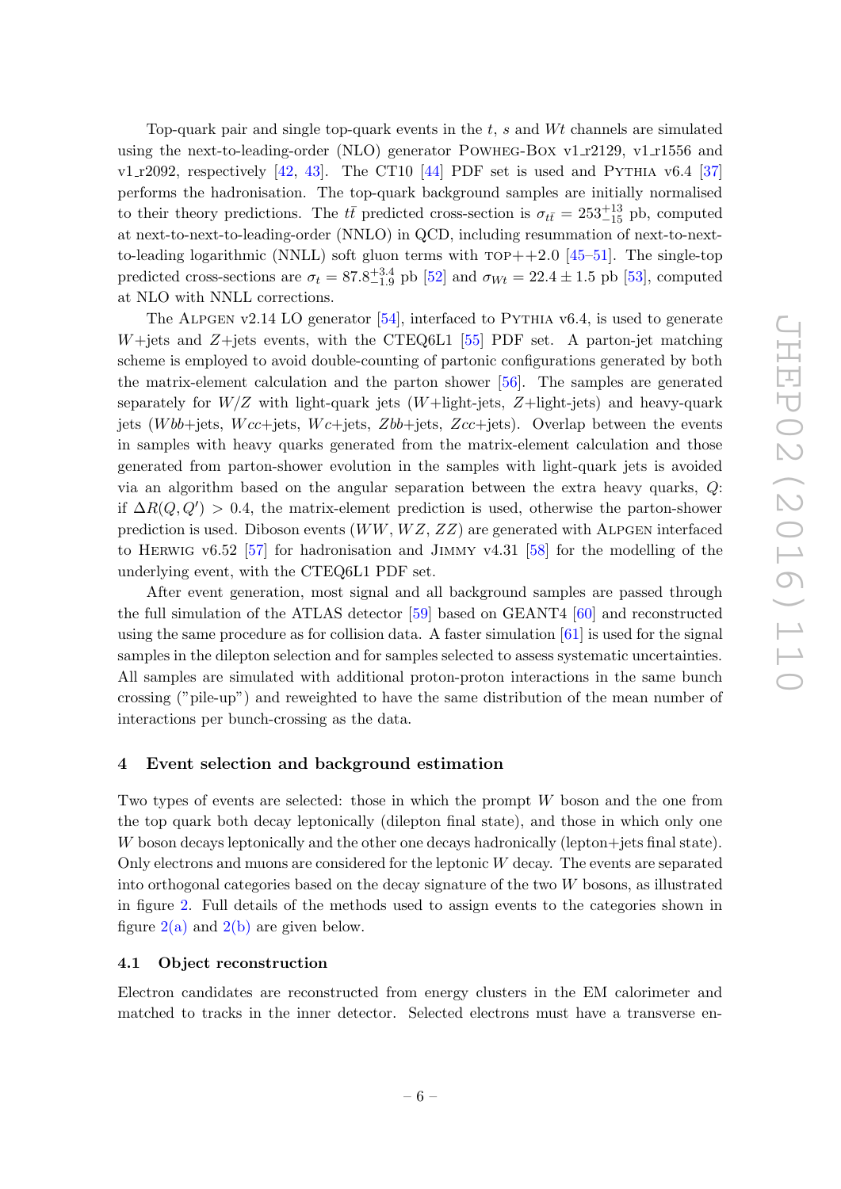Top-quark pair and single top-quark events in the $t$, $s$ and $Wt$ channels are simulated using the next-to-leading-order (NLO) generator POWHEG-BOX v1_r2129, v1_r1556 and v1_r2092, respectively [42, 43]. The CT10 [44] PDF set is used and PYTHIA v6.4 [37] performs the hadronisation. The top-quark background samples are initially normalised to their theory predictions. The $t\bar{t}$ predicted cross-section is $\sigma_{t\bar{t}} = 253^{+13}_{-15}$ pb, computed at next-to-next-to-leading-order (NNLO) in QCD, including resummation of next-to-next-to-leading logarithmic (NNLL) soft gluon terms with TOP++2.0 [45–51]. The single-top predicted cross-sections are $\sigma_t = 87.8^{+3.4}_{-1.9}$ pb [52] and $\sigma_{Wt} = 22.4 \pm 1.5$ pb [53], computed at NLO with NNLL corrections.

The ALPGEN v2.14 LO generator [54], interfaced to PYTHIA v6.4, is used to generate $W$+jets and $Z$+jets events, with the CTEQ6L1 [55] PDF set. A parton-jet matching scheme is employed to avoid double-counting of partonic configurations generated by both the matrix-element calculation and the parton shower [56]. The samples are generated separately for $W/Z$ with light-quark jets ($W$+light-jets, $Z$+light-jets) and heavy-quark jets ($Wbb$+jets, $Wcc$+jets, $Wc$+jets, $Zbb$+jets, $Zcc$+jets). Overlap between the events in samples with heavy quarks generated from the matrix-element calculation and those generated from parton-shower evolution in the samples with light-quark jets is avoided via an algorithm based on the angular separation between the extra heavy quarks, $Q$: if $\Delta R(Q, Q') > 0.4$, the matrix-element prediction is used, otherwise the parton-shower prediction is used. Diboson events ($WW$, $WZ$, $ZZ$) are generated with ALPGEN interfaced to HERWIG v6.52 [57] for hadronisation and JIMMY v4.31 [58] for the modelling of the underlying event, with the CTEQ6L1 PDF set.

After event generation, most signal and all background samples are passed through the full simulation of the ATLAS detector [59] based on GEANT4 [60] and reconstructed using the same procedure as for collision data. A faster simulation [61] is used for the signal samples in the dilepton selection and for samples selected to assess systematic uncertainties. All samples are simulated with additional proton-proton interactions in the same bunch crossing ("pile-up") and reweighted to have the same distribution of the mean number of interactions per bunch-crossing as the data.

## 4 Event selection and background estimation

Two types of events are selected: those in which the prompt $W$ boson and the one from the top quark both decay leptonically (dilepton final state), and those in which only one $W$ boson decays leptonically and the other one decays hadronically (lepton+jets final state). Only electrons and muons are considered for the leptonic $W$ decay. The events are separated into orthogonal categories based on the decay signature of the two $W$ bosons, as illustrated in figure 2. Full details of the methods used to assign events to the categories shown in figure 2(a) and 2(b) are given below.

### 4.1 Object reconstruction

Electron candidates are reconstructed from energy clusters in the EM calorimeter and matched to tracks in the inner detector. Selected electrons must have a transverse en-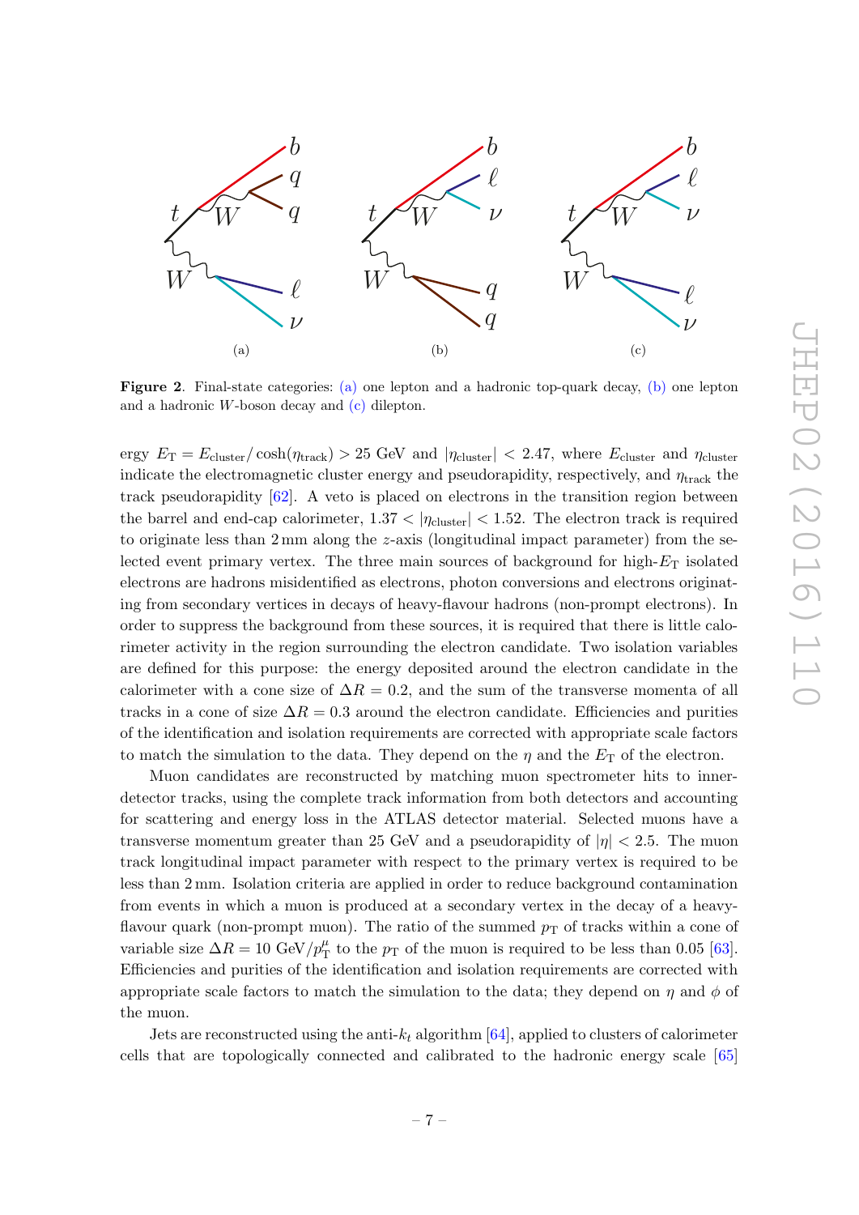**Figure 2**. Final-state categories: (a) one lepton and a hadronic top-quark decay, (b) one lepton and a hadronic $W$-boson decay and (c) dilepton.

ergy $E_{\mathrm{T}} = E_{\mathrm{cluster}}/\cosh(\eta_{\mathrm{track}}) > 25$ GeV and $|\eta_{\mathrm{cluster}}| < 2.47$, where $E_{\mathrm{cluster}}$ and $\eta_{\mathrm{cluster}}$ indicate the electromagnetic cluster energy and pseudorapidity, respectively, and $\eta_{\mathrm{track}}$ the track pseudorapidity [62]. A veto is placed on electrons in the transition region between the barrel and end-cap calorimeter, $1.37 < |\eta_{\mathrm{cluster}}| < 1.52$. The electron track is required to originate less than 2 mm along the $z$-axis (longitudinal impact parameter) from the selected event primary vertex. The three main sources of background for high-$E_{\mathrm{T}}$ isolated electrons are hadrons misidentified as electrons, photon conversions and electrons originating from secondary vertices in decays of heavy-flavour hadrons (non-prompt electrons). In order to suppress the background from these sources, it is required that there is little calorimeter activity in the region surrounding the electron candidate. Two isolation variables are defined for this purpose: the energy deposited around the electron candidate in the calorimeter with a cone size of $\Delta R = 0.2$, and the sum of the transverse momenta of all tracks in a cone of size $\Delta R = 0.3$ around the electron candidate. Efficiencies and purities of the identification and isolation requirements are corrected with appropriate scale factors to match the simulation to the data. They depend on the $\eta$ and the $E_{\mathrm{T}}$ of the electron.

Muon candidates are reconstructed by matching muon spectrometer hits to inner-detector tracks, using the complete track information from both detectors and accounting for scattering and energy loss in the ATLAS detector material. Selected muons have a transverse momentum greater than 25 GeV and a pseudorapidity of $|\eta| < 2.5$. The muon track longitudinal impact parameter with respect to the primary vertex is required to be less than 2 mm. Isolation criteria are applied in order to reduce background contamination from events in which a muon is produced at a secondary vertex in the decay of a heavy-flavour quark (non-prompt muon). The ratio of the summed $p_{\mathrm{T}}$ of tracks within a cone of variable size $\Delta R = 10~\mathrm{GeV}/p_{\mathrm{T}}^{\mu}$ to the $p_{\mathrm{T}}$ of the muon is required to be less than 0.05 [63]. Efficiencies and purities of the identification and isolation requirements are corrected with appropriate scale factors to match the simulation to the data; they depend on $\eta$ and $\phi$ of the muon.

Jets are reconstructed using the anti-$k_t$ algorithm [64], applied to clusters of calorimeter cells that are topologically connected and calibrated to the hadronic energy scale [65]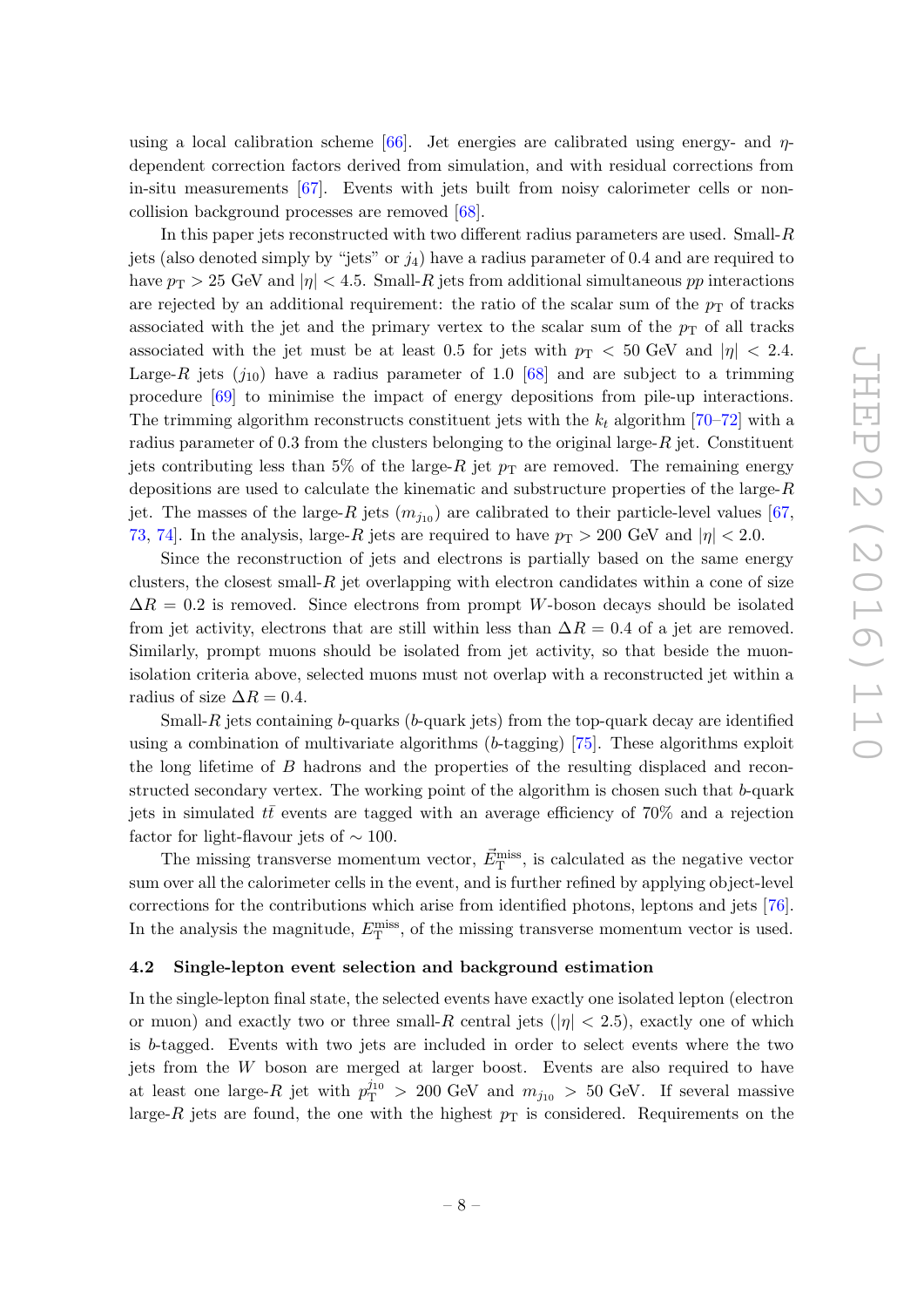using a local calibration scheme [66]. Jet energies are calibrated using energy- and $\eta$-dependent correction factors derived from simulation, and with residual corrections from in-situ measurements [67]. Events with jets built from noisy calorimeter cells or non-collision background processes are removed [68].

In this paper jets reconstructed with two different radius parameters are used. Small-$R$ jets (also denoted simply by "jets" or $j_4$) have a radius parameter of 0.4 and are required to have $p_\mathrm{T} > 25$ GeV and $|\eta| < 4.5$. Small-$R$ jets from additional simultaneous $pp$ interactions are rejected by an additional requirement: the ratio of the scalar sum of the $p_\mathrm{T}$ of tracks associated with the jet and the primary vertex to the scalar sum of the $p_\mathrm{T}$ of all tracks associated with the jet must be at least 0.5 for jets with $p_\mathrm{T} < 50$ GeV and $|\eta| < 2.4$. Large-$R$ jets ($j_{10}$) have a radius parameter of 1.0 [68] and are subject to a trimming procedure [69] to minimise the impact of energy depositions from pile-up interactions. The trimming algorithm reconstructs constituent jets with the $k_t$ algorithm [70–72] with a radius parameter of 0.3 from the clusters belonging to the original large-$R$ jet. Constituent jets contributing less than 5% of the large-$R$ jet $p_\mathrm{T}$ are removed. The remaining energy depositions are used to calculate the kinematic and substructure properties of the large-$R$ jet. The masses of the large-$R$ jets ($m_{j_{10}}$) are calibrated to their particle-level values [67, 73, 74]. In the analysis, large-$R$ jets are required to have $p_\mathrm{T} > 200$ GeV and $|\eta| < 2.0$.

Since the reconstruction of jets and electrons is partially based on the same energy clusters, the closest small-$R$ jet overlapping with electron candidates within a cone of size $\Delta R = 0.2$ is removed. Since electrons from prompt $W$-boson decays should be isolated from jet activity, electrons that are still within less than $\Delta R = 0.4$ of a jet are removed. Similarly, prompt muons should be isolated from jet activity, so that beside the muon-isolation criteria above, selected muons must not overlap with a reconstructed jet within a radius of size $\Delta R = 0.4$.

Small-$R$ jets containing $b$-quarks ($b$-quark jets) from the top-quark decay are identified using a combination of multivariate algorithms ($b$-tagging) [75]. These algorithms exploit the long lifetime of $B$ hadrons and the properties of the resulting displaced and reconstructed secondary vertex. The working point of the algorithm is chosen such that $b$-quark jets in simulated $t\bar{t}$ events are tagged with an average efficiency of 70% and a rejection factor for light-flavour jets of $\sim 100$.

The missing transverse momentum vector, $\vec{E}_\mathrm{T}^\mathrm{miss}$, is calculated as the negative vector sum over all the calorimeter cells in the event, and is further refined by applying object-level corrections for the contributions which arise from identified photons, leptons and jets [76]. In the analysis the magnitude, $E_\mathrm{T}^\mathrm{miss}$, of the missing transverse momentum vector is used.

### 4.2 Single-lepton event selection and background estimation

In the single-lepton final state, the selected events have exactly one isolated lepton (electron or muon) and exactly two or three small-$R$ central jets ($|\eta| < 2.5$), exactly one of which is $b$-tagged. Events with two jets are included in order to select events where the two jets from the $W$ boson are merged at larger boost. Events are also required to have at least one large-$R$ jet with $p_\mathrm{T}^{j_{10}} > 200$ GeV and $m_{j_{10}} > 50$ GeV. If several massive large-$R$ jets are found, the one with the highest $p_\mathrm{T}$ is considered. Requirements on the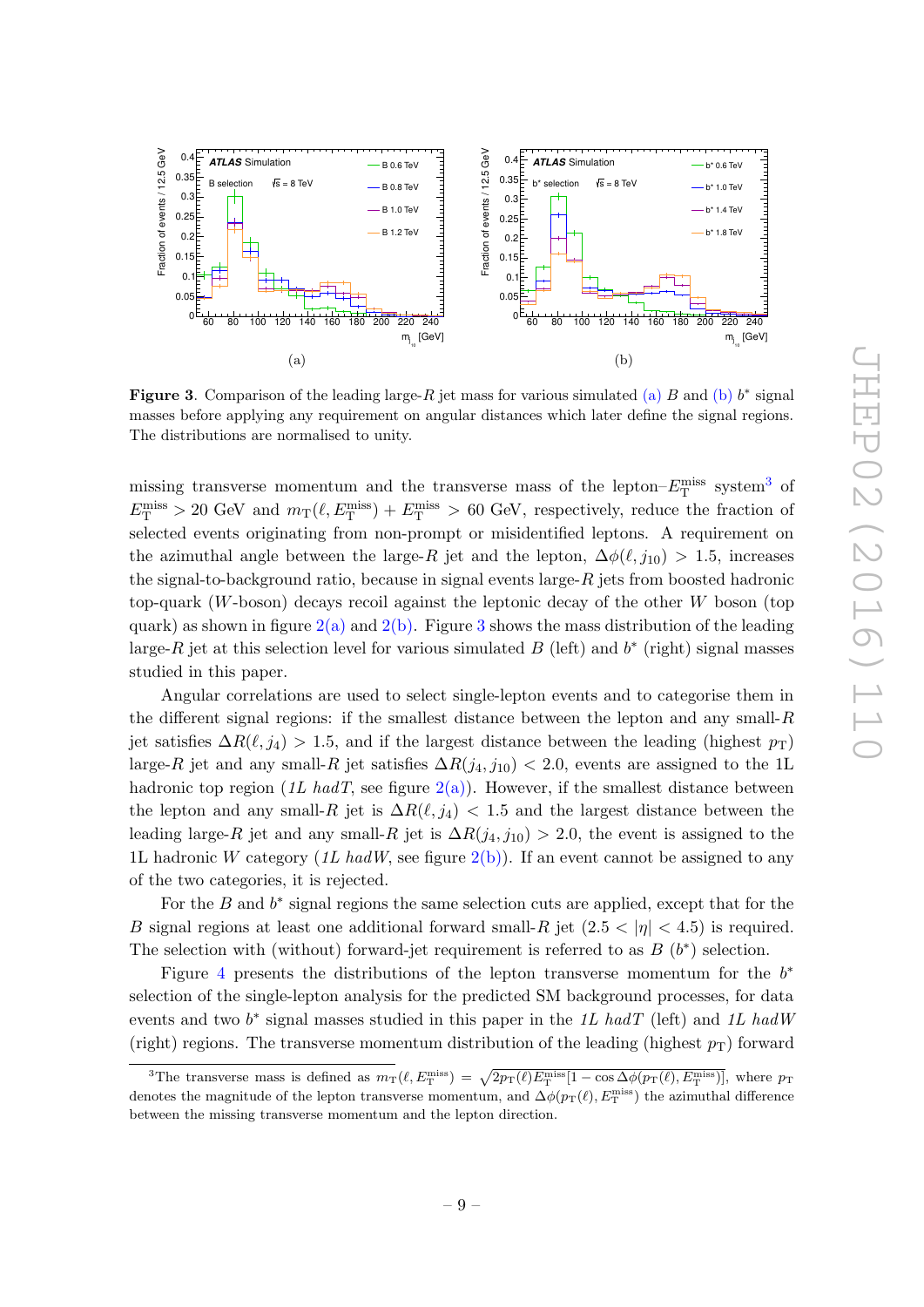(a)

(b)

**Figure 3**. Comparison of the leading large-$R$ jet mass for various simulated (a) $B$ and (b) $b^*$ signal masses before applying any requirement on angular distances which later define the signal regions. The distributions are normalised to unity.

missing transverse momentum and the transverse mass of the lepton–$E_{\mathrm{T}}^{\mathrm{miss}}$ system[3] of $E_{\mathrm{T}}^{\mathrm{miss}} > 20$ GeV and $m_{\mathrm{T}}(\ell, E_{\mathrm{T}}^{\mathrm{miss}}) + E_{\mathrm{T}}^{\mathrm{miss}} > 60$ GeV, respectively, reduce the fraction of selected events originating from non-prompt or misidentified leptons. A requirement on the azimuthal angle between the large-$R$ jet and the lepton, $\Delta\phi(\ell, j_{10}) > 1.5$, increases the signal-to-background ratio, because in signal events large-$R$ jets from boosted hadronic top-quark ($W$-boson) decays recoil against the leptonic decay of the other $W$ boson (top quark) as shown in figure 2(a) and 2(b). Figure 3 shows the mass distribution of the leading large-$R$ jet at this selection level for various simulated $B$ (left) and $b^*$ (right) signal masses studied in this paper.

Angular correlations are used to select single-lepton events and to categorise them in the different signal regions: if the smallest distance between the lepton and any small-$R$ jet satisfies $\Delta R(\ell, j_4) > 1.5$, and if the largest distance between the leading (highest $p_{\mathrm{T}}$) large-$R$ jet and any small-$R$ jet satisfies $\Delta R(j_4, j_{10}) < 2.0$, events are assigned to the 1L hadronic top region (*1L hadT*, see figure 2(a)). However, if the smallest distance between the lepton and any small-$R$ jet is $\Delta R(\ell, j_4) < 1.5$ and the largest distance between the leading large-$R$ jet and any small-$R$ jet is $\Delta R(j_4, j_{10}) > 2.0$, the event is assigned to the 1L hadronic $W$ category (*1L hadW*, see figure 2(b)). If an event cannot be assigned to any of the two categories, it is rejected.

For the $B$ and $b^*$ signal regions the same selection cuts are applied, except that for the $B$ signal regions at least one additional forward small-$R$ jet ($2.5 < |\eta| < 4.5$) is required. The selection with (without) forward-jet requirement is referred to as $B$ ($b^*$) selection.

Figure 4 presents the distributions of the lepton transverse momentum for the $b^*$ selection of the single-lepton analysis for the predicted SM background processes, for data events and two $b^*$ signal masses studied in this paper in the *1L hadT* (left) and *1L hadW* (right) regions. The transverse momentum distribution of the leading (highest $p_{\mathrm{T}}$) forward

[3]The transverse mass is defined as $m_{\mathrm{T}}(\ell, E_{\mathrm{T}}^{\mathrm{miss}}) = \sqrt{2p_{\mathrm{T}}(\ell)E_{\mathrm{T}}^{\mathrm{miss}}[1 - \cos\Delta\phi(p_{\mathrm{T}}(\ell), E_{\mathrm{T}}^{\mathrm{miss}})]}$, where $p_{\mathrm{T}}$ denotes the magnitude of the lepton transverse momentum, and $\Delta\phi(p_{\mathrm{T}}(\ell), E_{\mathrm{T}}^{\mathrm{miss}})$ the azimuthal difference between the missing transverse momentum and the lepton direction.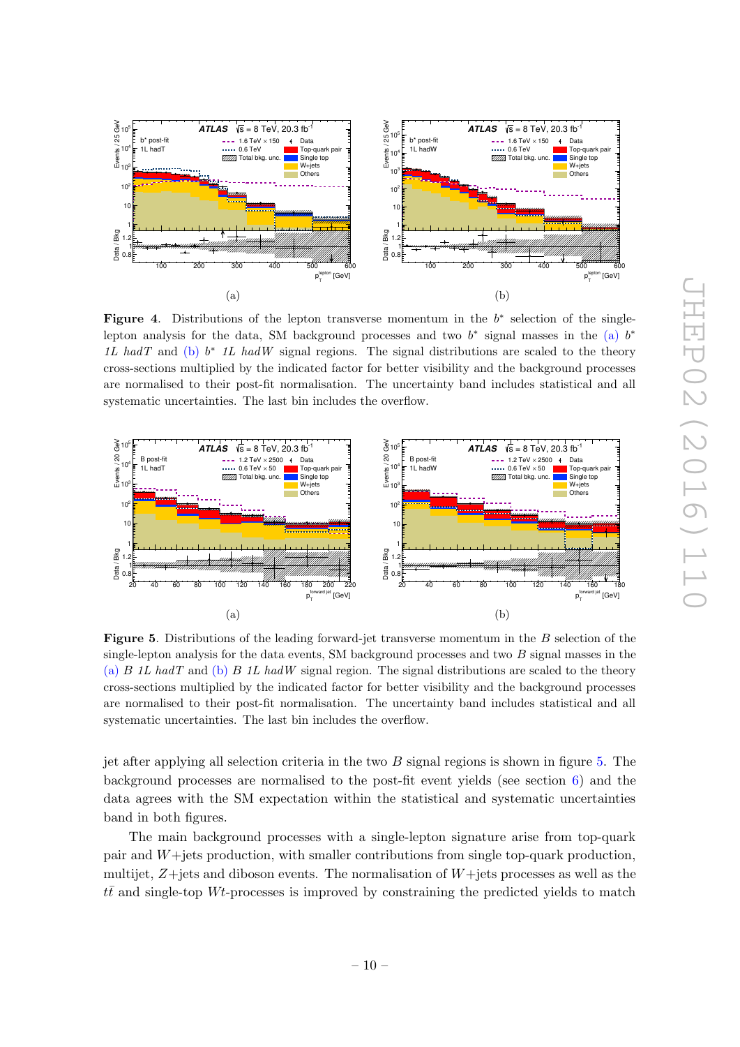**Figure 4**. Distributions of the lepton transverse momentum in the $b^*$ selection of the single-lepton analysis for the data, SM background processes and two $b^*$ signal masses in the (a) $b^*$ *1L hadT* and (b) $b^*$ *1L hadW* signal regions. The signal distributions are scaled to the theory cross-sections multiplied by the indicated factor for better visibility and the background processes are normalised to their post-fit normalisation. The uncertainty band includes statistical and all systematic uncertainties. The last bin includes the overflow.

**Figure 5**. Distributions of the leading forward-jet transverse momentum in the $B$ selection of the single-lepton analysis for the data events, SM background processes and two $B$ signal masses in the (a) $B$ *1L hadT* and (b) $B$ *1L hadW* signal region. The signal distributions are scaled to the theory cross-sections multiplied by the indicated factor for better visibility and the background processes are normalised to their post-fit normalisation. The uncertainty band includes statistical and all systematic uncertainties. The last bin includes the overflow.

jet after applying all selection criteria in the two $B$ signal regions is shown in figure 5. The background processes are normalised to the post-fit event yields (see section 6) and the data agrees with the SM expectation within the statistical and systematic uncertainties band in both figures.

The main background processes with a single-lepton signature arise from top-quark pair and $W$+jets production, with smaller contributions from single top-quark production, multijet, $Z$+jets and diboson events. The normalisation of $W$+jets processes as well as the $t\bar{t}$ and single-top $Wt$-processes is improved by constraining the predicted yields to match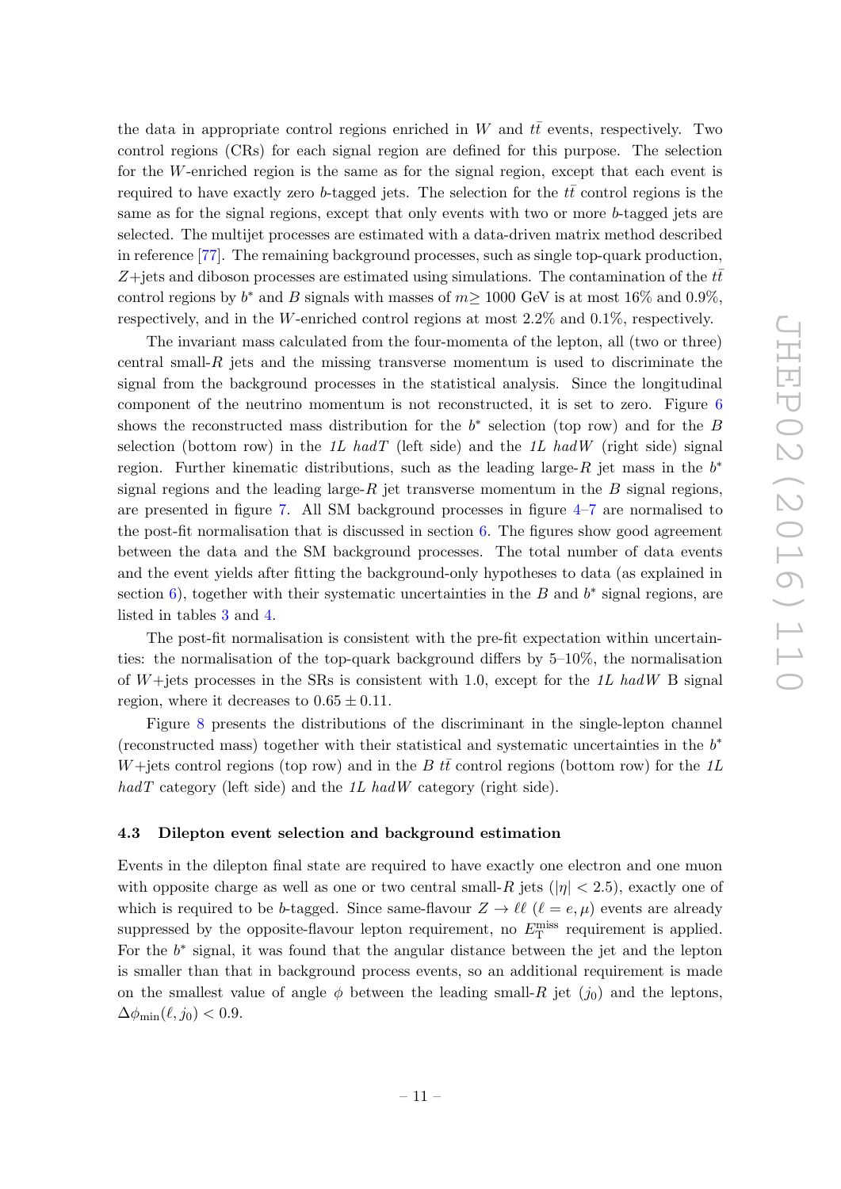the data in appropriate control regions enriched in $W$ and $t\bar{t}$ events, respectively. Two control regions (CRs) for each signal region are defined for this purpose. The selection for the $W$-enriched region is the same as for the signal region, except that each event is required to have exactly zero $b$-tagged jets. The selection for the $t\bar{t}$ control regions is the same as for the signal regions, except that only events with two or more $b$-tagged jets are selected. The multijet processes are estimated with a data-driven matrix method described in reference [77]. The remaining background processes, such as single top-quark production, $Z$+jets and diboson processes are estimated using simulations. The contamination of the $t\bar{t}$ control regions by $b^*$ and $B$ signals with masses of $m\geq$ 1000 GeV is at most 16% and 0.9%, respectively, and in the $W$-enriched control regions at most 2.2% and 0.1%, respectively.

The invariant mass calculated from the four-momenta of the lepton, all (two or three) central small-$R$ jets and the missing transverse momentum is used to discriminate the signal from the background processes in the statistical analysis. Since the longitudinal component of the neutrino momentum is not reconstructed, it is set to zero. Figure 6 shows the reconstructed mass distribution for the $b^*$ selection (top row) and for the $B$ selection (bottom row) in the *1L hadT* (left side) and the *1L hadW* (right side) signal region. Further kinematic distributions, such as the leading large-$R$ jet mass in the $b^*$ signal regions and the leading large-$R$ jet transverse momentum in the $B$ signal regions, are presented in figure 7. All SM background processes in figure 4–7 are normalised to the post-fit normalisation that is discussed in section 6. The figures show good agreement between the data and the SM background processes. The total number of data events and the event yields after fitting the background-only hypotheses to data (as explained in section 6), together with their systematic uncertainties in the $B$ and $b^*$ signal regions, are listed in tables 3 and 4.

The post-fit normalisation is consistent with the pre-fit expectation within uncertainties: the normalisation of the top-quark background differs by 5–10%, the normalisation of $W$+jets processes in the SRs is consistent with 1.0, except for the *1L hadW* B signal region, where it decreases to $0.65 \pm 0.11$.

Figure 8 presents the distributions of the discriminant in the single-lepton channel (reconstructed mass) together with their statistical and systematic uncertainties in the $b^*$ $W$+jets control regions (top row) and in the $B$ $t\bar{t}$ control regions (bottom row) for the *1L hadT* category (left side) and the *1L hadW* category (right side).

### 4.3 Dilepton event selection and background estimation

Events in the dilepton final state are required to have exactly one electron and one muon with opposite charge as well as one or two central small-$R$ jets ($|\eta| < 2.5$), exactly one of which is required to be $b$-tagged. Since same-flavour $Z \to \ell\ell$ ($\ell = e, \mu$) events are already suppressed by the opposite-flavour lepton requirement, no $E_{\mathrm{T}}^{\mathrm{miss}}$ requirement is applied. For the $b^*$ signal, it was found that the angular distance between the jet and the lepton is smaller than that in background process events, so an additional requirement is made on the smallest value of angle $\phi$ between the leading small-$R$ jet ($j_0$) and the leptons, $\Delta\phi_{\mathrm{min}}(\ell, j_0) < 0.9$.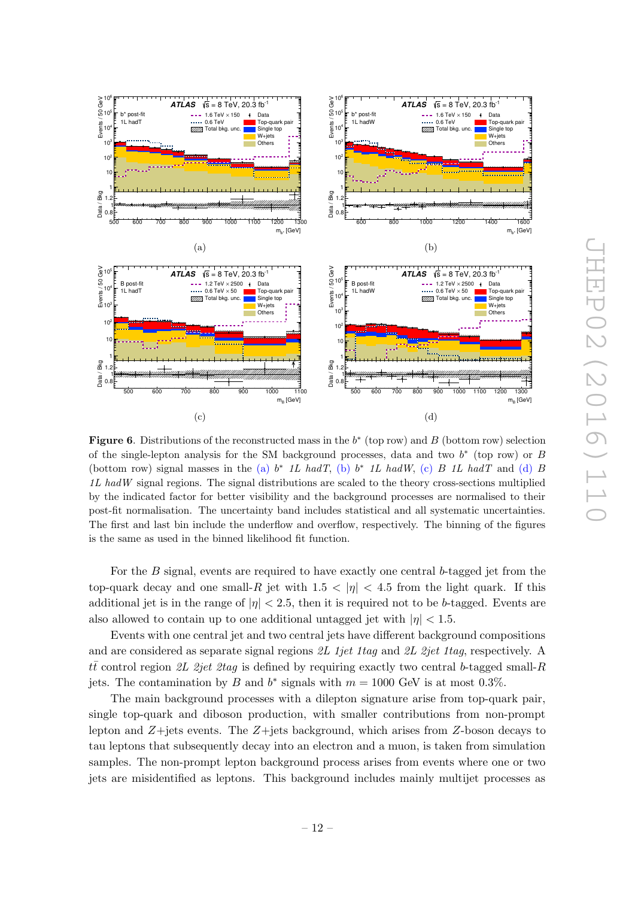**Figure 6**. Distributions of the reconstructed mass in the $b^*$ (top row) and $B$ (bottom row) selection of the single-lepton analysis for the SM background processes, data and two $b^*$ (top row) or $B$ (bottom row) signal masses in the (a) $b^*$ *1L hadT*, (b) $b^*$ *1L hadW*, (c) $B$ *1L hadT* and (d) $B$ *1L hadW* signal regions. The signal distributions are scaled to the theory cross-sections multiplied by the indicated factor for better visibility and the background processes are normalised to their post-fit normalisation. The uncertainty band includes statistical and all systematic uncertainties. The first and last bin include the underflow and overflow, respectively. The binning of the figures is the same as used in the binned likelihood fit function.

For the $B$ signal, events are required to have exactly one central $b$-tagged jet from the top-quark decay and one small-$R$ jet with $1.5 < |\eta| < 4.5$ from the light quark. If this additional jet is in the range of $|\eta| < 2.5$, then it is required not to be $b$-tagged. Events are also allowed to contain up to one additional untagged jet with $|\eta| < 1.5$.

Events with one central jet and two central jets have different background compositions and are considered as separate signal regions *2L 1jet 1tag* and *2L 2jet 1tag*, respectively. A $t\bar{t}$ control region *2L 2jet 2tag* is defined by requiring exactly two central $b$-tagged small-$R$ jets. The contamination by $B$ and $b^*$ signals with $m = 1000$ GeV is at most 0.3%.

The main background processes with a dilepton signature arise from top-quark pair, single top-quark and diboson production, with smaller contributions from non-prompt lepton and $Z$+jets events. The $Z$+jets background, which arises from $Z$-boson decays to tau leptons that subsequently decay into an electron and a muon, is taken from simulation samples. The non-prompt lepton background process arises from events where one or two jets are misidentified as leptons. This background includes mainly multijet processes as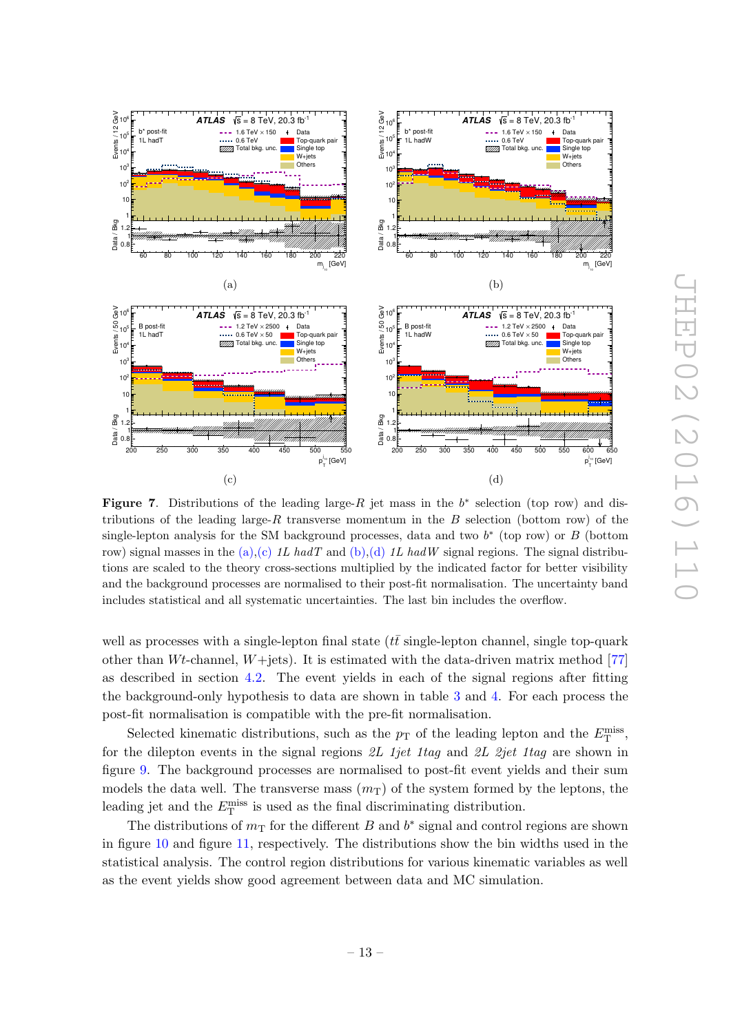**Figure 7**. Distributions of the leading large-$R$ jet mass in the $b^*$ selection (top row) and distributions of the leading large-$R$ transverse momentum in the $B$ selection (bottom row) of the single-lepton analysis for the SM background processes, data and two $b^*$ (top row) or $B$ (bottom row) signal masses in the (a),(c) *1L hadT* and (b),(d) *1L hadW* signal regions. The signal distributions are scaled to the theory cross-sections multiplied by the indicated factor for better visibility and the background processes are normalised to their post-fit normalisation. The uncertainty band includes statistical and all systematic uncertainties. The last bin includes the overflow.

well as processes with a single-lepton final state ($t\bar{t}$ single-lepton channel, single top-quark other than $Wt$-channel, $W$+jets). It is estimated with the data-driven matrix method [77] as described in section 4.2. The event yields in each of the signal regions after fitting the background-only hypothesis to data are shown in table 3 and 4. For each process the post-fit normalisation is compatible with the pre-fit normalisation.

Selected kinematic distributions, such as the $p_{\mathrm{T}}$ of the leading lepton and the $E_{\mathrm{T}}^{\mathrm{miss}}$, for the dilepton events in the signal regions *2L 1jet 1tag* and *2L 2jet 1tag* are shown in figure 9. The background processes are normalised to post-fit event yields and their sum models the data well. The transverse mass ($m_{\mathrm{T}}$) of the system formed by the leptons, the leading jet and the $E_{\mathrm{T}}^{\mathrm{miss}}$ is used as the final discriminating distribution.

The distributions of $m_{\mathrm{T}}$ for the different $B$ and $b^*$ signal and control regions are shown in figure 10 and figure 11, respectively. The distributions show the bin widths used in the statistical analysis. The control region distributions for various kinematic variables as well as the event yields show good agreement between data and MC simulation.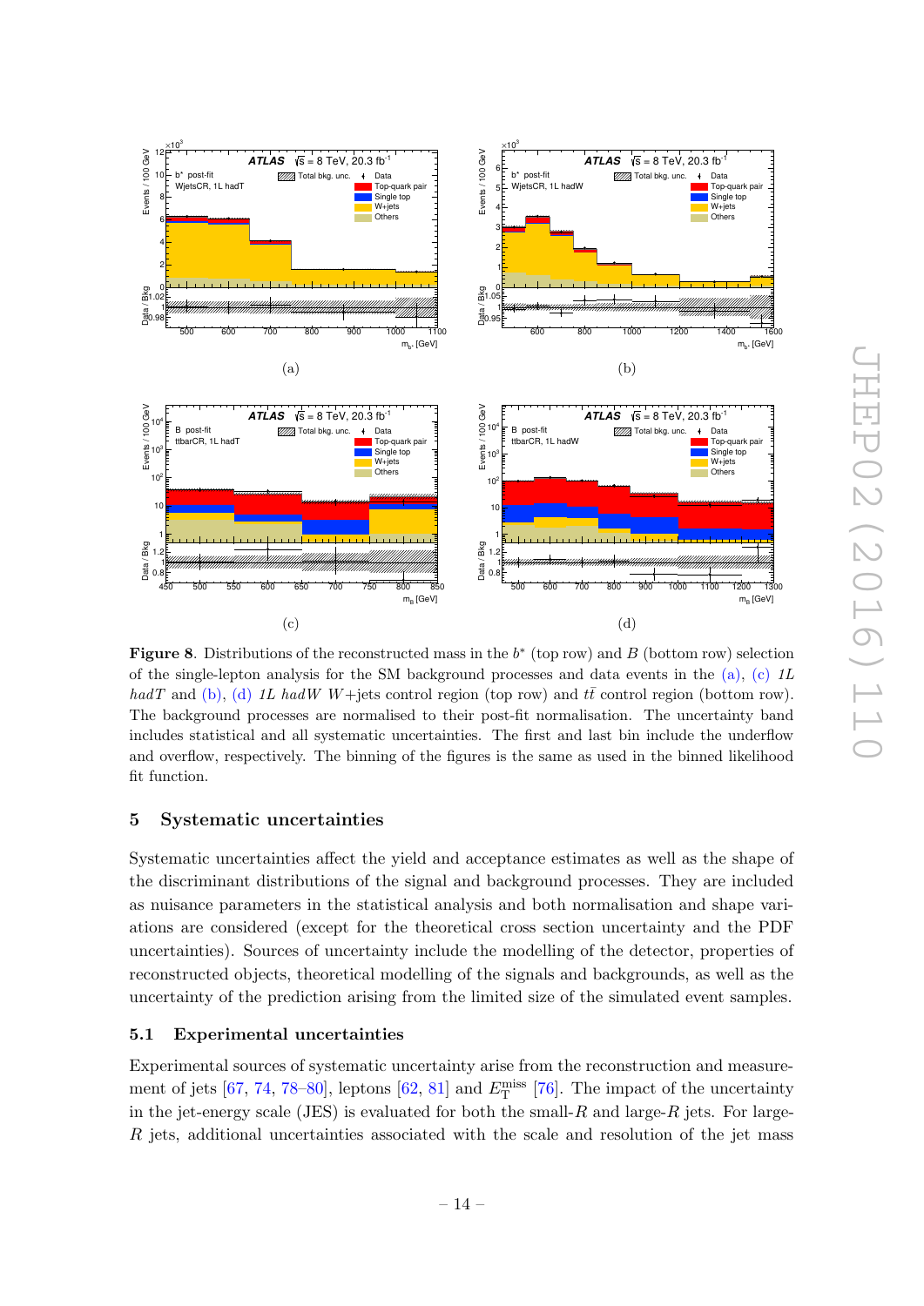**Figure 8**. Distributions of the reconstructed mass in the $b^*$ (top row) and $B$ (bottom row) selection of the single-lepton analysis for the SM background processes and data events in the (a), (c) *1L hadT* and (b), (d) *1L hadW* $W$+jets control region (top row) and $t\bar{t}$ control region (bottom row). The background processes are normalised to their post-fit normalisation. The uncertainty band includes statistical and all systematic uncertainties. The first and last bin include the underflow and overflow, respectively. The binning of the figures is the same as used in the binned likelihood fit function.

## 5 Systematic uncertainties

Systematic uncertainties affect the yield and acceptance estimates as well as the shape of the discriminant distributions of the signal and background processes. They are included as nuisance parameters in the statistical analysis and both normalisation and shape variations are considered (except for the theoretical cross section uncertainty and the PDF uncertainties). Sources of uncertainty include the modelling of the detector, properties of reconstructed objects, theoretical modelling of the signals and backgrounds, as well as the uncertainty of the prediction arising from the limited size of the simulated event samples.

### 5.1 Experimental uncertainties

Experimental sources of systematic uncertainty arise from the reconstruction and measurement of jets [67, 74, 78–80], leptons [62, 81] and $E_{\mathrm{T}}^{\mathrm{miss}}$ [76]. The impact of the uncertainty in the jet-energy scale (JES) is evaluated for both the small-$R$ and large-$R$ jets. For large-$R$ jets, additional uncertainties associated with the scale and resolution of the jet mass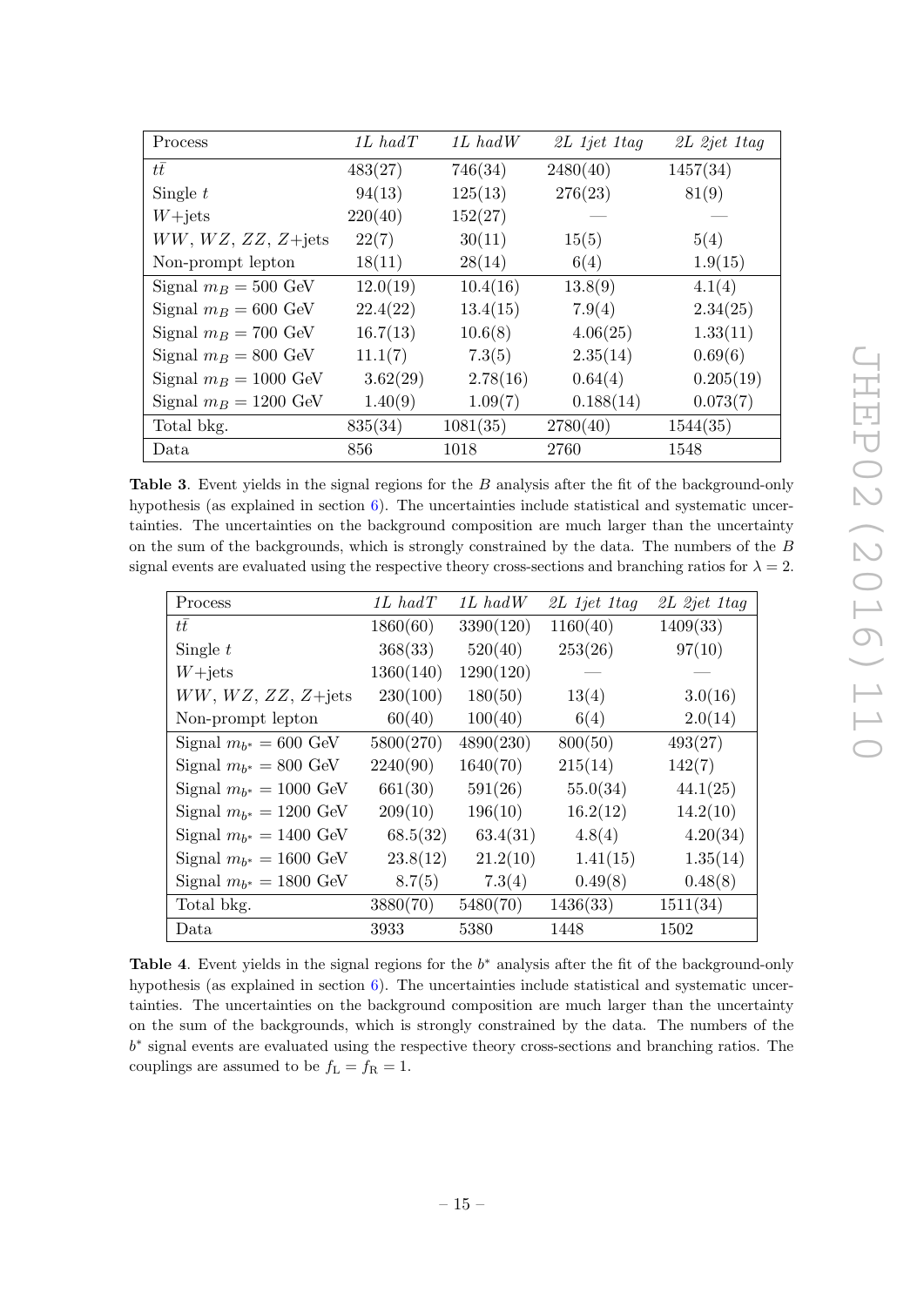| Process | *1L hadT* | *1L hadW* | *2L 1jet 1tag* | *2L 2jet 1tag* |
|---|---|---|---|---|
| $t\bar{t}$ | 483(27) | 746(34) | 2480(40) | 1457(34) |
| Single $t$ | 94(13) | 125(13) | 276(23) | 81(9) |
| $W$+jets | 220(40) | 152(27) | — | — |
| $WW$, $WZ$, $ZZ$, $Z$+jets | 22(7) | 30(11) | 15(5) | 5(4) |
| Non-prompt lepton | 18(11) | 28(14) | 6(4) | 1.9(15) |
| Signal $m_B = 500$ GeV | 12.0(19) | 10.4(16) | 13.8(9) | 4.1(4) |
| Signal $m_B = 600$ GeV | 22.4(22) | 13.4(15) | 7.9(4) | 2.34(25) |
| Signal $m_B = 700$ GeV | 16.7(13) | 10.6(8) | 4.06(25) | 1.33(11) |
| Signal $m_B = 800$ GeV | 11.1(7) | 7.3(5) | 2.35(14) | 0.69(6) |
| Signal $m_B = 1000$ GeV | 3.62(29) | 2.78(16) | 0.64(4) | 0.205(19) |
| Signal $m_B = 1200$ GeV | 1.40(9) | 1.09(7) | 0.188(14) | 0.073(7) |
| Total bkg. | 835(34) | 1081(35) | 2780(40) | 1544(35) |
| Data | 856 | 1018 | 2760 | 1548 |

**Table 3**. Event yields in the signal regions for the $B$ analysis after the fit of the background-only hypothesis (as explained in section 6). The uncertainties include statistical and systematic uncertainties. The uncertainties on the background composition are much larger than the uncertainty on the sum of the backgrounds, which is strongly constrained by the data. The numbers of the $B$ signal events are evaluated using the respective theory cross-sections and branching ratios for $\lambda = 2$.

| Process | *1L hadT* | *1L hadW* | *2L 1jet 1tag* | *2L 2jet 1tag* |
|---|---|---|---|---|
| $t\bar{t}$ | 1860(60) | 3390(120) | 1160(40) | 1409(33) |
| Single $t$ | 368(33) | 520(40) | 253(26) | 97(10) |
| $W$+jets | 1360(140) | 1290(120) | — | — |
| $WW$, $WZ$, $ZZ$, $Z$+jets | 230(100) | 180(50) | 13(4) | 3.0(16) |
| Non-prompt lepton | 60(40) | 100(40) | 6(4) | 2.0(14) |
| Signal $m_{b^*} = 600$ GeV | 5800(270) | 4890(230) | 800(50) | 493(27) |
| Signal $m_{b^*} = 800$ GeV | 2240(90) | 1640(70) | 215(14) | 142(7) |
| Signal $m_{b^*} = 1000$ GeV | 661(30) | 591(26) | 55.0(34) | 44.1(25) |
| Signal $m_{b^*} = 1200$ GeV | 209(10) | 196(10) | 16.2(12) | 14.2(10) |
| Signal $m_{b^*} = 1400$ GeV | 68.5(32) | 63.4(31) | 4.8(4) | 4.20(34) |
| Signal $m_{b^*} = 1600$ GeV | 23.8(12) | 21.2(10) | 1.41(15) | 1.35(14) |
| Signal $m_{b^*} = 1800$ GeV | 8.7(5) | 7.3(4) | 0.49(8) | 0.48(8) |
| Total bkg. | 3880(70) | 5480(70) | 1436(33) | 1511(34) |
| Data | 3933 | 5380 | 1448 | 1502 |

**Table 4**. Event yields in the signal regions for the $b^*$ analysis after the fit of the background-only hypothesis (as explained in section 6). The uncertainties include statistical and systematic uncertainties. The uncertainties on the background composition are much larger than the uncertainty on the sum of the backgrounds, which is strongly constrained by the data. The numbers of the $b^*$ signal events are evaluated using the respective theory cross-sections and branching ratios. The couplings are assumed to be $f_{\mathrm{L}} = f_{\mathrm{R}} = 1$.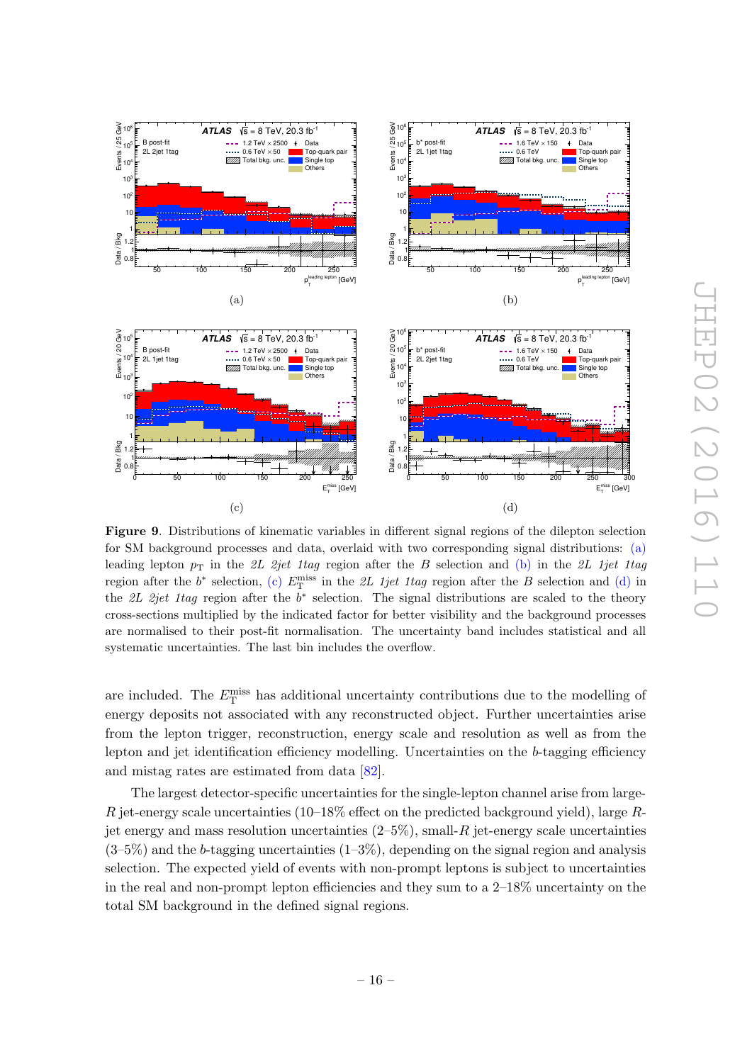**Figure 9**. Distributions of kinematic variables in different signal regions of the dilepton selection for SM background processes and data, overlaid with two corresponding signal distributions: (a) leading lepton $p_{\mathrm{T}}$ in the *2L 2jet 1tag* region after the $B$ selection and (b) in the *2L 1jet 1tag* region after the $b^*$ selection, (c) $E_{\mathrm{T}}^{\mathrm{miss}}$ in the *2L 1jet 1tag* region after the $B$ selection and (d) in the *2L 2jet 1tag* region after the $b^*$ selection. The signal distributions are scaled to the theory cross-sections multiplied by the indicated factor for better visibility and the background processes are normalised to their post-fit normalisation. The uncertainty band includes statistical and all systematic uncertainties. The last bin includes the overflow.

are included. The $E_{\mathrm{T}}^{\mathrm{miss}}$ has additional uncertainty contributions due to the modelling of energy deposits not associated with any reconstructed object. Further uncertainties arise from the lepton trigger, reconstruction, energy scale and resolution as well as from the lepton and jet identification efficiency modelling. Uncertainties on the $b$-tagging efficiency and mistag rates are estimated from data [82].

The largest detector-specific uncertainties for the single-lepton channel arise from large-$R$ jet-energy scale uncertainties (10–18% effect on the predicted background yield), large $R$-jet energy and mass resolution uncertainties (2–5%), small-$R$ jet-energy scale uncertainties (3–5%) and the $b$-tagging uncertainties (1–3%), depending on the signal region and analysis selection. The expected yield of events with non-prompt leptons is subject to uncertainties in the real and non-prompt lepton efficiencies and they sum to a 2–18% uncertainty on the total SM background in the defined signal regions.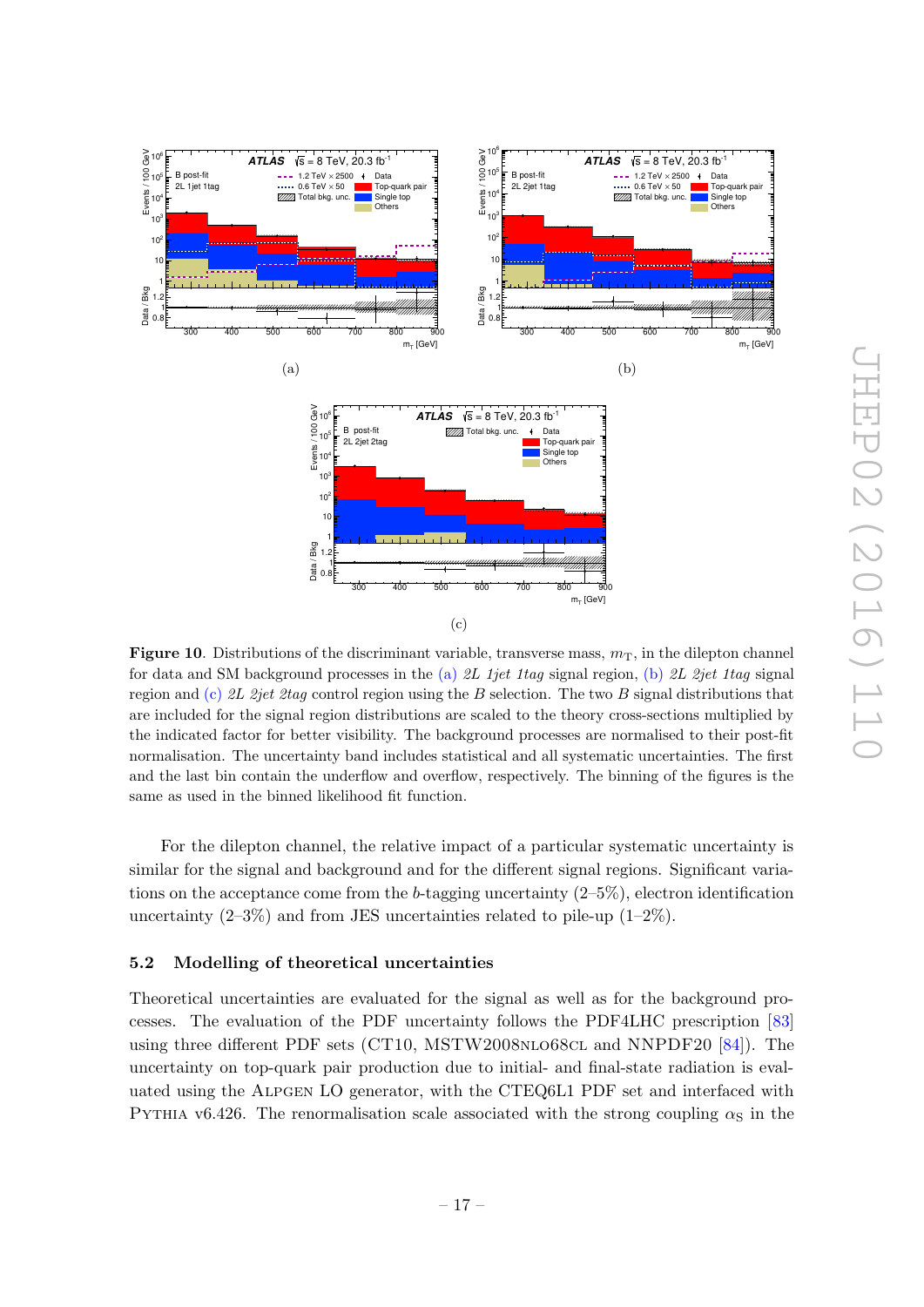**Figure 10**. Distributions of the discriminant variable, transverse mass, $m_{\mathrm{T}}$, in the dilepton channel for data and SM background processes in the (a) *2L 1jet 1tag* signal region, (b) *2L 2jet 1tag* signal region and (c) *2L 2jet 2tag* control region using the $B$ selection. The two $B$ signal distributions that are included for the signal region distributions are scaled to the theory cross-sections multiplied by the indicated factor for better visibility. The background processes are normalised to their post-fit normalisation. The uncertainty band includes statistical and all systematic uncertainties. The first and the last bin contain the underflow and overflow, respectively. The binning of the figures is the same as used in the binned likelihood fit function.

For the dilepton channel, the relative impact of a particular systematic uncertainty is similar for the signal and background and for the different signal regions. Significant variations on the acceptance come from the $b$-tagging uncertainty (2–5%), electron identification uncertainty (2–3%) and from JES uncertainties related to pile-up (1–2%).

### 5.2 Modelling of theoretical uncertainties

Theoretical uncertainties are evaluated for the signal as well as for the background processes. The evaluation of the PDF uncertainty follows the PDF4LHC prescription [83] using three different PDF sets (CT10, MSTW2008NLO68CL and NNPDF20 [84]). The uncertainty on top-quark pair production due to initial- and final-state radiation is evaluated using the ALPGEN LO generator, with the CTEQ6L1 PDF set and interfaced with PYTHIA v6.426. The renormalisation scale associated with the strong coupling $\alpha_{\mathrm{S}}$ in the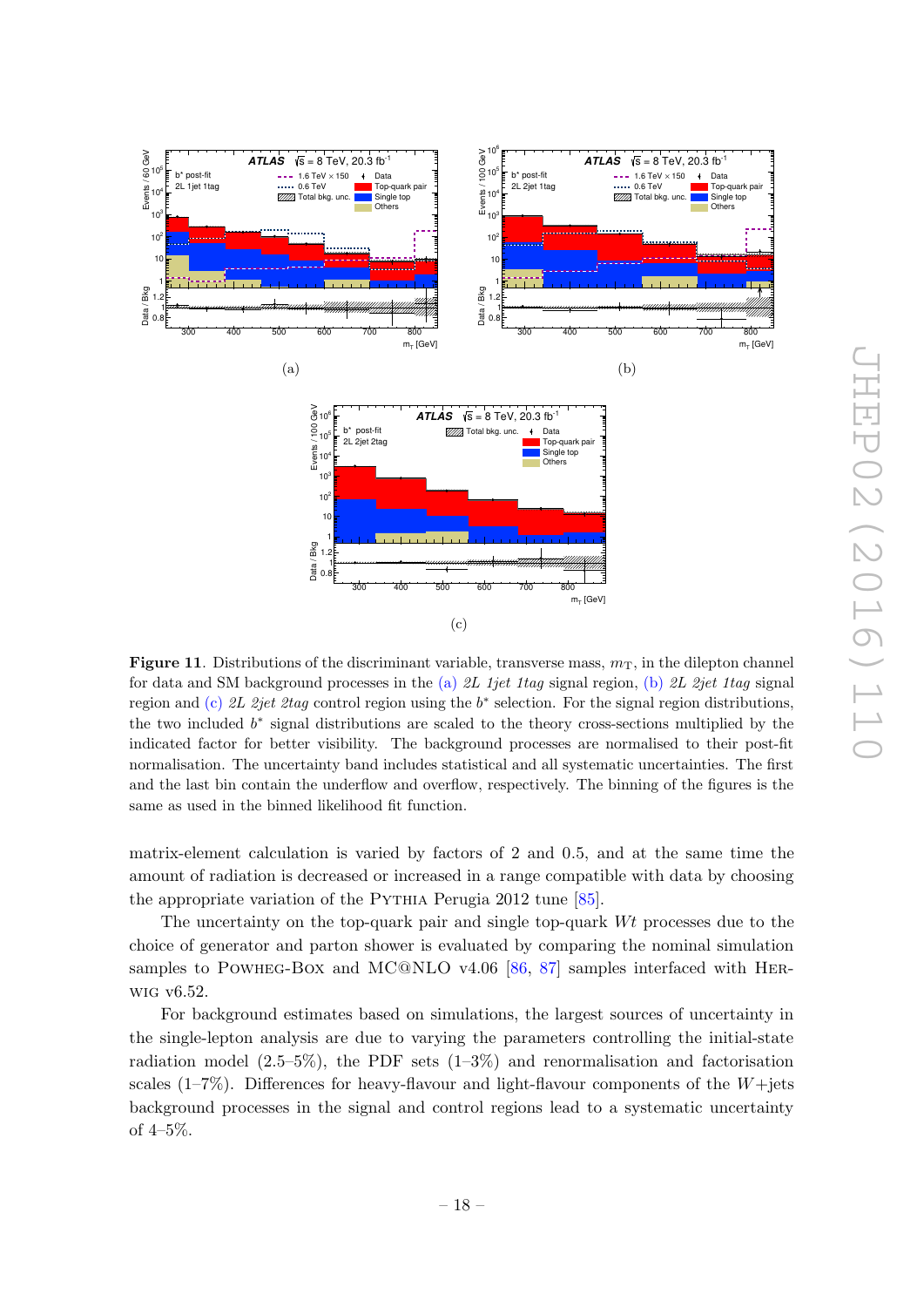**Figure 11**. Distributions of the discriminant variable, transverse mass, $m_{\mathrm{T}}$, in the dilepton channel for data and SM background processes in the (a) *2L 1jet 1tag* signal region, (b) *2L 2jet 1tag* signal region and (c) *2L 2jet 2tag* control region using the $b^*$ selection. For the signal region distributions, the two included $b^*$ signal distributions are scaled to the theory cross-sections multiplied by the indicated factor for better visibility. The background processes are normalised to their post-fit normalisation. The uncertainty band includes statistical and all systematic uncertainties. The first and the last bin contain the underflow and overflow, respectively. The binning of the figures is the same as used in the binned likelihood fit function.

matrix-element calculation is varied by factors of 2 and 0.5, and at the same time the amount of radiation is decreased or increased in a range compatible with data by choosing the appropriate variation of the Pythia Perugia 2012 tune [85].

The uncertainty on the top-quark pair and single top-quark $Wt$ processes due to the choice of generator and parton shower is evaluated by comparing the nominal simulation samples to Powheg-Box and MC@NLO v4.06 [86, 87] samples interfaced with Herwig v6.52.

For background estimates based on simulations, the largest sources of uncertainty in the single-lepton analysis are due to varying the parameters controlling the initial-state radiation model (2.5–5%), the PDF sets (1–3%) and renormalisation and factorisation scales (1–7%). Differences for heavy-flavour and light-flavour components of the $W$+jets background processes in the signal and control regions lead to a systematic uncertainty of 4–5%.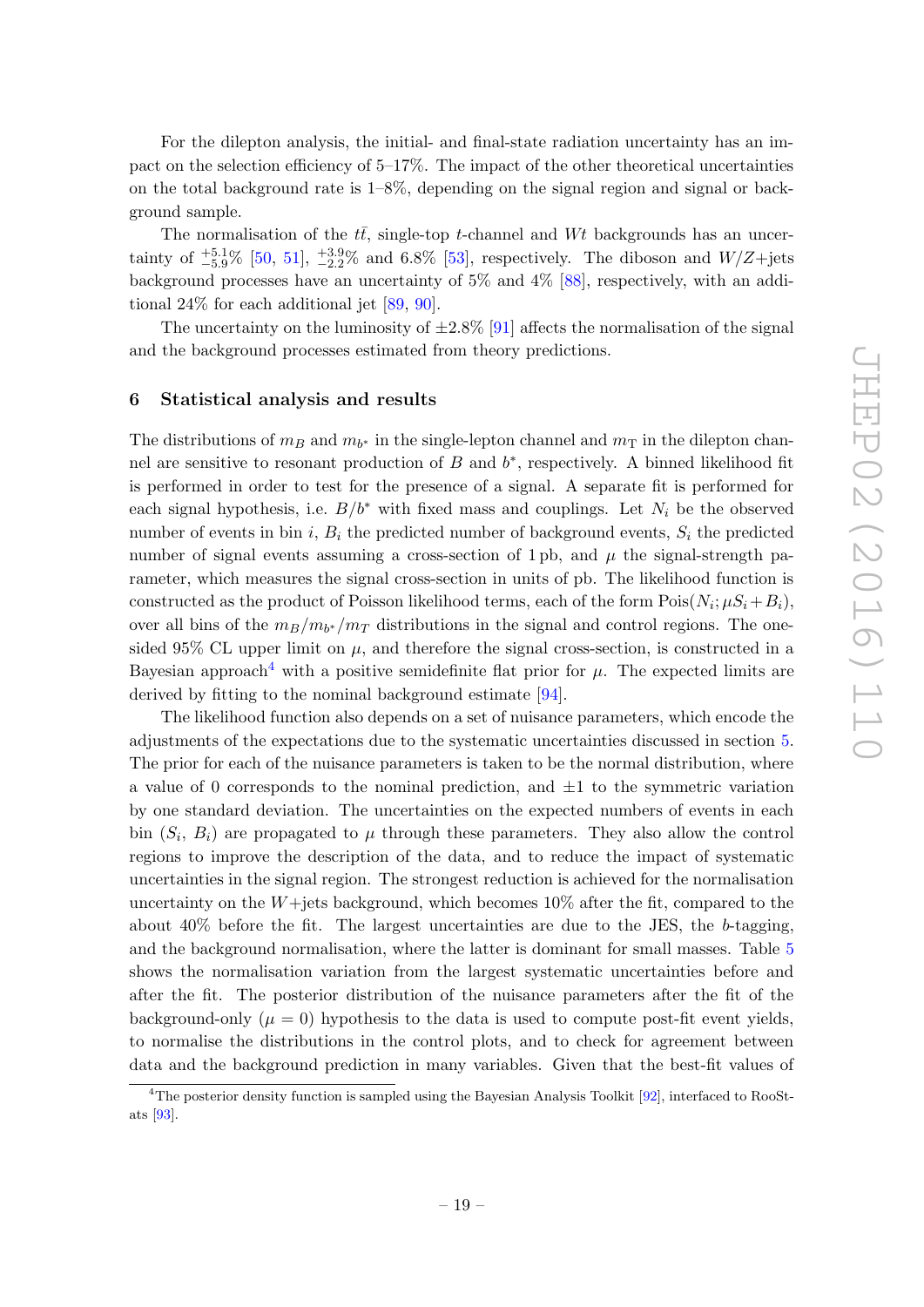For the dilepton analysis, the initial- and final-state radiation uncertainty has an impact on the selection efficiency of 5–17%. The impact of the other theoretical uncertainties on the total background rate is 1–8%, depending on the signal region and signal or background sample.

The normalisation of the $t\bar{t}$, single-top $t$-channel and $Wt$ backgrounds has an uncertainty of $^{+5.1}_{-5.9}$% [50, 51], $^{+3.9}_{-2.2}$% and 6.8% [53], respectively. The diboson and $W/Z$+jets background processes have an uncertainty of 5% and 4% [88], respectively, with an additional 24% for each additional jet [89, 90].

The uncertainty on the luminosity of $\pm 2.8\%$ [91] affects the normalisation of the signal and the background processes estimated from theory predictions.

## 6 Statistical analysis and results

The distributions of $m_B$ and $m_{b^*}$ in the single-lepton channel and $m_{\mathrm{T}}$ in the dilepton channel are sensitive to resonant production of $B$ and $b^*$, respectively. A binned likelihood fit is performed in order to test for the presence of a signal. A separate fit is performed for each signal hypothesis, i.e. $B/b^*$ with fixed mass and couplings. Let $N_i$ be the observed number of events in bin $i$, $B_i$ the predicted number of background events, $S_i$ the predicted number of signal events assuming a cross-section of 1 pb, and $\mu$ the signal-strength parameter, which measures the signal cross-section in units of pb. The likelihood function is constructed as the product of Poisson likelihood terms, each of the form $\mathrm{Pois}(N_i; \mu S_i + B_i)$, over all bins of the $m_B/m_{b^*}/m_{\mathrm{T}}$ distributions in the signal and control regions. The one-sided 95% CL upper limit on $\mu$, and therefore the signal cross-section, is constructed in a Bayesian approach[4] with a positive semidefinite flat prior for $\mu$. The expected limits are derived by fitting to the nominal background estimate [94].

The likelihood function also depends on a set of nuisance parameters, which encode the adjustments of the expectations due to the systematic uncertainties discussed in section 5. The prior for each of the nuisance parameters is taken to be the normal distribution, where a value of 0 corresponds to the nominal prediction, and $\pm 1$ to the symmetric variation by one standard deviation. The uncertainties on the expected numbers of events in each bin ($S_i$, $B_i$) are propagated to $\mu$ through these parameters. They also allow the control regions to improve the description of the data, and to reduce the impact of systematic uncertainties in the signal region. The strongest reduction is achieved for the normalisation uncertainty on the $W$+jets background, which becomes 10% after the fit, compared to the about 40% before the fit. The largest uncertainties are due to the JES, the $b$-tagging, and the background normalisation, where the latter is dominant for small masses. Table 5 shows the normalisation variation from the largest systematic uncertainties before and after the fit. The posterior distribution of the nuisance parameters after the fit of the background-only ($\mu = 0$) hypothesis to the data is used to compute post-fit event yields, to normalise the distributions in the control plots, and to check for agreement between data and the background prediction in many variables. Given that the best-fit values of

[4]The posterior density function is sampled using the Bayesian Analysis Toolkit [92], interfaced to RooStats [93].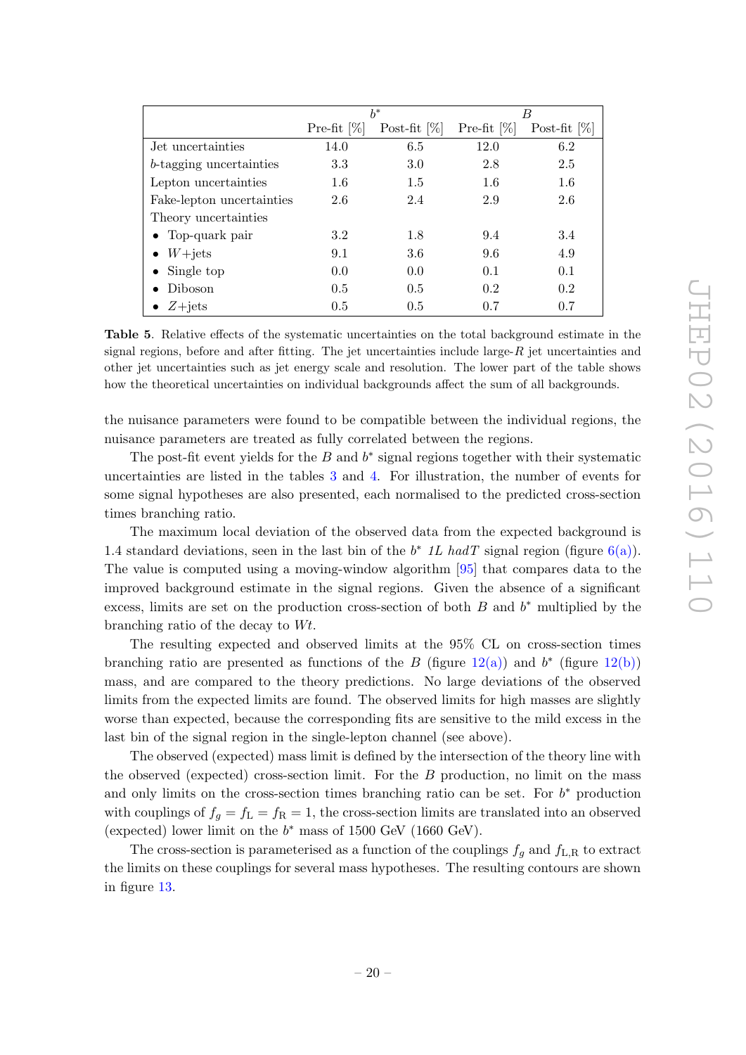| | $b^*$ | | $B$ | |
|---|---|---|---|---|
| | Pre-fit [%] | Post-fit [%] | Pre-fit [%] | Post-fit [%] |
| Jet uncertainties | 14.0 | 6.5 | 12.0 | 6.2 |
| $b$-tagging uncertainties | 3.3 | 3.0 | 2.8 | 2.5 |
| Lepton uncertainties | 1.6 | 1.5 | 1.6 | 1.6 |
| Fake-lepton uncertainties | 2.6 | 2.4 | 2.9 | 2.6 |
| Theory uncertainties | | | | |
| • Top-quark pair | 3.2 | 1.8 | 9.4 | 3.4 |
| • $W$+jets | 9.1 | 3.6 | 9.6 | 4.9 |
| • Single top | 0.0 | 0.0 | 0.1 | 0.1 |
| • Diboson | 0.5 | 0.5 | 0.2 | 0.2 |
| • $Z$+jets | 0.5 | 0.5 | 0.7 | 0.7 |

**Table 5**. Relative effects of the systematic uncertainties on the total background estimate in the signal regions, before and after fitting. The jet uncertainties include large-$R$ jet uncertainties and other jet uncertainties such as jet energy scale and resolution. The lower part of the table shows how the theoretical uncertainties on individual backgrounds affect the sum of all backgrounds.

the nuisance parameters were found to be compatible between the individual regions, the nuisance parameters are treated as fully correlated between the regions.

The post-fit event yields for the $B$ and $b^*$ signal regions together with their systematic uncertainties are listed in the tables 3 and 4. For illustration, the number of events for some signal hypotheses are also presented, each normalised to the predicted cross-section times branching ratio.

The maximum local deviation of the observed data from the expected background is 1.4 standard deviations, seen in the last bin of the $b^*$ *1L hadT* signal region (figure 6(a)). The value is computed using a moving-window algorithm [95] that compares data to the improved background estimate in the signal regions. Given the absence of a significant excess, limits are set on the production cross-section of both $B$ and $b^*$ multiplied by the branching ratio of the decay to $Wt$.

The resulting expected and observed limits at the 95% CL on cross-section times branching ratio are presented as functions of the $B$ (figure 12(a)) and $b^*$ (figure 12(b)) mass, and are compared to the theory predictions. No large deviations of the observed limits from the expected limits are found. The observed limits for high masses are slightly worse than expected, because the corresponding fits are sensitive to the mild excess in the last bin of the signal region in the single-lepton channel (see above).

The observed (expected) mass limit is defined by the intersection of the theory line with the observed (expected) cross-section limit. For the $B$ production, no limit on the mass and only limits on the cross-section times branching ratio can be set. For $b^*$ production with couplings of $f_g = f_\mathrm{L} = f_\mathrm{R} = 1$, the cross-section limits are translated into an observed (expected) lower limit on the $b^*$ mass of 1500 GeV (1660 GeV).

The cross-section is parameterised as a function of the couplings $f_g$ and $f_\mathrm{L,R}$ to extract the limits on these couplings for several mass hypotheses. The resulting contours are shown in figure 13.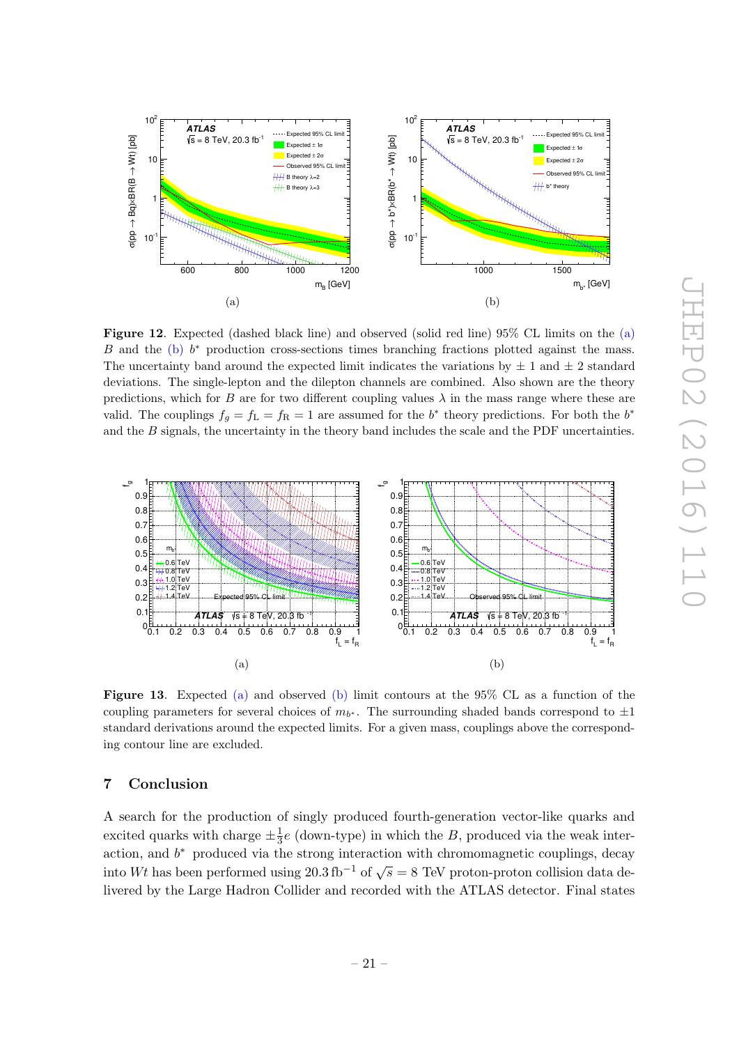**Figure 12**. Expected (dashed black line) and observed (solid red line) 95% CL limits on the (a) $B$ and the (b) $b^*$ production cross-sections times branching fractions plotted against the mass. The uncertainty band around the expected limit indicates the variations by $\pm$ 1 and $\pm$ 2 standard deviations. The single-lepton and the dilepton channels are combined. Also shown are the theory predictions, which for $B$ are for two different coupling values $\lambda$ in the mass range where these are valid. The couplings $f_g = f_{\mathrm{L}} = f_{\mathrm{R}} = 1$ are assumed for the $b^*$ theory predictions. For both the $b^*$ and the $B$ signals, the uncertainty in the theory band includes the scale and the PDF uncertainties.

**Figure 13**. Expected (a) and observed (b) limit contours at the 95% CL as a function of the coupling parameters for several choices of $m_{b^*}$. The surrounding shaded bands correspond to $\pm 1$ standard derivations around the expected limits. For a given mass, couplings above the corresponding contour line are excluded.

## 7 Conclusion

A search for the production of singly produced fourth-generation vector-like quarks and excited quarks with charge $\pm\frac{1}{3}e$ (down-type) in which the $B$, produced via the weak interaction, and $b^*$ produced via the strong interaction with chromomagnetic couplings, decay into $Wt$ has been performed using $20.3\,\mathrm{fb}^{-1}$ of $\sqrt{s} = 8$ TeV proton-proton collision data delivered by the Large Hadron Collider and recorded with the ATLAS detector. Final states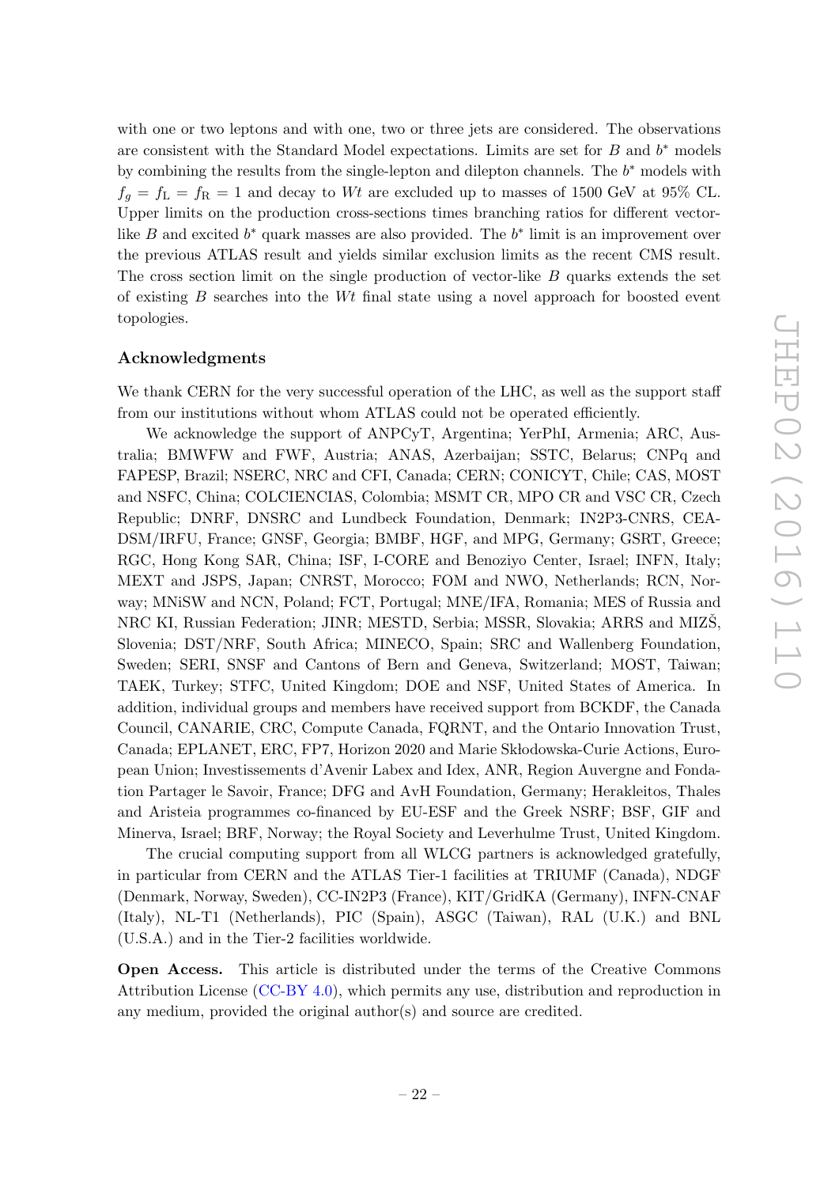with one or two leptons and with one, two or three jets are considered. The observations are consistent with the Standard Model expectations. Limits are set for $B$ and $b^*$ models by combining the results from the single-lepton and dilepton channels. The $b^*$ models with $f_g = f_{\mathrm{L}} = f_{\mathrm{R}} = 1$ and decay to $Wt$ are excluded up to masses of 1500 GeV at 95% CL. Upper limits on the production cross-sections times branching ratios for different vector-like $B$ and excited $b^*$ quark masses are also provided. The $b^*$ limit is an improvement over the previous ATLAS result and yields similar exclusion limits as the recent CMS result. The cross section limit on the single production of vector-like $B$ quarks extends the set of existing $B$ searches into the $Wt$ final state using a novel approach for boosted event topologies.

## Acknowledgments

We thank CERN for the very successful operation of the LHC, as well as the support staff from our institutions without whom ATLAS could not be operated efficiently.

We acknowledge the support of ANPCyT, Argentina; YerPhI, Armenia; ARC, Australia; BMWFW and FWF, Austria; ANAS, Azerbaijan; SSTC, Belarus; CNPq and FAPESP, Brazil; NSERC, NRC and CFI, Canada; CERN; CONICYT, Chile; CAS, MOST and NSFC, China; COLCIENCIAS, Colombia; MSMT CR, MPO CR and VSC CR, Czech Republic; DNRF, DNSRC and Lundbeck Foundation, Denmark; IN2P3-CNRS, CEA-DSM/IRFU, France; GNSF, Georgia; BMBF, HGF, and MPG, Germany; GSRT, Greece; RGC, Hong Kong SAR, China; ISF, I-CORE and Benoziyo Center, Israel; INFN, Italy; MEXT and JSPS, Japan; CNRST, Morocco; FOM and NWO, Netherlands; RCN, Norway; MNiSW and NCN, Poland; FCT, Portugal; MNE/IFA, Romania; MES of Russia and NRC KI, Russian Federation; JINR; MESTD, Serbia; MSSR, Slovakia; ARRS and MIZŠ, Slovenia; DST/NRF, South Africa; MINECO, Spain; SRC and Wallenberg Foundation, Sweden; SERI, SNSF and Cantons of Bern and Geneva, Switzerland; MOST, Taiwan; TAEK, Turkey; STFC, United Kingdom; DOE and NSF, United States of America. In addition, individual groups and members have received support from BCKDF, the Canada Council, CANARIE, CRC, Compute Canada, FQRNT, and the Ontario Innovation Trust, Canada; EPLANET, ERC, FP7, Horizon 2020 and Marie Skłodowska-Curie Actions, European Union; Investissements d'Avenir Labex and Idex, ANR, Region Auvergne and Fondation Partager le Savoir, France; DFG and AvH Foundation, Germany; Herakleitos, Thales and Aristeia programmes co-financed by EU-ESF and the Greek NSRF; BSF, GIF and Minerva, Israel; BRF, Norway; the Royal Society and Leverhulme Trust, United Kingdom.

The crucial computing support from all WLCG partners is acknowledged gratefully, in particular from CERN and the ATLAS Tier-1 facilities at TRIUMF (Canada), NDGF (Denmark, Norway, Sweden), CC-IN2P3 (France), KIT/GridKA (Germany), INFN-CNAF (Italy), NL-T1 (Netherlands), PIC (Spain), ASGC (Taiwan), RAL (U.K.) and BNL (U.S.A.) and in the Tier-2 facilities worldwide.

**Open Access.** This article is distributed under the terms of the Creative Commons Attribution License (CC-BY 4.0), which permits any use, distribution and reproduction in any medium, provided the original author(s) and source are credited.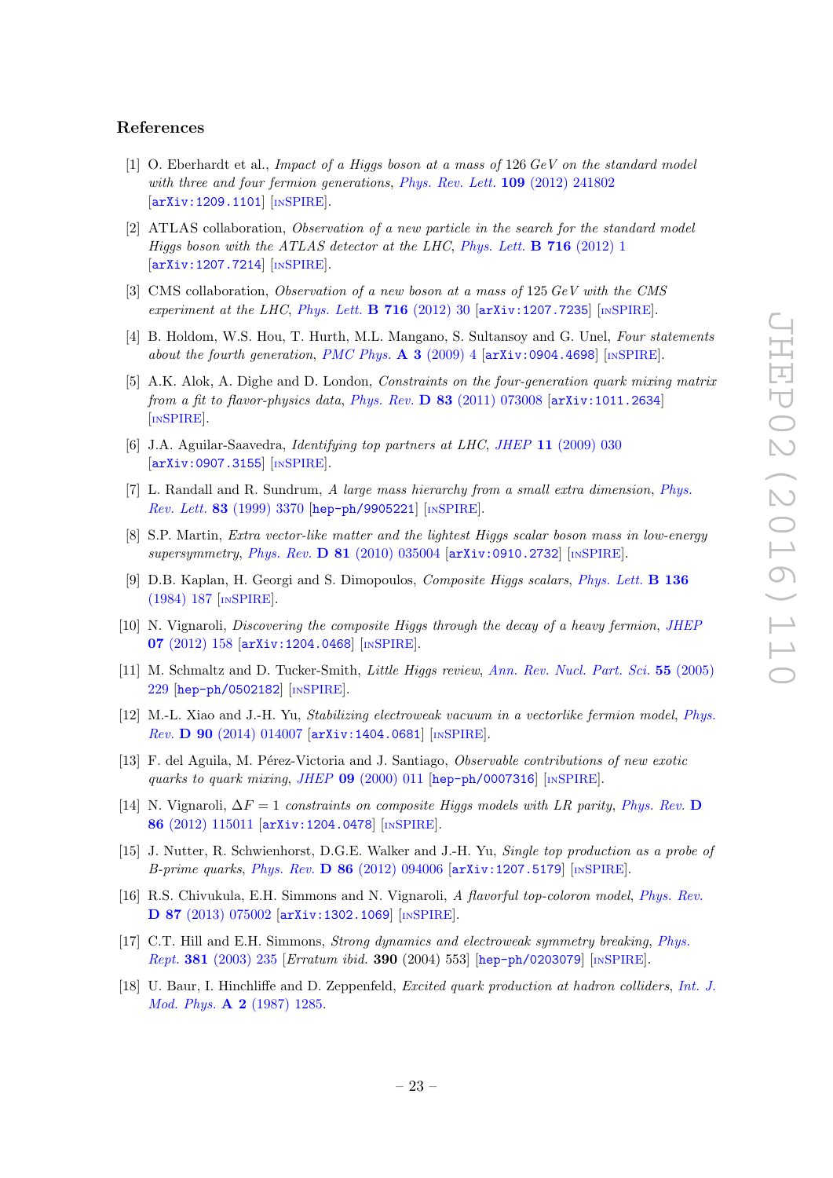## References

[1] O. Eberhardt et al., *Impact of a Higgs boson at a mass of* 126 *GeV on the standard model with three and four fermion generations*, *Phys. Rev. Lett.* **109** (2012) 241802 [arXiv:1209.1101] [INSPIRE].

[2] ATLAS collaboration, *Observation of a new particle in the search for the standard model Higgs boson with the ATLAS detector at the LHC*, *Phys. Lett.* **B 716** (2012) 1 [arXiv:1207.7214] [INSPIRE].

[3] CMS collaboration, *Observation of a new boson at a mass of* 125 *GeV with the CMS experiment at the LHC*, *Phys. Lett.* **B 716** (2012) 30 [arXiv:1207.7235] [INSPIRE].

[4] B. Holdom, W.S. Hou, T. Hurth, M.L. Mangano, S. Sultansoy and G. Unel, *Four statements about the fourth generation*, *PMC Phys.* **A 3** (2009) 4 [arXiv:0904.4698] [INSPIRE].

[5] A.K. Alok, A. Dighe and D. London, *Constraints on the four-generation quark mixing matrix from a fit to flavor-physics data*, *Phys. Rev.* **D 83** (2011) 073008 [arXiv:1011.2634] [INSPIRE].

[6] J.A. Aguilar-Saavedra, *Identifying top partners at LHC*, *JHEP* **11** (2009) 030 [arXiv:0907.3155] [INSPIRE].

[7] L. Randall and R. Sundrum, *A large mass hierarchy from a small extra dimension*, *Phys. Rev. Lett.* **83** (1999) 3370 [hep-ph/9905221] [INSPIRE].

[8] S.P. Martin, *Extra vector-like matter and the lightest Higgs scalar boson mass in low-energy supersymmetry*, *Phys. Rev.* **D 81** (2010) 035004 [arXiv:0910.2732] [INSPIRE].

[9] D.B. Kaplan, H. Georgi and S. Dimopoulos, *Composite Higgs scalars*, *Phys. Lett.* **B 136** (1984) 187 [INSPIRE].

[10] N. Vignaroli, *Discovering the composite Higgs through the decay of a heavy fermion*, *JHEP* **07** (2012) 158 [arXiv:1204.0468] [INSPIRE].

[11] M. Schmaltz and D. Tucker-Smith, *Little Higgs review*, *Ann. Rev. Nucl. Part. Sci.* **55** (2005) 229 [hep-ph/0502182] [INSPIRE].

[12] M.-L. Xiao and J.-H. Yu, *Stabilizing electroweak vacuum in a vectorlike fermion model*, *Phys. Rev.* **D 90** (2014) 014007 [arXiv:1404.0681] [INSPIRE].

[13] F. del Aguila, M. Pérez-Victoria and J. Santiago, *Observable contributions of new exotic quarks to quark mixing*, *JHEP* **09** (2000) 011 [hep-ph/0007316] [INSPIRE].

[14] N. Vignaroli, $\Delta F = 1$ *constraints on composite Higgs models with LR parity*, *Phys. Rev.* **D 86** (2012) 115011 [arXiv:1204.0478] [INSPIRE].

[15] J. Nutter, R. Schwienhorst, D.G.E. Walker and J.-H. Yu, *Single top production as a probe of B-prime quarks*, *Phys. Rev.* **D 86** (2012) 094006 [arXiv:1207.5179] [INSPIRE].

[16] R.S. Chivukula, E.H. Simmons and N. Vignaroli, *A flavorful top-coloron model*, *Phys. Rev.* **D 87** (2013) 075002 [arXiv:1302.1069] [INSPIRE].

[17] C.T. Hill and E.H. Simmons, *Strong dynamics and electroweak symmetry breaking*, *Phys. Rept.* **381** (2003) 235 [*Erratum ibid.* **390** (2004) 553] [hep-ph/0203079] [INSPIRE].

[18] U. Baur, I. Hinchliffe and D. Zeppenfeld, *Excited quark production at hadron colliders*, *Int. J. Mod. Phys.* **A 2** (1987) 1285.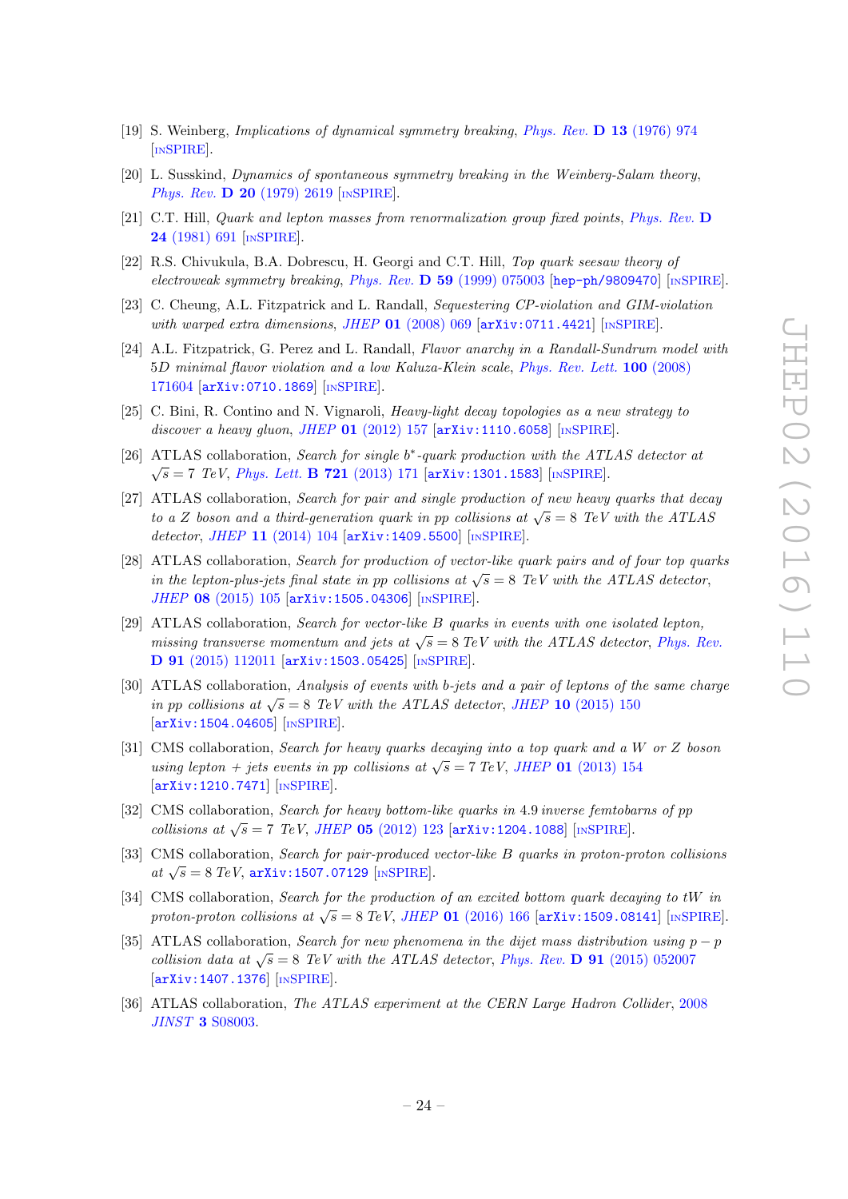[19] S. Weinberg, *Implications of dynamical symmetry breaking*, *Phys. Rev.* **D 13** (1976) 974 [INSPIRE].

[20] L. Susskind, *Dynamics of spontaneous symmetry breaking in the Weinberg-Salam theory*, *Phys. Rev.* **D 20** (1979) 2619 [INSPIRE].

[21] C.T. Hill, *Quark and lepton masses from renormalization group fixed points*, *Phys. Rev.* **D 24** (1981) 691 [INSPIRE].

[22] R.S. Chivukula, B.A. Dobrescu, H. Georgi and C.T. Hill, *Top quark seesaw theory of electroweak symmetry breaking*, *Phys. Rev.* **D 59** (1999) 075003 [hep-ph/9809470] [INSPIRE].

[23] C. Cheung, A.L. Fitzpatrick and L. Randall, *Sequestering CP-violation and GIM-violation with warped extra dimensions*, *JHEP* **01** (2008) 069 [arXiv:0711.4421] [INSPIRE].

[24] A.L. Fitzpatrick, G. Perez and L. Randall, *Flavor anarchy in a Randall-Sundrum model with 5D minimal flavor violation and a low Kaluza-Klein scale*, *Phys. Rev. Lett.* **100** (2008) 171604 [arXiv:0710.1869] [INSPIRE].

[25] C. Bini, R. Contino and N. Vignaroli, *Heavy-light decay topologies as a new strategy to discover a heavy gluon*, *JHEP* **01** (2012) 157 [arXiv:1110.6058] [INSPIRE].

[26] ATLAS collaboration, *Search for single $b^*$-quark production with the ATLAS detector at $\sqrt{s} = 7$ TeV*, *Phys. Lett.* **B 721** (2013) 171 [arXiv:1301.1583] [INSPIRE].

[27] ATLAS collaboration, *Search for pair and single production of new heavy quarks that decay to a Z boson and a third-generation quark in pp collisions at $\sqrt{s} = 8$ TeV with the ATLAS detector*, *JHEP* **11** (2014) 104 [arXiv:1409.5500] [INSPIRE].

[28] ATLAS collaboration, *Search for production of vector-like quark pairs and of four top quarks in the lepton-plus-jets final state in pp collisions at $\sqrt{s} = 8$ TeV with the ATLAS detector*, *JHEP* **08** (2015) 105 [arXiv:1505.04306] [INSPIRE].

[29] ATLAS collaboration, *Search for vector-like B quarks in events with one isolated lepton, missing transverse momentum and jets at $\sqrt{s} = 8$ TeV with the ATLAS detector*, *Phys. Rev.* **D 91** (2015) 112011 [arXiv:1503.05425] [INSPIRE].

[30] ATLAS collaboration, *Analysis of events with b-jets and a pair of leptons of the same charge in pp collisions at $\sqrt{s} = 8$ TeV with the ATLAS detector*, *JHEP* **10** (2015) 150 [arXiv:1504.04605] [INSPIRE].

[31] CMS collaboration, *Search for heavy quarks decaying into a top quark and a W or Z boson using lepton + jets events in pp collisions at $\sqrt{s} = 7$ TeV*, *JHEP* **01** (2013) 154 [arXiv:1210.7471] [INSPIRE].

[32] CMS collaboration, *Search for heavy bottom-like quarks in 4.9 inverse femtobarns of pp collisions at $\sqrt{s} = 7$ TeV*, *JHEP* **05** (2012) 123 [arXiv:1204.1088] [INSPIRE].

[33] CMS collaboration, *Search for pair-produced vector-like B quarks in proton-proton collisions at $\sqrt{s} = 8$ TeV*, arXiv:1507.07129 [INSPIRE].

[34] CMS collaboration, *Search for the production of an excited bottom quark decaying to tW in proton-proton collisions at $\sqrt{s} = 8$ TeV*, *JHEP* **01** (2016) 166 [arXiv:1509.08141] [INSPIRE].

[35] ATLAS collaboration, *Search for new phenomena in the dijet mass distribution using $p-p$ collision data at $\sqrt{s} = 8$ TeV with the ATLAS detector*, *Phys. Rev.* **D 91** (2015) 052007 [arXiv:1407.1376] [INSPIRE].

[36] ATLAS collaboration, *The ATLAS experiment at the CERN Large Hadron Collider*, 2008 *JINST* **3** S08003.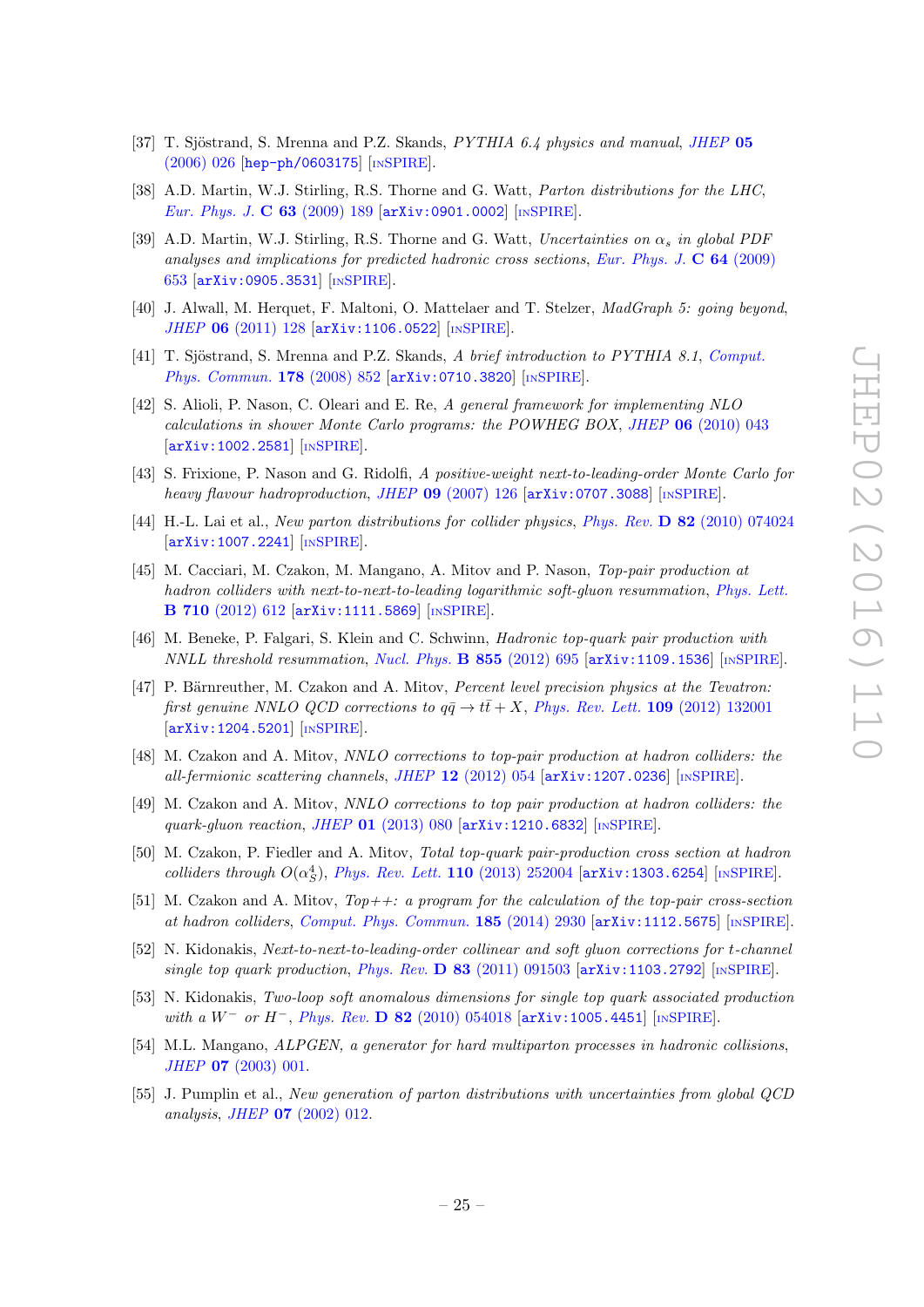[37] T. Sjöstrand, S. Mrenna and P.Z. Skands, *PYTHIA 6.4 physics and manual*, JHEP **05** (2006) 026 [hep-ph/0603175] [INSPIRE].

[38] A.D. Martin, W.J. Stirling, R.S. Thorne and G. Watt, *Parton distributions for the LHC*, Eur. Phys. J. **C 63** (2009) 189 [arXiv:0901.0002] [INSPIRE].

[39] A.D. Martin, W.J. Stirling, R.S. Thorne and G. Watt, *Uncertainties on $\alpha_s$ in global PDF analyses and implications for predicted hadronic cross sections*, Eur. Phys. J. **C 64** (2009) 653 [arXiv:0905.3531] [INSPIRE].

[40] J. Alwall, M. Herquet, F. Maltoni, O. Mattelaer and T. Stelzer, *MadGraph 5: going beyond*, JHEP **06** (2011) 128 [arXiv:1106.0522] [INSPIRE].

[41] T. Sjöstrand, S. Mrenna and P.Z. Skands, *A brief introduction to PYTHIA 8.1*, Comput. Phys. Commun. **178** (2008) 852 [arXiv:0710.3820] [INSPIRE].

[42] S. Alioli, P. Nason, C. Oleari and E. Re, *A general framework for implementing NLO calculations in shower Monte Carlo programs: the POWHEG BOX*, JHEP **06** (2010) 043 [arXiv:1002.2581] [INSPIRE].

[43] S. Frixione, P. Nason and G. Ridolfi, *A positive-weight next-to-leading-order Monte Carlo for heavy flavour hadroproduction*, JHEP **09** (2007) 126 [arXiv:0707.3088] [INSPIRE].

[44] H.-L. Lai et al., *New parton distributions for collider physics*, Phys. Rev. **D 82** (2010) 074024 [arXiv:1007.2241] [INSPIRE].

[45] M. Cacciari, M. Czakon, M. Mangano, A. Mitov and P. Nason, *Top-pair production at hadron colliders with next-to-next-to-leading logarithmic soft-gluon resummation*, Phys. Lett. **B 710** (2012) 612 [arXiv:1111.5869] [INSPIRE].

[46] M. Beneke, P. Falgari, S. Klein and C. Schwinn, *Hadronic top-quark pair production with NNLL threshold resummation*, Nucl. Phys. **B 855** (2012) 695 [arXiv:1109.1536] [INSPIRE].

[47] P. Bärnreuther, M. Czakon and A. Mitov, *Percent level precision physics at the Tevatron: first genuine NNLO QCD corrections to $q\bar{q} \to t\bar{t} + X$*, Phys. Rev. Lett. **109** (2012) 132001 [arXiv:1204.5201] [INSPIRE].

[48] M. Czakon and A. Mitov, *NNLO corrections to top-pair production at hadron colliders: the all-fermionic scattering channels*, JHEP **12** (2012) 054 [arXiv:1207.0236] [INSPIRE].

[49] M. Czakon and A. Mitov, *NNLO corrections to top pair production at hadron colliders: the quark-gluon reaction*, JHEP **01** (2013) 080 [arXiv:1210.6832] [INSPIRE].

[50] M. Czakon, P. Fiedler and A. Mitov, *Total top-quark pair-production cross section at hadron colliders through $O(\alpha_S^4)$*, Phys. Rev. Lett. **110** (2013) 252004 [arXiv:1303.6254] [INSPIRE].

[51] M. Czakon and A. Mitov, *Top++: a program for the calculation of the top-pair cross-section at hadron colliders*, Comput. Phys. Commun. **185** (2014) 2930 [arXiv:1112.5675] [INSPIRE].

[52] N. Kidonakis, *Next-to-next-to-leading-order collinear and soft gluon corrections for t-channel single top quark production*, Phys. Rev. **D 83** (2011) 091503 [arXiv:1103.2792] [INSPIRE].

[53] N. Kidonakis, *Two-loop soft anomalous dimensions for single top quark associated production with a $W^-$ or $H^-$*, Phys. Rev. **D 82** (2010) 054018 [arXiv:1005.4451] [INSPIRE].

[54] M.L. Mangano, *ALPGEN, a generator for hard multiparton processes in hadronic collisions*, JHEP **07** (2003) 001.

[55] J. Pumplin et al., *New generation of parton distributions with uncertainties from global QCD analysis*, JHEP **07** (2002) 012.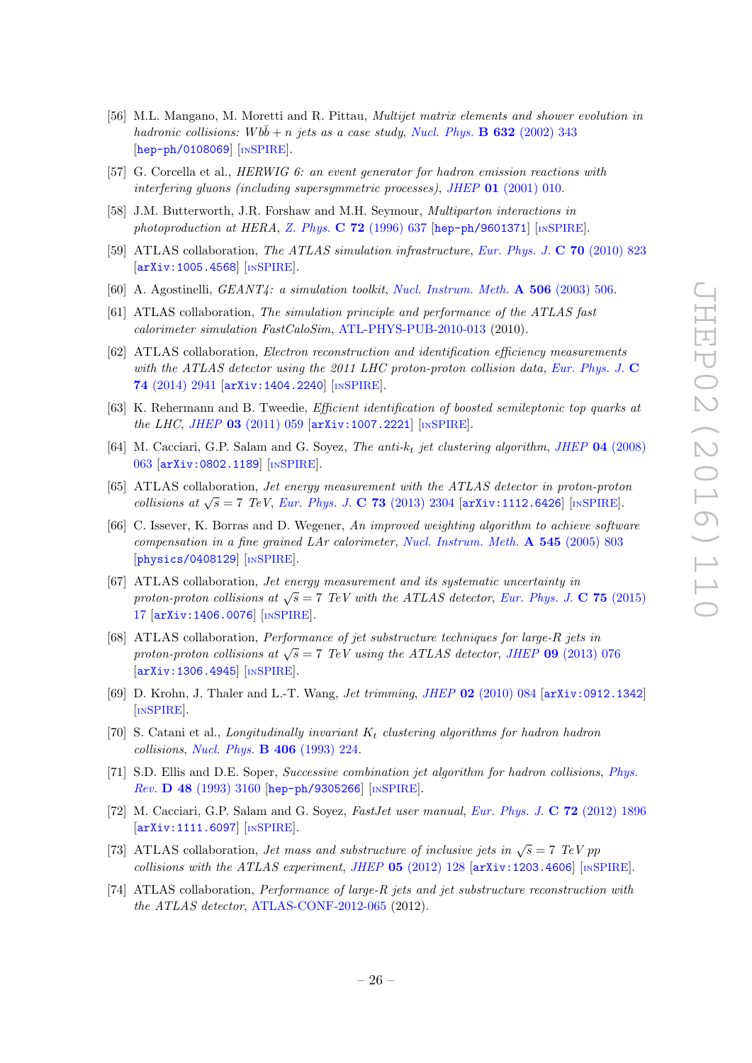[56] M.L. Mangano, M. Moretti and R. Pittau, *Multijet matrix elements and shower evolution in hadronic collisions: $Wb\bar{b} + n$ jets as a case study*, Nucl. Phys. **B 632** (2002) 343 [hep-ph/0108069] [INSPIRE].

[57] G. Corcella et al., *HERWIG 6: an event generator for hadron emission reactions with interfering gluons (including supersymmetric processes)*, JHEP **01** (2001) 010.

[58] J.M. Butterworth, J.R. Forshaw and M.H. Seymour, *Multiparton interactions in photoproduction at HERA*, Z. Phys. **C 72** (1996) 637 [hep-ph/9601371] [INSPIRE].

[59] ATLAS collaboration, *The ATLAS simulation infrastructure*, Eur. Phys. J. **C 70** (2010) 823 [arXiv:1005.4568] [INSPIRE].

[60] A. Agostinelli, *GEANT4: a simulation toolkit*, Nucl. Instrum. Meth. **A 506** (2003) 506.

[61] ATLAS collaboration, *The simulation principle and performance of the ATLAS fast calorimeter simulation FastCaloSim*, ATL-PHYS-PUB-2010-013 (2010).

[62] ATLAS collaboration, *Electron reconstruction and identification efficiency measurements with the ATLAS detector using the 2011 LHC proton-proton collision data*, Eur. Phys. J. **C 74** (2014) 2941 [arXiv:1404.2240] [INSPIRE].

[63] K. Rehermann and B. Tweedie, *Efficient identification of boosted semileptonic top quarks at the LHC*, JHEP **03** (2011) 059 [arXiv:1007.2221] [INSPIRE].

[64] M. Cacciari, G.P. Salam and G. Soyez, *The anti-$k_t$ jet clustering algorithm*, JHEP **04** (2008) 063 [arXiv:0802.1189] [INSPIRE].

[65] ATLAS collaboration, *Jet energy measurement with the ATLAS detector in proton-proton collisions at $\sqrt{s} = 7$ TeV*, Eur. Phys. J. **C 73** (2013) 2304 [arXiv:1112.6426] [INSPIRE].

[66] C. Issever, K. Borras and D. Wegener, *An improved weighting algorithm to achieve software compensation in a fine grained LAr calorimeter*, Nucl. Instrum. Meth. **A 545** (2005) 803 [physics/0408129] [INSPIRE].

[67] ATLAS collaboration, *Jet energy measurement and its systematic uncertainty in proton-proton collisions at $\sqrt{s} = 7$ TeV with the ATLAS detector*, Eur. Phys. J. **C 75** (2015) 17 [arXiv:1406.0076] [INSPIRE].

[68] ATLAS collaboration, *Performance of jet substructure techniques for large-R jets in proton-proton collisions at $\sqrt{s} = 7$ TeV using the ATLAS detector*, JHEP **09** (2013) 076 [arXiv:1306.4945] [INSPIRE].

[69] D. Krohn, J. Thaler and L.-T. Wang, *Jet trimming*, JHEP **02** (2010) 084 [arXiv:0912.1342] [INSPIRE].

[70] S. Catani et al., *Longitudinally invariant $K_t$ clustering algorithms for hadron hadron collisions*, Nucl. Phys. **B 406** (1993) 224.

[71] S.D. Ellis and D.E. Soper, *Successive combination jet algorithm for hadron collisions*, Phys. Rev. **D 48** (1993) 3160 [hep-ph/9305266] [INSPIRE].

[72] M. Cacciari, G.P. Salam and G. Soyez, *FastJet user manual*, Eur. Phys. J. **C 72** (2012) 1896 [arXiv:1111.6097] [INSPIRE].

[73] ATLAS collaboration, *Jet mass and substructure of inclusive jets in $\sqrt{s} = 7$ TeV pp collisions with the ATLAS experiment*, JHEP **05** (2012) 128 [arXiv:1203.4606] [INSPIRE].

[74] ATLAS collaboration, *Performance of large-R jets and jet substructure reconstruction with the ATLAS detector*, ATLAS-CONF-2012-065 (2012).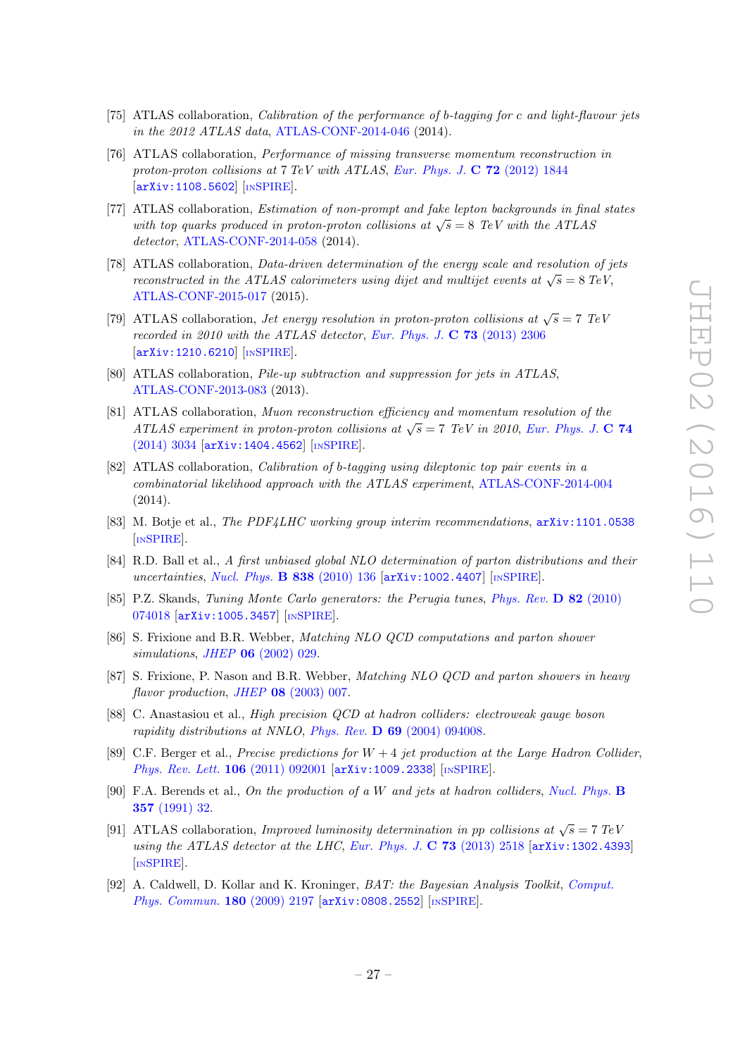[75] ATLAS collaboration, *Calibration of the performance of b-tagging for c and light-flavour jets in the 2012 ATLAS data*, ATLAS-CONF-2014-046 (2014).

[76] ATLAS collaboration, *Performance of missing transverse momentum reconstruction in proton-proton collisions at 7 TeV with ATLAS*, Eur. Phys. J. **C 72** (2012) 1844 [arXiv:1108.5602] [INSPIRE].

[77] ATLAS collaboration, *Estimation of non-prompt and fake lepton backgrounds in final states with top quarks produced in proton-proton collisions at $\sqrt{s} = 8$ TeV with the ATLAS detector*, ATLAS-CONF-2014-058 (2014).

[78] ATLAS collaboration, *Data-driven determination of the energy scale and resolution of jets reconstructed in the ATLAS calorimeters using dijet and multijet events at $\sqrt{s} = 8$ TeV*, ATLAS-CONF-2015-017 (2015).

[79] ATLAS collaboration, *Jet energy resolution in proton-proton collisions at $\sqrt{s} = 7$ TeV recorded in 2010 with the ATLAS detector*, Eur. Phys. J. **C 73** (2013) 2306 [arXiv:1210.6210] [INSPIRE].

[80] ATLAS collaboration, *Pile-up subtraction and suppression for jets in ATLAS*, ATLAS-CONF-2013-083 (2013).

[81] ATLAS collaboration, *Muon reconstruction efficiency and momentum resolution of the ATLAS experiment in proton-proton collisions at $\sqrt{s} = 7$ TeV in 2010*, Eur. Phys. J. **C 74** (2014) 3034 [arXiv:1404.4562] [INSPIRE].

[82] ATLAS collaboration, *Calibration of b-tagging using dileptonic top pair events in a combinatorial likelihood approach with the ATLAS experiment*, ATLAS-CONF-2014-004 (2014).

[83] M. Botje et al., *The PDF4LHC working group interim recommendations*, arXiv:1101.0538 [INSPIRE].

[84] R.D. Ball et al., *A first unbiased global NLO determination of parton distributions and their uncertainties*, Nucl. Phys. **B 838** (2010) 136 [arXiv:1002.4407] [INSPIRE].

[85] P.Z. Skands, *Tuning Monte Carlo generators: the Perugia tunes*, Phys. Rev. **D 82** (2010) 074018 [arXiv:1005.3457] [INSPIRE].

[86] S. Frixione and B.R. Webber, *Matching NLO QCD computations and parton shower simulations*, JHEP **06** (2002) 029.

[87] S. Frixione, P. Nason and B.R. Webber, *Matching NLO QCD and parton showers in heavy flavor production*, JHEP **08** (2003) 007.

[88] C. Anastasiou et al., *High precision QCD at hadron colliders: electroweak gauge boson rapidity distributions at NNLO*, Phys. Rev. **D 69** (2004) 094008.

[89] C.F. Berger et al., *Precise predictions for $W + 4$ jet production at the Large Hadron Collider*, Phys. Rev. Lett. **106** (2011) 092001 [arXiv:1009.2338] [INSPIRE].

[90] F.A. Berends et al., *On the production of a W and jets at hadron colliders*, Nucl. Phys. **B 357** (1991) 32.

[91] ATLAS collaboration, *Improved luminosity determination in pp collisions at $\sqrt{s} = 7$ TeV using the ATLAS detector at the LHC*, Eur. Phys. J. **C 73** (2013) 2518 [arXiv:1302.4393] [INSPIRE].

[92] A. Caldwell, D. Kollar and K. Kroninger, *BAT: the Bayesian Analysis Toolkit*, Comput. Phys. Commun. **180** (2009) 2197 [arXiv:0808.2552] [INSPIRE].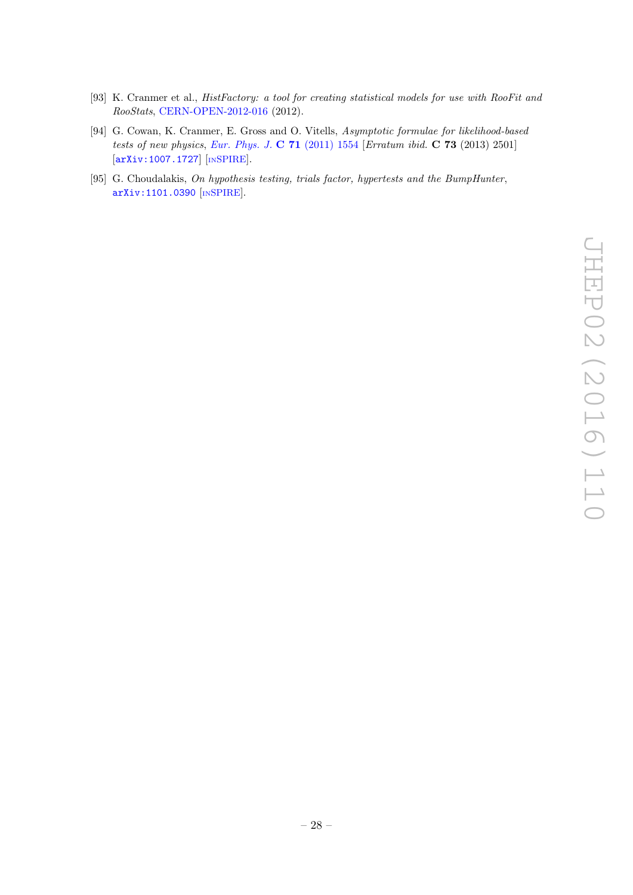[93] K. Cranmer et al., *HistFactory: a tool for creating statistical models for use with RooFit and RooStats*, CERN-OPEN-2012-016 (2012).

[94] G. Cowan, K. Cranmer, E. Gross and O. Vitells, *Asymptotic formulae for likelihood-based tests of new physics*, *Eur. Phys. J.* **C 71** (2011) 1554 [*Erratum ibid.* **C 73** (2013) 2501] [arXiv:1007.1727] [INSPIRE].

[95] G. Choudalakis, *On hypothesis testing, trials factor, hypertests and the BumpHunter*, arXiv:1101.0390 [INSPIRE].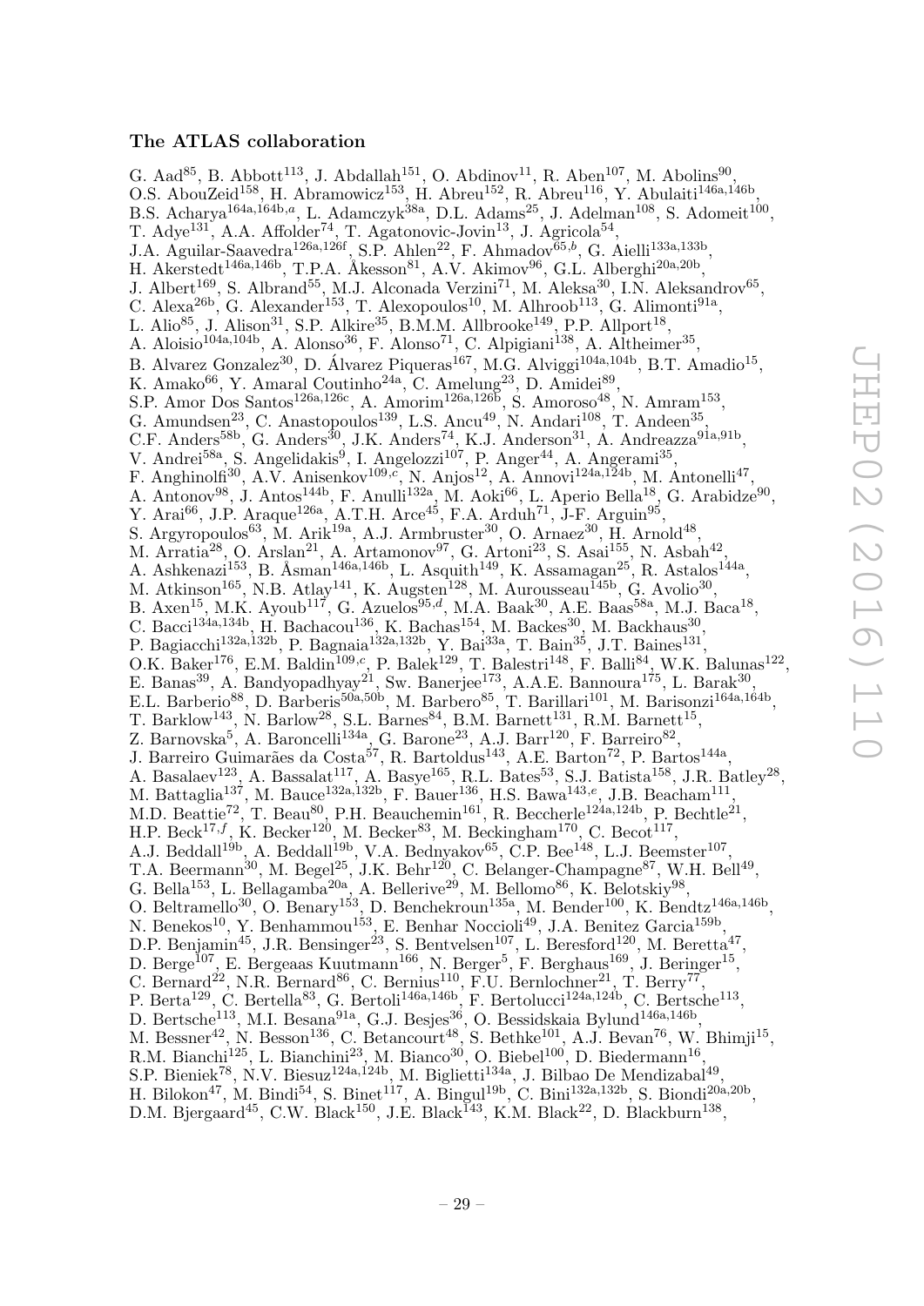### The ATLAS collaboration

G. Aad[85], B. Abbott[113], J. Abdallah[151], O. Abdinov[11], R. Aben[107], M. Abolins[90], O.S. AbouZeid[158], H. Abramowicz[153], H. Abreu[152], R. Abreu[116], Y. Abulaiti[146a,146b], B.S. Acharya[164a,164b,a], L. Adamczyk[38a], D.L. Adams[25], J. Adelman[108], S. Adomeit[100], T. Adye[131], A.A. Affolder[74], T. Agatonovic-Jovin[13], J. Agricola[54], J.A. Aguilar-Saavedra[126a,126f], S.P. Ahlen[22], F. Ahmadov[65,b], G. Aielli[133a,133b], H. Akerstedt[146a,146b], T.P.A. Åkesson[81], A.V. Akimov[96], G.L. Alberghi[20a,20b], J. Albert[169], S. Albrand[55], M.J. Alconada Verzini[71], M. Aleksa[30], I.N. Aleksandrov[65], C. Alexa[26b], G. Alexander[153], T. Alexopoulos[10], M. Alhroob[113], G. Alimonti[91a], L. Alio[85], J. Alison[31], S.P. Alkire[35], B.M.M. Allbrooke[149], P.P. Allport[18], A. Aloisio[104a,104b], A. Alonso[36], F. Alonso[71], C. Alpigiani[138], A. Altheimer[35], B. Alvarez Gonzalez[30], D. Álvarez Piqueras[167], M.G. Alviggi[104a,104b], B.T. Amadio[15], K. Amako[66], Y. Amaral Coutinho[24a], C. Amelung[23], D. Amidei[89], S.P. Amor Dos Santos[126a,126c], A. Amorim[126a,126b], S. Amoroso[48], N. Amram[153], G. Amundsen[23], C. Anastopoulos[139], L.S. Ancu[49], N. Andari[108], T. Andeen[35], C.F. Anders[58b], G. Anders[30], J.K. Anders[74], K.J. Anderson[31], A. Andreazza[91a,91b], V. Andrei[58a], S. Angelidakis[9], I. Angelozzi[107], P. Anger[44], A. Angerami[35], F. Anghinolfi[30], A.V. Anisenkov[109,c], N. Anjos[12], A. Annovi[124a,124b], M. Antonelli[47], A. Antonov[98], J. Antos[144b], F. Anulli[132a], M. Aoki[66], L. Aperio Bella[18], G. Arabidze[90], Y. Arai[66], J.P. Araque[126a], A.T.H. Arce[45], F.A. Arduh[71], J-F. Arguin[95], S. Argyropoulos[63], M. Arik[19a], A.J. Armbruster[30], O. Arnaez[30], H. Arnold[48], M. Arratia[28], O. Arslan[21], A. Artamonov[97], G. Artoni[23], S. Asai[155], N. Asbah[42], A. Ashkenazi[153], B. Åsman[146a,146b], L. Asquith[149], K. Assamagan[25], R. Astalos[144a], M. Atkinson[165], N.B. Atlay[141], K. Augsten[128], M. Aurousseau[145b], G. Avolio[30], B. Axen[15], M.K. Ayoub[117], G. Azuelos[95,d], M.A. Baak[30], A.E. Baas[58a], M.J. Baca[18], C. Bacci[134a,134b], H. Bachacou[136], K. Bachas[154], M. Backes[30], M. Backhaus[30], P. Bagiacchi[132a,132b], P. Bagnaia[132a,132b], Y. Bai[33a], T. Bain[35], J.T. Baines[131], O.K. Baker[176], E.M. Baldin[109,c], P. Balek[129], T. Balestri[148], F. Balli[84], W.K. Balunas[122], E. Banas[39], A. Bandyopadhyay[21], Sw. Banerjee[173], A.A.E. Bannoura[175], L. Barak[30], E.L. Barberio[88], D. Barberis[50a,50b], M. Barbero[85], T. Barillari[101], M. Barisonzi[164a,164b], T. Barklow[143], N. Barlow[28], S.L. Barnes[84], B.M. Barnett[131], R.M. Barnett[15], Z. Barnovska[5], A. Baroncelli[134a], G. Barone[23], A.J. Barr[120], F. Barreiro[82], J. Barreiro Guimarães da Costa[57], R. Bartoldus[143], A.E. Barton[72], P. Bartos[144a], A. Basalaev[123], A. Bassalat[117], A. Basye[165], R.L. Bates[53], S.J. Batista[158], J.R. Batley[28], M. Battaglia[137], M. Bauce[132a,132b], F. Bauer[136], H.S. Bawa[143,e], J.B. Beacham[111], M.D. Beattie[72], T. Beau[80], P.H. Beauchemin[161], R. Beccherle[124a,124b], P. Bechtle[21], H.P. Beck[17,f], K. Becker[120], M. Becker[83], M. Beckingham[170], C. Becot[117], A.J. Beddall[19b], A. Beddall[19b], V.A. Bednyakov[65], C.P. Bee[148], L.J. Beemster[107], T.A. Beermann[30], M. Begel[25], J.K. Behr[120], C. Belanger-Champagne[87], W.H. Bell[49], G. Bella[153], L. Bellagamba[20a], A. Bellerive[29], M. Bellomo[86], K. Belotskiy[98], O. Beltramello[30], O. Benary[153], D. Benchekroun[135a], M. Bender[100], K. Bendtz[146a,146b], N. Benekos[10], Y. Benhammou[153], E. Benhar Noccioli[49], J.A. Benitez Garcia[159b], D.P. Benjamin[45], J.R. Bensinger[23], S. Bentvelsen[107], L. Beresford[120], M. Beretta[47], D. Berge[107], E. Bergeaas Kuutmann[166], N. Berger[5], F. Berghaus[169], J. Beringer[15], C. Bernard[22], N.R. Bernard[86], C. Bernius[110], F.U. Bernlochner[21], T. Berry[77], P. Berta[129], C. Bertella[83], G. Bertoli[146a,146b], F. Bertolucci[124a,124b], C. Bertsche[113], D. Bertsche[113], M.I. Besana[91a], G.J. Besjes[36], O. Bessidskaia Bylund[146a,146b], M. Bessner[42], N. Besson[136], C. Betancourt[48], S. Bethke[101], A.J. Bevan[76], W. Bhimji[15], R.M. Bianchi[125], L. Bianchini[23], M. Bianco[30], O. Biebel[100], D. Biedermann[16], S.P. Bieniek[78], N.V. Biesuz[124a,124b], M. Biglietti[134a], J. Bilbao De Mendizabal[49], H. Bilokon[47], M. Bindi[54], S. Binet[117], A. Bingul[19b], C. Bini[132a,132b], S. Biondi[20a,20b], D.M. Bjergaard[45], C.W. Black[150], J.E. Black[143], K.M. Black[22], D. Blackburn[138],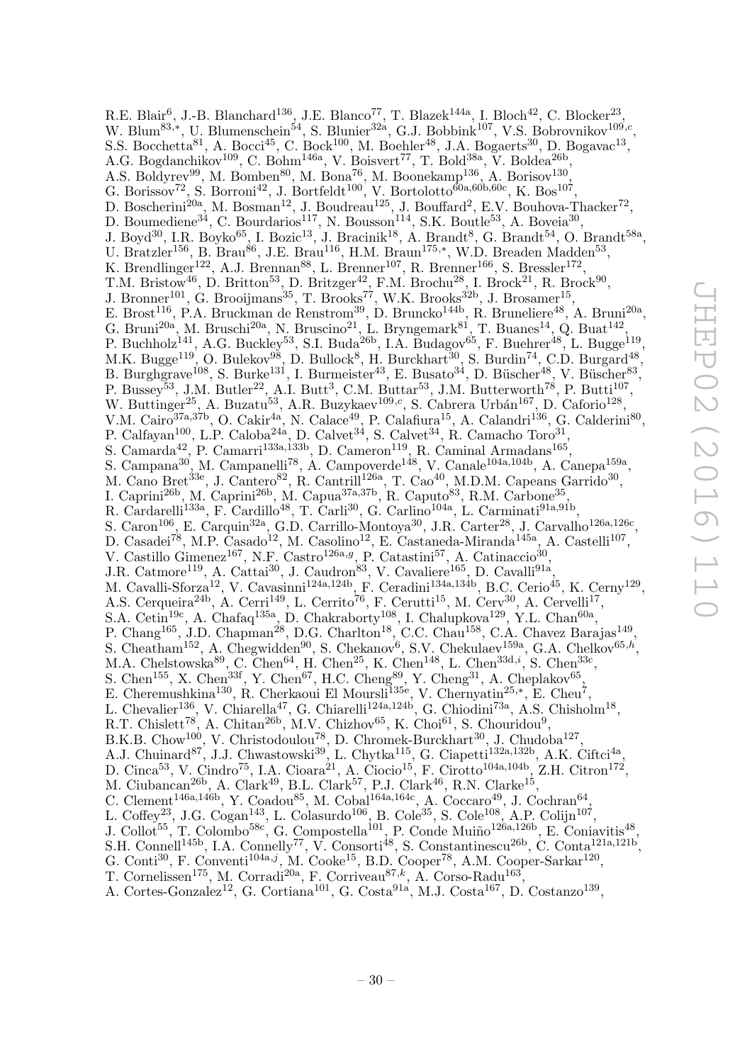R.E. Blair[6], J.-B. Blanchard[136], J.E. Blanco[77], T. Blazek[144a], I. Bloch[42], C. Blocker[23], W. Blum[83,*], U. Blumenschein[54], S. Blunier[32a], G.J. Bobbink[107], V.S. Bobrovnikov[109,c], S.S. Bocchetta[81], A. Bocci[45], C. Bock[100], M. Boehler[48], J.A. Bogaerts[30], D. Bogavac[13], A.G. Bogdanchikov[109], C. Bohm[146a], V. Boisvert[77], T. Bold[38a], V. Boldea[26b], A.S. Boldyrev[99], M. Bomben[80], M. Bona[76], M. Boonekamp[136], A. Borisov[130], G. Borissov[72], S. Borroni[42], J. Bortfeldt[100], V. Bortolotto[60a,60b,60c], K. Bos[107], D. Boscherini[20a], M. Bosman[12], J. Boudreau[125], J. Bouffard[2], E.V. Bouhova-Thacker[72], D. Boumediene[34], C. Bourdarios[117], N. Bousson[114], S.K. Boutle[53], A. Boveia[30], J. Boyd[30], I.R. Boyko[65], I. Bozic[13], J. Bracinik[18], A. Brandt[8], G. Brandt[54], O. Brandt[58a], U. Bratzler[156], B. Brau[86], J.E. Brau[116], H.M. Braun[175,*], W.D. Breaden Madden[53], K. Brendlinger[122], A.J. Brennan[88], L. Brenner[107], R. Brenner[166], S. Bressler[172], T.M. Bristow[46], D. Britton[53], D. Britzger[42], F.M. Brochu[28], I. Brock[21], R. Brock[90], J. Bronner[101], G. Brooijmans[35], T. Brooks[77], W.K. Brooks[32b], J. Brosamer[15], E. Brost[116], P.A. Bruckman de Renstrom[39], D. Bruncko[144b], R. Bruneliere[48], A. Bruni[20a], G. Bruni[20a], M. Bruschi[20a], N. Bruscino[21], L. Bryngemark[81], T. Buanes[14], Q. Buat[142], P. Buchholz[141], A.G. Buckley[53], S.I. Buda[26b], I.A. Budagov[65], F. Buehrer[48], L. Bugge[119], M.K. Bugge[119], O. Bulekov[98], D. Bullock[8], H. Burckhart[30], S. Burdin[74], C.D. Burgard[48], B. Burghgrave[108], S. Burke[131], I. Burmeister[43], E. Busato[34], D. Büscher[48], V. Büscher[83], P. Bussey[53], J.M. Butler[22], A.I. Butt[3], C.M. Buttar[53], J.M. Butterworth[78], P. Butti[107], W. Buttinger[25], A. Buzatu[53], A.R. Buzykaev[109,c], S. Cabrera Urbán[167], D. Caforio[128], V.M. Cairo[37a,37b], O. Cakir[4a], N. Calace[49], P. Calafiura[15], A. Calandri[136], G. Calderini[80], P. Calfayan[100], L.P. Caloba[24a], D. Calvet[34], S. Calvet[34], R. Camacho Toro[31], S. Camarda[42], P. Camarri[133a,133b], D. Cameron[119], R. Caminal Armadans[165], S. Campana[30], M. Campanelli[78], A. Campoverde[148], V. Canale[104a,104b], A. Canepa[159a], M. Cano Bret[33e], J. Cantero[82], R. Cantrill[126a], T. Cao[40], M.D.M. Capeans Garrido[30], I. Caprini[26b], M. Caprini[26b], M. Capua[37a,37b], R. Caputo[83], R.M. Carbone[35], R. Cardarelli[133a], F. Cardillo[48], T. Carli[30], G. Carlino[104a], L. Carminati[91a,91b], S. Caron[106], E. Carquin[32a], G.D. Carrillo-Montoya[30], J.R. Carter[28], J. Carvalho[126a,126c], D. Casadei[78], M.P. Casado[12], M. Casolino[12], E. Castaneda-Miranda[145a], A. Castelli[107], V. Castillo Gimenez[167], N.F. Castro[126a,g], P. Catastini[57], A. Catinaccio[30], J.R. Catmore[119], A. Cattai[30], J. Caudron[83], V. Cavaliere[165], D. Cavalli[91a], M. Cavalli-Sforza[12], V. Cavasinni[124a,124b], F. Ceradini[134a,134b], B.C. Cerio[45], K. Cerny[129], A.S. Cerqueira[24b], A. Cerri[149], L. Cerrito[76], F. Cerutti[15], M. Cerv[30], A. Cervelli[17], S.A. Cetin[19c], A. Chafaq[135a], D. Chakraborty[108], I. Chalupkova[129], Y.L. Chan[60a], P. Chang[165], J.D. Chapman[28], D.G. Charlton[18], C.C. Chau[158], C.A. Chavez Barajas[149], S. Cheatham[152], A. Chegwidden[90], S. Chekanov[6], S.V. Chekulaev[159a], G.A. Chelkov[65,h], M.A. Chelstowska[89], C. Chen[64], H. Chen[25], K. Chen[148], L. Chen[33d,i], S. Chen[33c], S. Chen[155], X. Chen[33f], Y. Chen[67], H.C. Cheng[89], Y. Cheng[31], A. Cheplakov[65], E. Cheremushkina[130], R. Cherkaoui El Moursli[135e], V. Chernyatin[25,*], E. Cheu[7], L. Chevalier[136], V. Chiarella[47], G. Chiarelli[124a,124b], G. Chiodini[73a], A.S. Chisholm[18], R.T. Chislett[78], A. Chitan[26b], M.V. Chizhov[65], K. Choi[61], S. Chouridou[9], B.K.B. Chow[100], V. Christodoulou[78], D. Chromek-Burckhart[30], J. Chudoba[127], A.J. Chuinard[87], J.J. Chwastowski[39], L. Chytka[115], G. Ciapetti[132a,132b], A.K. Ciftci[4a], D. Cinca[53], V. Cindro[75], I.A. Cioara[21], A. Ciocio[15], F. Cirotto[104a,104b], Z.H. Citron[172], M. Ciubancan[26b], A. Clark[49], B.L. Clark[57], P.J. Clark[46], R.N. Clarke[15], C. Clement[146a,146b], Y. Coadou[85], M. Cobal[164a,164c], A. Coccaro[49], J. Cochran[64], L. Coffey[23], J.G. Cogan[143], L. Colasurdo[106], B. Cole[35], S. Cole[108], A.P. Colijn[107], J. Collot[55], T. Colombo[58c], G. Compostella[101], P. Conde Muiño[126a,126b], E. Coniavitis[48], S.H. Connell[145b], I.A. Connelly[77], V. Consorti[48], S. Constantinescu[26b], C. Conta[121a,121b], G. Conti[30], F. Conventi[104a,j], M. Cooke[15], B.D. Cooper[78], A.M. Cooper-Sarkar[120], T. Cornelissen[175], M. Corradi[20a], F. Corriveau[87,k], A. Corso-Radu[163], A. Cortes-Gonzalez[12], G. Cortiana[101], G. Costa[91a], M.J. Costa[167], D. Costanzo[139],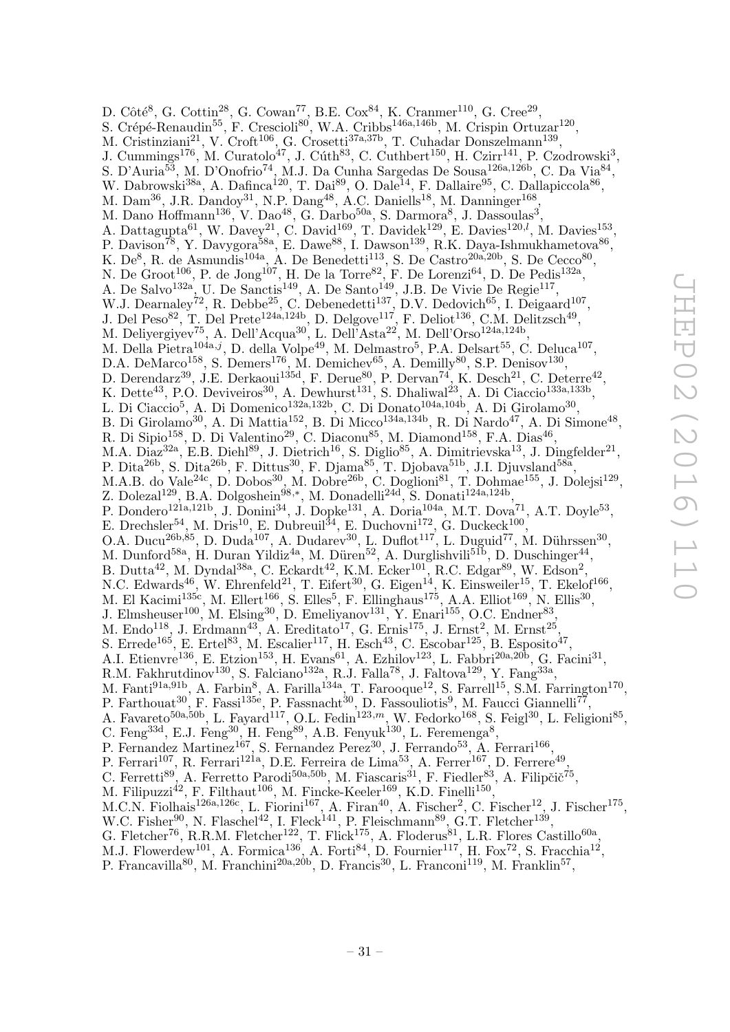D. Côté[8], G. Cottin[28], G. Cowan[77], B.E. Cox[84], K. Cranmer[110], G. Cree[29], S. Crépé-Renaudin[55], F. Crescioli[80], W.A. Cribbs[146a,146b], M. Crispin Ortuzar[120], M. Cristinziani[21], V. Croft[106], G. Crosetti[37a,37b], T. Cuhadar Donszelmann[139], J. Cummings[176], M. Curatolo[47], J. Cúth[83], C. Cuthbert[150], H. Czirr[141], P. Czodrowski[3], S. D'Auria[53], M. D'Onofrio[74], M.J. Da Cunha Sargedas De Sousa[126a,126b], C. Da Via[84], W. Dabrowski[38a], A. Dafinca[120], T. Dai[89], O. Dale[14], F. Dallaire[95], C. Dallapiccola[86], M. Dam[36], J.R. Dandoy[31], N.P. Dang[48], A.C. Daniells[18], M. Danninger[168], M. Dano Hoffmann[136], V. Dao[48], G. Darbo[50a], S. Darmora[8], J. Dassoulas[3], A. Dattagupta[61], W. Davey[21], C. David[169], T. Davidek[129], E. Davies[120,l], M. Davies[153], P. Davison[78], Y. Davygora[58a], E. Dawe[88], I. Dawson[139], R.K. Daya-Ishmukhametova[86], K. De[8], R. de Asmundis[104a], A. De Benedetti[113], S. De Castro[20a,20b], S. De Cecco[80], N. De Groot[106], P. de Jong[107], H. De la Torre[82], F. De Lorenzi[64], D. De Pedis[132a], A. De Salvo[132a], U. De Sanctis[149], A. De Santo[149], J.B. De Vivie De Regie[117], W.J. Dearnaley[72], R. Debbe[25], C. Debenedetti[137], D.V. Dedovich[65], I. Deigaard[107], J. Del Peso[82], T. Del Prete[124a,124b], D. Delgove[117], F. Deliot[136], C.M. Delitzsch[49], M. Deliyergiyev[75], A. Dell'Acqua[30], L. Dell'Asta[22], M. Dell'Orso[124a,124b], M. Della Pietra[104a,j], D. della Volpe[49], M. Delmastro[5], P.A. Delsart[55], C. Deluca[107], D.A. DeMarco[158], S. Demers[176], M. Demichev[65], A. Demilly[80], S.P. Denisov[130], D. Derendarz[39], J.E. Derkaoui[135d], F. Derue[80], P. Dervan[74], K. Desch[21], C. Deterre[42], K. Dette[43], P.O. Deviveiros[30], A. Dewhurst[131], S. Dhaliwal[23], A. Di Ciaccio[133a,133b], L. Di Ciaccio[5], A. Di Domenico[132a,132b], C. Di Donato[104a,104b], A. Di Girolamo[30], B. Di Girolamo[30], A. Di Mattia[152], B. Di Micco[134a,134b], R. Di Nardo[47], A. Di Simone[48], R. Di Sipio[158], D. Di Valentino[29], C. Diaconu[85], M. Diamond[158], F.A. Dias[46], M.A. Diaz[32a], E.B. Diehl[89], J. Dietrich[16], S. Diglio[85], A. Dimitrievska[13], J. Dingfelder[21], P. Dita[26b], S. Dita[26b], F. Dittus[30], F. Djama[85], T. Djobava[51b], J.I. Djuvsland[58a], M.A.B. do Vale[24c], D. Dobos[30], M. Dobre[26b], C. Doglioni[81], T. Dohmae[155], J. Dolejsi[129], Z. Dolezal[129], B.A. Dolgoshein[98,*], M. Donadelli[24d], S. Donati[124a,124b], P. Dondero[121a,121b], J. Donini[34], J. Dopke[131], A. Doria[104a], M.T. Dova[71], A.T. Doyle[53], E. Drechsler[54], M. Dris[10], E. Dubreuil[34], E. Duchovni[172], G. Duckeck[100], O.A. Ducu[26b,85], D. Duda[107], A. Dudarev[30], L. Duflot[117], L. Duguid[77], M. Dührssen[30], M. Dunford[58a], H. Duran Yildiz[4a], M. Düren[52], A. Durglishvili[51b], D. Duschinger[44], B. Dutta[42], M. Dyndal[38a], C. Eckardt[42], K.M. Ecker[101], R.C. Edgar[89], W. Edson[2], N.C. Edwards[46], W. Ehrenfeld[21], T. Eifert[30], G. Eigen[14], K. Einsweiler[15], T. Ekelof[166], M. El Kacimi[135c], M. Ellert[166], S. Elles[5], F. Ellinghaus[175], A.A. Elliot[169], N. Ellis[30], J. Elmsheuser[100], M. Elsing[30], D. Emeliyanov[131], Y. Enari[155], O.C. Endner[83], M. Endo[118], J. Erdmann[43], A. Ereditato[17], G. Ernis[175], J. Ernst[2], M. Ernst[25], S. Errede[165], E. Ertel[83], M. Escalier[117], H. Esch[43], C. Escobar[125], B. Esposito[47], A.I. Etienvre[136], E. Etzion[153], H. Evans[61], A. Ezhilov[123], L. Fabbri[20a,20b], G. Facini[31], R.M. Fakhrutdinov[130], S. Falciano[132a], R.J. Falla[78], J. Faltova[129], Y. Fang[33a], M. Fanti[91a,91b], A. Farbin[8], A. Farilla[134a], T. Farooque[12], S. Farrell[15], S.M. Farrington[170], P. Farthouat[30], F. Fassi[135e], P. Fassnacht[30], D. Fassouliotis[9], M. Faucci Giannelli[77], A. Favareto[50a,50b], L. Fayard[117], O.L. Fedin[123,m], W. Fedorko[168], S. Feigl[30], L. Feligioni[85], C. Feng[33d], E.J. Feng[30], H. Feng[89], A.B. Fenyuk[130], L. Feremenga[8], P. Fernandez Martinez[167], S. Fernandez Perez[30], J. Ferrando[53], A. Ferrari[166], P. Ferrari[107], R. Ferrari[121a], D.E. Ferreira de Lima[53], A. Ferrer[167], D. Ferrere[49], C. Ferretti[89], A. Ferretto Parodi[50a,50b], M. Fiascaris[31], F. Fiedler[83], A. Filipčič[75], M. Filipuzzi[42], F. Filthaut[106], M. Fincke-Keeler[169], K.D. Finelli[150], M.C.N. Fiolhais[126a,126c], L. Fiorini[167], A. Firan[40], A. Fischer[2], C. Fischer[12], J. Fischer[175], W.C. Fisher[90], N. Flaschel[42], I. Fleck[141], P. Fleischmann[89], G.T. Fletcher[139], G. Fletcher[76], R.R.M. Fletcher[122], T. Flick[175], A. Floderus[81], L.R. Flores Castillo[60a], M.J. Flowerdew[101], A. Formica[136], A. Forti[84], D. Fournier[117], H. Fox[72], S. Fracchia[12], P. Francavilla[80], M. Franchini[20a,20b], D. Francis[30], L. Franconi[119], M. Franklin[57],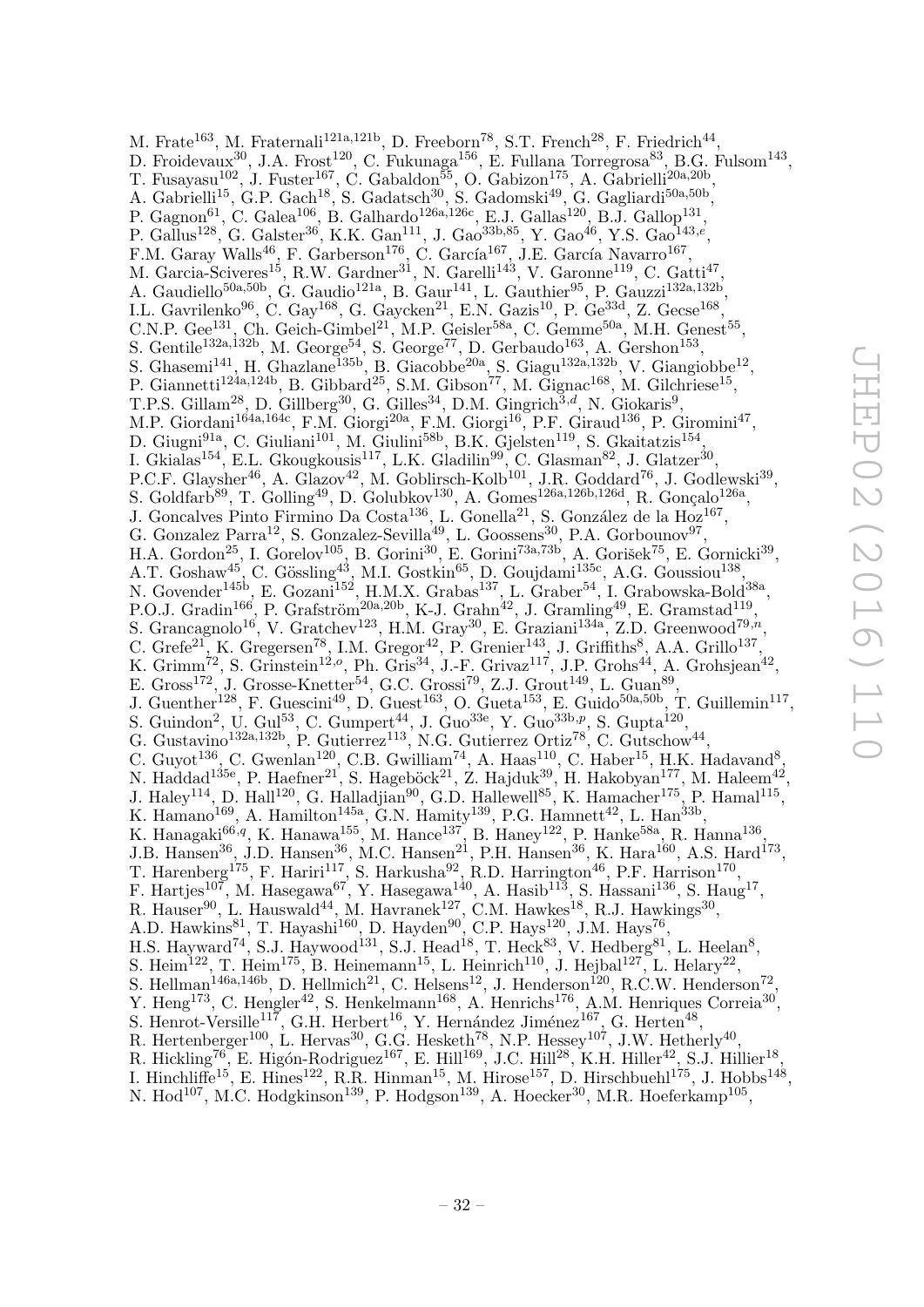M. Frate[163], M. Fraternali[121a,121b], D. Freeborn[78], S.T. French[28], F. Friedrich[44], D. Froidevaux[30], J.A. Frost[120], C. Fukunaga[156], E. Fullana Torregrosa[83], B.G. Fulsom[143], T. Fusayasu[102], J. Fuster[167], C. Gabaldon[55], O. Gabizon[175], A. Gabrielli[20a,20b], A. Gabrielli[15], G.P. Gach[18], S. Gadatsch[30], S. Gadomski[49], G. Gagliardi[50a,50b], P. Gagnon[61], C. Galea[106], B. Galhardo[126a,126c], E.J. Gallas[120], B.J. Gallop[131], P. Gallus[128], G. Galster[36], K.K. Gan[111], J. Gao[33b,85], Y. Gao[46], Y.S. Gao[143,e], F.M. Garay Walls[46], F. Garberson[176], C. García[167], J.E. García Navarro[167], M. Garcia-Sciveres[15], R.W. Gardner[31], N. Garelli[143], V. Garonne[119], C. Gatti[47], A. Gaudiello[50a,50b], G. Gaudio[121a], B. Gaur[141], L. Gauthier[95], P. Gauzzi[132a,132b], I.L. Gavrilenko[96], C. Gay[168], G. Gaycken[21], E.N. Gazis[10], P. Ge[33d], Z. Gecse[168], C.N.P. Gee[131], Ch. Geich-Gimbel[21], M.P. Geisler[58a], C. Gemme[50a], M.H. Genest[55], S. Gentile[132a,132b], M. George[54], S. George[77], D. Gerbaudo[163], A. Gershon[153], S. Ghasemi[141], H. Ghazlane[135b], B. Giacobbe[20a], S. Giagu[132a,132b], V. Giangiobbe[12], P. Giannetti[124a,124b], B. Gibbard[25], S.M. Gibson[77], M. Gignac[168], M. Gilchriese[15], T.P.S. Gillam[28], D. Gillberg[30], G. Gilles[34], D.M. Gingrich[3,d], N. Giokaris[9], M.P. Giordani[164a,164c], F.M. Giorgi[20a], F.M. Giorgi[16], P.F. Giraud[136], P. Giromini[47], D. Giugni[91a], C. Giuliani[101], M. Giulini[58b], B.K. Gjelsten[119], S. Gkaitatzis[154], I. Gkialas[154], E.L. Gkougkousis[117], L.K. Gladilin[99], C. Glasman[82], J. Glatzer[30], P.C.F. Glaysher[46], A. Glazov[42], M. Goblirsch-Kolb[101], J.R. Goddard[76], J. Godlewski[39], S. Goldfarb[89], T. Golling[49], D. Golubkov[130], A. Gomes[126a,126b,126d], R. Gonçalo[126a], J. Goncalves Pinto Firmino Da Costa[136], L. Gonella[21], S. González de la Hoz[167], G. Gonzalez Parra[12], S. Gonzalez-Sevilla[49], L. Goossens[30], P.A. Gorbounov[97], H.A. Gordon[25], I. Gorelov[105], B. Gorini[30], E. Gorini[73a,73b], A. Gorišek[75], E. Gornicki[39], A.T. Goshaw[45], C. Gössling[43], M.I. Gostkin[65], D. Goujdami[135c], A.G. Goussiou[138], N. Govender[145b], E. Gozani[152], H.M.X. Grabas[137], L. Graber[54], I. Grabowska-Bold[38a], P.O.J. Gradin[166], P. Grafström[20a,20b], K-J. Grahn[42], J. Gramling[49], E. Gramstad[119], S. Grancagnolo[16], V. Gratchev[123], H.M. Gray[30], E. Graziani[134a], Z.D. Greenwood[79,n], C. Grefe[21], K. Gregersen[78], I.M. Gregor[42], P. Grenier[143], J. Griffiths[8], A.A. Grillo[137], K. Grimm[72], S. Grinstein[12,o], Ph. Gris[34], J.-F. Grivaz[117], J.P. Grohs[44], A. Grohsjean[42], E. Gross[172], J. Grosse-Knetter[54], G.C. Grossi[79], Z.J. Grout[149], L. Guan[89], J. Guenther[128], F. Guescini[49], D. Guest[163], O. Gueta[153], E. Guido[50a,50b], T. Guillemin[117], S. Guindon[2], U. Gul[53], C. Gumpert[44], J. Guo[33e], Y. Guo[33b,p], S. Gupta[120], G. Gustavino[132a,132b], P. Gutierrez[113], N.G. Gutierrez Ortiz[78], C. Gutschow[44], C. Guyot[136], C. Gwenlan[120], C.B. Gwilliam[74], A. Haas[110], C. Haber[15], H.K. Hadavand[8], N. Haddad[135e], P. Haefner[21], S. Hageböck[21], Z. Hajduk[39], H. Hakobyan[177], M. Haleem[42], J. Haley[114], D. Hall[120], G. Halladjian[90], G.D. Hallewell[85], K. Hamacher[175], P. Hamal[115], K. Hamano[169], A. Hamilton[145a], G.N. Hamity[139], P.G. Hamnett[42], L. Han[33b], K. Hanagaki[66,q], K. Hanawa[155], M. Hance[137], B. Haney[122], P. Hanke[58a], R. Hanna[136], J.B. Hansen[36], J.D. Hansen[36], M.C. Hansen[21], P.H. Hansen[36], K. Hara[160], A.S. Hard[173], T. Harenberg[175], F. Hariri[117], S. Harkusha[92], R.D. Harrington[46], P.F. Harrison[170], F. Hartjes[107], M. Hasegawa[67], Y. Hasegawa[140], A. Hasib[113], S. Hassani[136], S. Haug[17], R. Hauser[90], L. Hauswald[44], M. Havranek[127], C.M. Hawkes[18], R.J. Hawkings[30], A.D. Hawkins[81], T. Hayashi[160], D. Hayden[90], C.P. Hays[120], J.M. Hays[76], H.S. Hayward[74], S.J. Haywood[131], S.J. Head[18], T. Heck[83], V. Hedberg[81], L. Heelan[8], S. Heim[122], T. Heim[175], B. Heinemann[15], L. Heinrich[110], J. Hejbal[127], L. Helary[22], S. Hellman[146a,146b], D. Hellmich[21], C. Helsens[12], J. Henderson[120], R.C.W. Henderson[72], Y. Heng[173], C. Hengler[42], S. Henkelmann[168], A. Henrichs[176], A.M. Henriques Correia[30], S. Henrot-Versille[117], G.H. Herbert[16], Y. Hernández Jiménez[167], G. Herten[48], R. Hertenberger[100], L. Hervas[30], G.G. Hesketh[78], N.P. Hessey[107], J.W. Hetherly[40], R. Hickling[76], E. Higón-Rodriguez[167], E. Hill[169], J.C. Hill[28], K.H. Hiller[42], S.J. Hillier[18], I. Hinchliffe[15], E. Hines[122], R.R. Hinman[15], M. Hirose[157], D. Hirschbuehl[175], J. Hobbs[148], N. Hod[107], M.C. Hodgkinson[139], P. Hodgson[139], A. Hoecker[30], M.R. Hoeferkamp[105],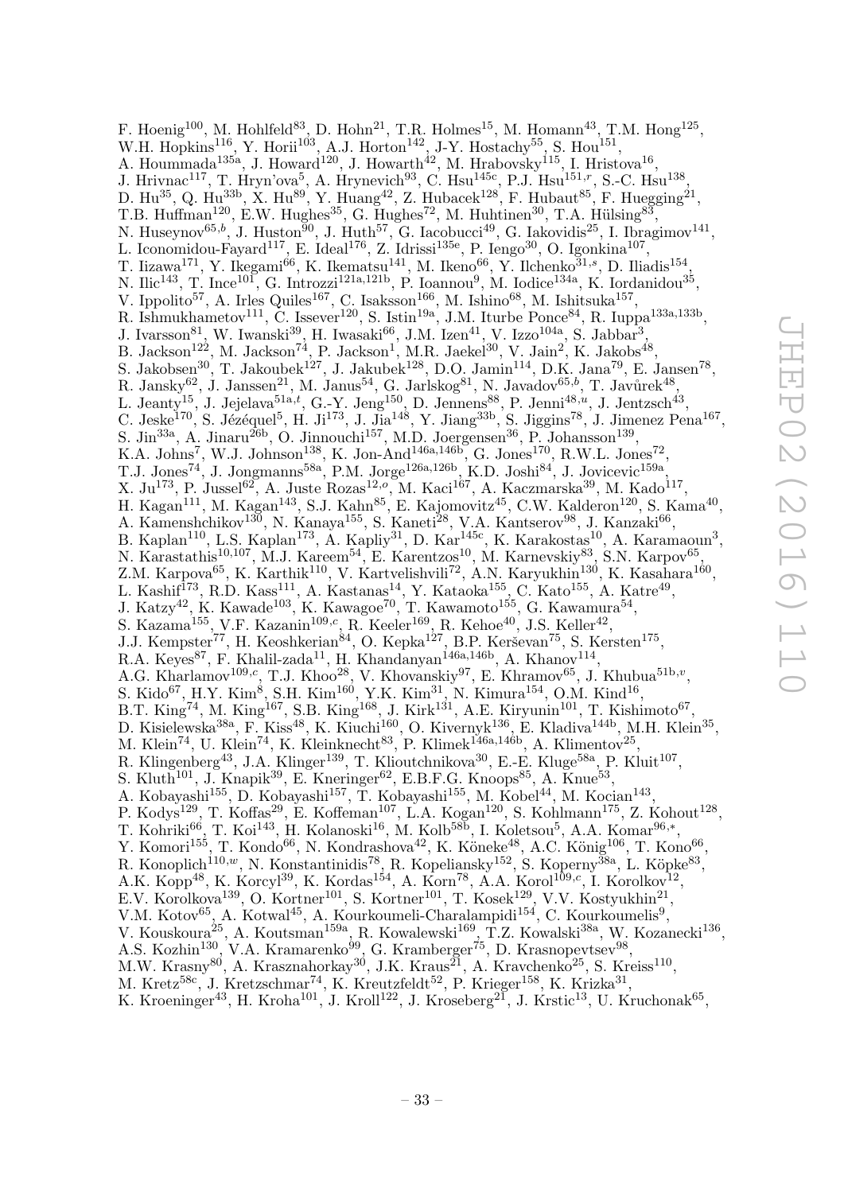F. Hoenig[100], M. Hohlfeld[83], D. Hohn[21], T.R. Holmes[15], M. Homann[43], T.M. Hong[125], W.H. Hopkins[116], Y. Horii[103], A.J. Horton[142], J-Y. Hostachy[55], S. Hou[151], A. Hoummada[135a], J. Howard[120], J. Howarth[42], M. Hrabovsky[115], I. Hristova[16], J. Hrivnac[117], T. Hryn'ova[5], A. Hrynevich[93], C. Hsu[145c], P.J. Hsu[151,r], S.-C. Hsu[138], D. Hu[35], Q. Hu[33b], X. Hu[89], Y. Huang[42], Z. Hubacek[128], F. Hubaut[85], F. Huegging[21], T.B. Huffman[120], E.W. Hughes[35], G. Hughes[72], M. Huhtinen[30], T.A. Hülsing[83], N. Huseynov[65,b], J. Huston[90], J. Huth[57], G. Iacobucci[49], G. Iakovidis[25], I. Ibragimov[141], L. Iconomidou-Fayard[117], E. Ideal[176], Z. Idrissi[135e], P. Iengo[30], O. Igonkina[107], T. Iizawa[171], Y. Ikegami[66], K. Ikematsu[141], M. Ikeno[66], Y. Ilchenko[31,s], D. Iliadis[154], N. Ilic[143], T. Ince[101], G. Introzzi[121a,121b], P. Ioannou[9], M. Iodice[134a], K. Iordanidou[35], V. Ippolito[57], A. Irles Quiles[167], C. Isaksson[166], M. Ishino[68], M. Ishitsuka[157], R. Ishmukhametov[111], C. Issever[120], S. Istin[19a], J.M. Iturbe Ponce[84], R. Iuppa[133a,133b], J. Ivarsson[81], W. Iwanski[39], H. Iwasaki[66], J.M. Izen[41], V. Izzo[104a], S. Jabbar[3], B. Jackson[122], M. Jackson[74], P. Jackson[1], M.R. Jaekel[30], V. Jain[2], K. Jakobs[48], S. Jakobsen[30], T. Jakoubek[127], J. Jakubek[128], D.O. Jamin[114], D.K. Jana[79], E. Jansen[78], R. Jansky[62], J. Janssen[21], M. Janus[54], G. Jarlskog[81], N. Javadov[65,b], T. Javůrek[48], L. Jeanty[15], J. Jejelava[51a,t], G.-Y. Jeng[150], D. Jennens[88], P. Jenni[48,u], J. Jentzsch[43], C. Jeske[170], S. Jézéquel[5], H. Ji[173], J. Jia[148], Y. Jiang[33b], S. Jiggins[78], J. Jimenez Pena[167], S. Jin[33a], A. Jinaru[26b], O. Jinnouchi[157], M.D. Joergensen[36], P. Johansson[139], K.A. Johns[7], W.J. Johnson[138], K. Jon-And[146a,146b], G. Jones[170], R.W.L. Jones[72], T.J. Jones[74], J. Jongmanns[58a], P.M. Jorge[126a,126b], K.D. Joshi[84], J. Jovicevic[159a], X. Ju[173], P. Jussel[62], A. Juste Rozas[12,o], M. Kaci[167], A. Kaczmarska[39], M. Kado[117], H. Kagan[111], M. Kagan[143], S.J. Kahn[85], E. Kajomovitz[45], C.W. Kalderon[120], S. Kama[40], A. Kamenshchikov[130], N. Kanaya[155], S. Kaneti[28], V.A. Kantserov[98], J. Kanzaki[66], B. Kaplan[110], L.S. Kaplan[173], A. Kapliy[31], D. Kar[145c], K. Karakostas[10], A. Karamaoun[3], N. Karastathis[10,107], M.J. Kareem[54], E. Karentzos[10], M. Karnevskiy[83], S.N. Karpov[65], Z.M. Karpova[65], K. Karthik[110], V. Kartvelishvili[72], A.N. Karyukhin[130], K. Kasahara[160], L. Kashif[173], R.D. Kass[111], A. Kastanas[14], Y. Kataoka[155], C. Kato[155], A. Katre[49], J. Katzy[42], K. Kawade[103], K. Kawagoe[70], T. Kawamoto[155], G. Kawamura[54], S. Kazama[155], V.F. Kazanin[109,c], R. Keeler[169], R. Kehoe[40], J.S. Keller[42], J.J. Kempster[77], H. Keoshkerian[84], O. Kepka[127], B.P. Kerševan[75], S. Kersten[175], R.A. Keyes[87], F. Khalil-zada[11], H. Khandanyan[146a,146b], A. Khanov[114], A.G. Kharlamov[109,c], T.J. Khoo[28], V. Khovanskiy[97], E. Khramov[65], J. Khubua[51b,v], S. Kido[67], H.Y. Kim[8], S.H. Kim[160], Y.K. Kim[31], N. Kimura[154], O.M. Kind[16], B.T. King[74], M. King[167], S.B. King[168], J. Kirk[131], A.E. Kiryunin[101], T. Kishimoto[67], D. Kisielewska[38a], F. Kiss[48], K. Kiuchi[160], O. Kivernyk[136], E. Kladiva[144b], M.H. Klein[35], M. Klein[74], U. Klein[74], K. Kleinknecht[83], P. Klimek[146a,146b], A. Klimentov[25], R. Klingenberg[43], J.A. Klinger[139], T. Klioutchnikova[30], E.-E. Kluge[58a], P. Kluit[107], S. Kluth[101], J. Knapik[39], E. Kneringer[62], E.B.F.G. Knoops[85], A. Knue[53], A. Kobayashi[155], D. Kobayashi[157], T. Kobayashi[155], M. Kobel[44], M. Kocian[143], P. Kodys[129], T. Koffas[29], E. Koffeman[107], L.A. Kogan[120], S. Kohlmann[175], Z. Kohout[128], T. Kohriki[66], T. Koi[143], H. Kolanoski[16], M. Kolb[58b], I. Koletsou[5], A.A. Komar[96,*], Y. Komori[155], T. Kondo[66], N. Kondrashova[42], K. Köneke[48], A.C. König[106], T. Kono[66], R. Konoplich[110,w], N. Konstantinidis[78], R. Kopeliansky[152], S. Koperny[38a], L. Köpke[83], A.K. Kopp[48], K. Korcyl[39], K. Kordas[154], A. Korn[78], A.A. Korol[109,c], I. Korolkov[12], E.V. Korolkova[139], O. Kortner[101], S. Kortner[101], T. Kosek[129], V.V. Kostyukhin[21], V.M. Kotov[65], A. Kotwal[45], A. Kourkoumeli-Charalampidi[154], C. Kourkoumelis[9], V. Kouskoura[25], A. Koutsman[159a], R. Kowalewski[169], T.Z. Kowalski[38a], W. Kozanecki[136], A.S. Kozhin[130], V.A. Kramarenko[99], G. Kramberger[75], D. Krasnopevtsev[98], M.W. Krasny[80], A. Krasznahorkay[30], J.K. Kraus[21], A. Kravchenko[25], S. Kreiss[110], M. Kretz[58c], J. Kretzschmar[74], K. Kreutzfeldt[52], P. Krieger[158], K. Krizka[31], K. Kroeninger[43], H. Kroha[101], J. Kroll[122], J. Kroseberg[21], J. Krstic[13], U. Kruchonak[65],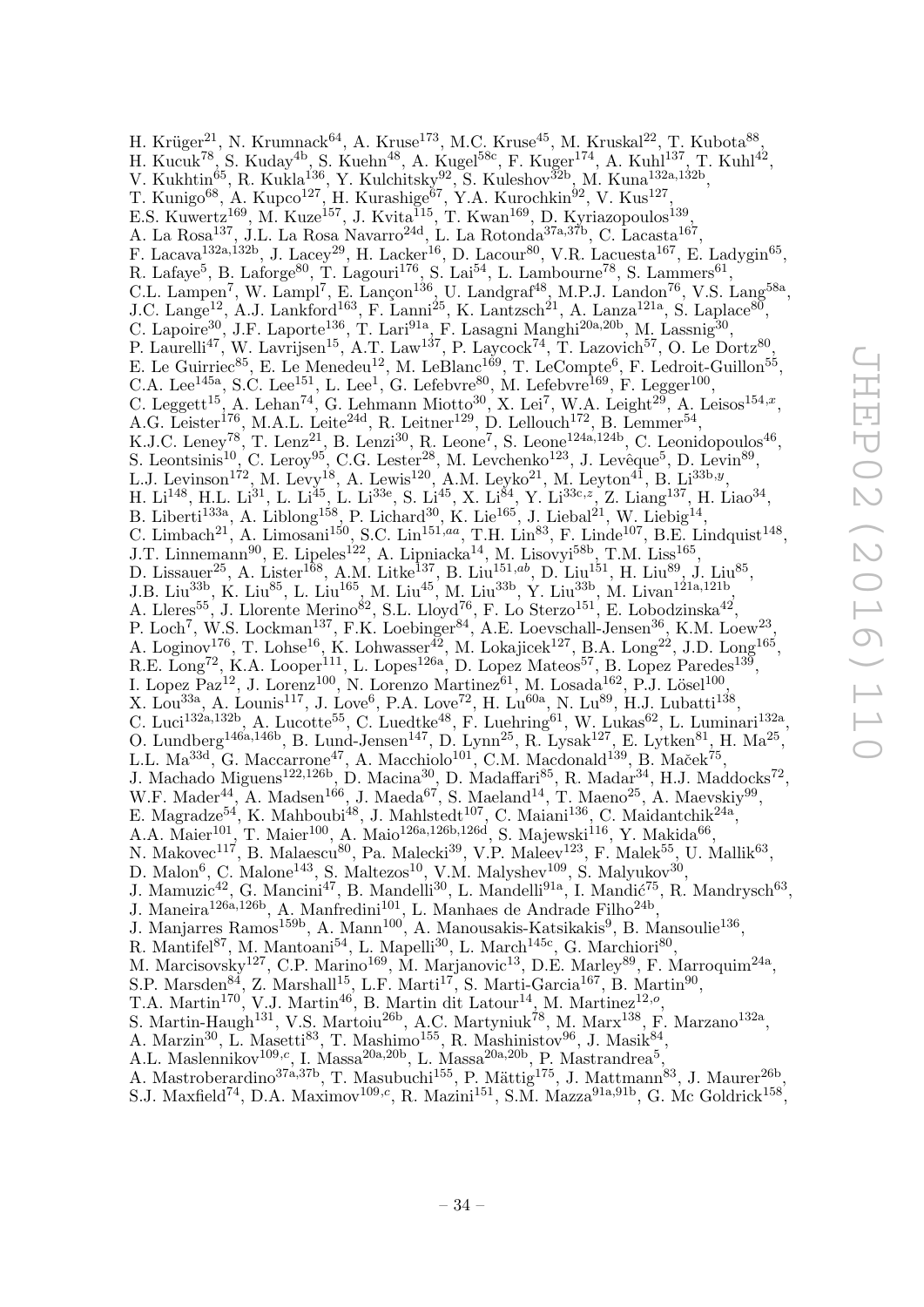H. Krüger[21], N. Krumnack[64], A. Kruse[173], M.C. Kruse[45], M. Kruskal[22], T. Kubota[88], H. Kucuk[78], S. Kuday[4b], S. Kuehn[48], A. Kugel[58c], F. Kuger[174], A. Kuhl[137], T. Kuhl[42], V. Kukhtin[65], R. Kukla[136], Y. Kulchitsky[92], S. Kuleshov[32b], M. Kuna[132a,132b], T. Kunigo[68], A. Kupco[127], H. Kurashige[67], Y.A. Kurochkin[92], V. Kus[127], E.S. Kuwertz[169], M. Kuze[157], J. Kvita[115], T. Kwan[169], D. Kyriazopoulos[139], A. La Rosa[137], J.L. La Rosa Navarro[24d], L. La Rotonda[37a,37b], C. Lacasta[167], F. Lacava[132a,132b], J. Lacey[29], H. Lacker[16], D. Lacour[80], V.R. Lacuesta[167], E. Ladygin[65], R. Lafaye[5], B. Laforge[80], T. Lagouri[176], S. Lai[54], L. Lambourne[78], S. Lammers[61], C.L. Lampen[7], W. Lampl[7], E. Lançon[136], U. Landgraf[48], M.P.J. Landon[76], V.S. Lang[58a], J.C. Lange[12], A.J. Lankford[163], F. Lanni[25], K. Lantzsch[21], A. Lanza[121a], S. Laplace[80], C. Lapoire[30], J.F. Laporte[136], T. Lari[91a], F. Lasagni Manghi[20a,20b], M. Lassnig[30], P. Laurelli[47], W. Lavrijsen[15], A.T. Law[137], P. Laycock[74], T. Lazovich[57], O. Le Dortz[80], E. Le Guirriec[85], E. Le Menedeu[12], M. LeBlanc[169], T. LeCompte[6], F. Ledroit-Guillon[55], C.A. Lee[145a], S.C. Lee[151], L. Lee[1], G. Lefebvre[80], M. Lefebvre[169], F. Legger[100], C. Leggett[15], A. Lehan[74], G. Lehmann Miotto[30], X. Lei[7], W.A. Leight[29], A. Leisos[154,x], A.G. Leister[176], M.A.L. Leite[24d], R. Leitner[129], D. Lellouch[172], B. Lemmer[54], K.J.C. Leney[78], T. Lenz[21], B. Lenzi[30], R. Leone[7], S. Leone[124a,124b], C. Leonidopoulos[46], S. Leontsinis[10], C. Leroy[95], C.G. Lester[28], M. Levchenko[123], J. Levêque[5], D. Levin[89], L.J. Levinson[172], M. Levy[18], A. Lewis[120], A.M. Leyko[21], M. Leyton[41], B. Li[33b,y], H. Li[148], H.L. Li[31], L. Li[45], L. Li[33e], S. Li[45], X. Li[84], Y. Li[33c,z], Z. Liang[137], H. Liao[34], B. Liberti[133a], A. Liblong[158], P. Lichard[30], K. Lie[165], J. Liebal[21], W. Liebig[14], C. Limbach[21], A. Limosani[150], S.C. Lin[151,aa], T.H. Lin[83], F. Linde[107], B.E. Lindquist[148], J.T. Linnemann[90], E. Lipeles[122], A. Lipniacka[14], M. Lisovyi[58b], T.M. Liss[165], D. Lissauer[25], A. Lister[168], A.M. Litke[137], B. Liu[151,ab], D. Liu[151], H. Liu[89], J. Liu[85], J.B. Liu[33b], K. Liu[85], L. Liu[165], M. Liu[45], M. Liu[33b], Y. Liu[33b], M. Livan[121a,121b], A. Lleres[55], J. Llorente Merino[82], S.L. Lloyd[76], F. Lo Sterzo[151], E. Lobodzinska[42], P. Loch[7], W.S. Lockman[137], F.K. Loebinger[84], A.E. Loevschall-Jensen[36], K.M. Loew[23], A. Loginov[176], T. Lohse[16], K. Lohwasser[42], M. Lokajicek[127], B.A. Long[22], J.D. Long[165], R.E. Long[72], K.A. Looper[111], L. Lopes[126a], D. Lopez Mateos[57], B. Lopez Paredes[139], I. Lopez Paz[12], J. Lorenz[100], N. Lorenzo Martinez[61], M. Losada[162], P.J. Lösel[100], X. Lou[33a], A. Lounis[117], J. Love[6], P.A. Love[72], H. Lu[60a], N. Lu[89], H.J. Lubatti[138], C. Luci[132a,132b], A. Lucotte[55], C. Luedtke[48], F. Luehring[61], W. Lukas[62], L. Luminari[132a], O. Lundberg[146a,146b], B. Lund-Jensen[147], D. Lynn[25], R. Lysak[127], E. Lytken[81], H. Ma[25], L.L. Ma[33d], G. Maccarrone[47], A. Macchiolo[101], C.M. Macdonald[139], B. Maček[75], J. Machado Miguens[122,126b], D. Macina[30], D. Madaffari[85], R. Madar[34], H.J. Maddocks[72], W.F. Mader[44], A. Madsen[166], J. Maeda[67], S. Maeland[14], T. Maeno[25], A. Maevskiy[99], E. Magradze[54], K. Mahboubi[48], J. Mahlstedt[107], C. Maiani[136], C. Maidantchik[24a], A.A. Maier[101], T. Maier[100], A. Maio[126a,126b,126d], S. Majewski[116], Y. Makida[66], N. Makovec[117], B. Malaescu[80], Pa. Malecki[39], V.P. Maleev[123], F. Malek[55], U. Mallik[63], D. Malon[6], C. Malone[143], S. Maltezos[10], V.M. Malyshev[109], S. Malyukov[30], J. Mamuzic[42], G. Mancini[47], B. Mandelli[30], L. Mandelli[91a], I. Mandić[75], R. Mandrysch[63], J. Maneira[126a,126b], A. Manfredini[101], L. Manhaes de Andrade Filho[24b], J. Manjarres Ramos[159b], A. Mann[100], A. Manousakis-Katsikakis[9], B. Mansoulie[136], R. Mantifel[87], M. Mantoani[54], L. Mapelli[30], L. March[145c], G. Marchiori[80], M. Marcisovsky[127], C.P. Marino[169], M. Marjanovic[13], D.E. Marley[89], F. Marroquim[24a], S.P. Marsden[84], Z. Marshall[15], L.F. Marti[17], S. Marti-Garcia[167], B. Martin[90], T.A. Martin[170], V.J. Martin[46], B. Martin dit Latour[14], M. Martinez[12,o], S. Martin-Haugh[131], V.S. Martoiu[26b], A.C. Martyniuk[78], M. Marx[138], F. Marzano[132a], A. Marzin[30], L. Masetti[83], T. Mashimo[155], R. Mashinistov[96], J. Masik[84], A.L. Maslennikov[109,c], I. Massa[20a,20b], L. Massa[20a,20b], P. Mastrandrea[5], A. Mastroberardino[37a,37b], T. Masubuchi[155], P. Mättig[175], J. Mattmann[83], J. Maurer[26b], S.J. Maxfield[74], D.A. Maximov[109,c], R. Mazini[151], S.M. Mazza[91a,91b], G. Mc Goldrick[158],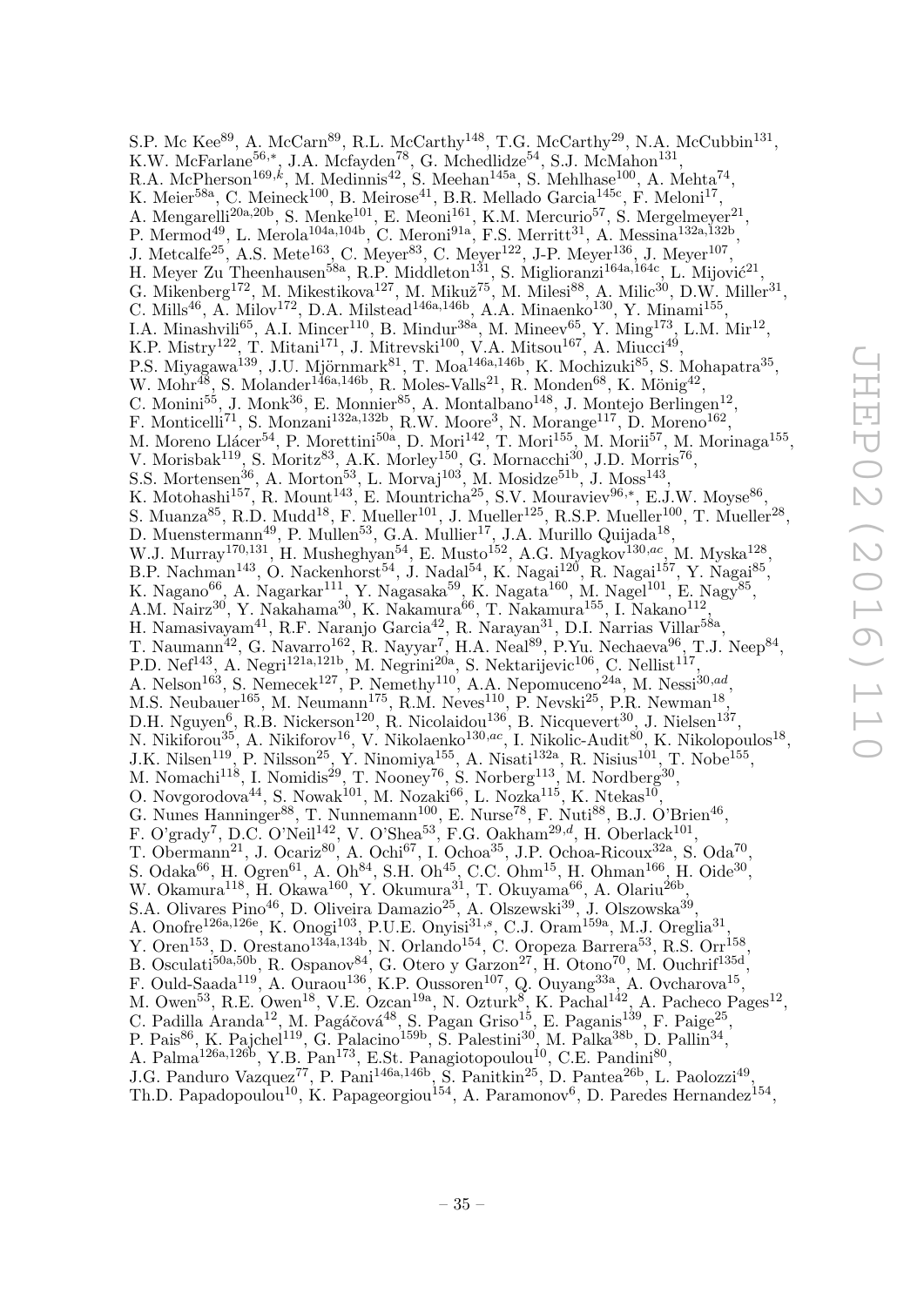S.P. Mc Kee[89], A. McCarn[89], R.L. McCarthy[148], T.G. McCarthy[29], N.A. McCubbin[131], K.W. McFarlane[56,*], J.A. Mcfayden[78], G. Mchedlidze[54], S.J. McMahon[131], R.A. McPherson[169,k], M. Medinnis[42], S. Meehan[145a], S. Mehlhase[100], A. Mehta[74], K. Meier[58a], C. Meineck[100], B. Meirose[41], B.R. Mellado Garcia[145c], F. Meloni[17], A. Mengarelli[20a,20b], S. Menke[101], E. Meoni[161], K.M. Mercurio[57], S. Mergelmeyer[21], P. Mermod[49], L. Merola[104a,104b], C. Meroni[91a], F.S. Merritt[31], A. Messina[132a,132b], J. Metcalfe[25], A.S. Mete[163], C. Meyer[83], C. Meyer[122], J-P. Meyer[136], J. Meyer[107], H. Meyer Zu Theenhausen[58a], R.P. Middleton[131], S. Miglioranzi[164a,164c], L. Mijović[21], G. Mikenberg[172], M. Mikestikova[127], M. Mikuž[75], M. Milesi[88], A. Milic[30], D.W. Miller[31], C. Mills[46], A. Milov[172], D.A. Milstead[146a,146b], A.A. Minaenko[130], Y. Minami[155], I.A. Minashvili[65], A.I. Mincer[110], B. Mindur[38a], M. Mineev[65], Y. Ming[173], L.M. Mir[12], K.P. Mistry[122], T. Mitani[171], J. Mitrevski[100], V.A. Mitsou[167], A. Miucci[49], P.S. Miyagawa[139], J.U. Mjörnmark[81], T. Moa[146a,146b], K. Mochizuki[85], S. Mohapatra[35], W. Mohr[48], S. Molander[146a,146b], R. Moles-Valls[21], R. Monden[68], K. Mönig[42], C. Monini[55], J. Monk[36], E. Monnier[85], A. Montalbano[148], J. Montejo Berlingen[12], F. Monticelli[71], S. Monzani[132a,132b], R.W. Moore[3], N. Morange[117], D. Moreno[162], M. Moreno Llácer[54], P. Morettini[50a], D. Mori[142], T. Mori[155], M. Morii[57], M. Morinaga[155], V. Morisbak[119], S. Moritz[83], A.K. Morley[150], G. Mornacchi[30], J.D. Morris[76], S.S. Mortensen[36], A. Morton[53], L. Morvaj[103], M. Mosidze[51b], J. Moss[143], K. Motohashi[157], R. Mount[143], E. Mountricha[25], S.V. Mouraviev[96,*], E.J.W. Moyse[86], S. Muanza[85], R.D. Mudd[18], F. Mueller[101], J. Mueller[125], R.S.P. Mueller[100], T. Mueller[28], D. Muenstermann[49], P. Mullen[53], G.A. Mullier[17], J.A. Murillo Quijada[18], W.J. Murray[170,131], H. Musheghyan[54], E. Musto[152], A.G. Myagkov[130,ac], M. Myska[128], B.P. Nachman[143], O. Nackenhorst[54], J. Nadal[54], K. Nagai[120], R. Nagai[157], Y. Nagai[85], K. Nagano[66], A. Nagarkar[111], Y. Nagasaka[59], K. Nagata[160], M. Nagel[101], E. Nagy[85], A.M. Nairz[30], Y. Nakahama[30], K. Nakamura[66], T. Nakamura[155], I. Nakano[112], H. Namasivayam[41], R.F. Naranjo Garcia[42], R. Narayan[31], D.I. Narrias Villar[58a], T. Naumann[42], G. Navarro[162], R. Nayyar[7], H.A. Neal[89], P.Yu. Nechaeva[96], T.J. Neep[84], P.D. Nef[143], A. Negri[121a,121b], M. Negrini[20a], S. Nektarijevic[106], C. Nellist[117], A. Nelson[163], S. Nemecek[127], P. Nemethy[110], A.A. Nepomuceno[24a], M. Nessi[30,ad], M.S. Neubauer[165], M. Neumann[175], R.M. Neves[110], P. Nevski[25], P.R. Newman[18], D.H. Nguyen[6], R.B. Nickerson[120], R. Nicolaidou[136], B. Nicquevert[30], J. Nielsen[137], N. Nikiforou[35], A. Nikiforov[16], V. Nikolaenko[130,ac], I. Nikolic-Audit[80], K. Nikolopoulos[18], J.K. Nilsen[119], P. Nilsson[25], Y. Ninomiya[155], A. Nisati[132a], R. Nisius[101], T. Nobe[155], M. Nomachi[118], I. Nomidis[29], T. Nooney[76], S. Norberg[113], M. Nordberg[30], O. Novgorodova[44], S. Nowak[101], M. Nozaki[66], L. Nozka[115], K. Ntekas[10], G. Nunes Hanninger[88], T. Nunnemann[100], E. Nurse[78], F. Nuti[88], B.J. O'Brien[46], F. O'grady[7], D.C. O'Neil[142], V. O'Shea[53], F.G. Oakham[29,d], H. Oberlack[101], T. Obermann[21], J. Ocariz[80], A. Ochi[67], I. Ochoa[35], J.P. Ochoa-Ricoux[32a], S. Oda[70], S. Odaka[66], H. Ogren[61], A. Oh[84], S.H. Oh[45], C.C. Ohm[15], H. Ohman[166], H. Oide[30], W. Okamura[118], H. Okawa[160], Y. Okumura[31], T. Okuyama[66], A. Olariu[26b], S.A. Olivares Pino[46], D. Oliveira Damazio[25], A. Olszewski[39], J. Olszowska[39], A. Onofre[126a,126e], K. Onogi[103], P.U.E. Onyisi[31,s], C.J. Oram[159a], M.J. Oreglia[31], Y. Oren[153], D. Orestano[134a,134b], N. Orlando[154], C. Oropeza Barrera[53], R.S. Orr[158], B. Osculati[50a,50b], R. Ospanov[84], G. Otero y Garzon[27], H. Otono[70], M. Ouchrif[135d], F. Ould-Saada[119], A. Ouraou[136], K.P. Oussoren[107], Q. Ouyang[33a], A. Ovcharova[15], M. Owen[53], R.E. Owen[18], V.E. Ozcan[19a], N. Ozturk[8], K. Pachal[142], A. Pacheco Pages[12], C. Padilla Aranda[12], M. Pagáčová[48], S. Pagan Griso[15], E. Paganis[139], F. Paige[25], P. Pais[86], K. Pajchel[119], G. Palacino[159b], S. Palestini[30], M. Palka[38b], D. Pallin[34], A. Palma[126a,126b], Y.B. Pan[173], E.St. Panagiotopoulou[10], C.E. Pandini[80], J.G. Panduro Vazquez[77], P. Pani[146a,146b], S. Panitkin[25], D. Pantea[26b], L. Paolozzi[49], Th.D. Papadopoulou[10], K. Papageorgiou[154], A. Paramonov[6], D. Paredes Hernandez[154],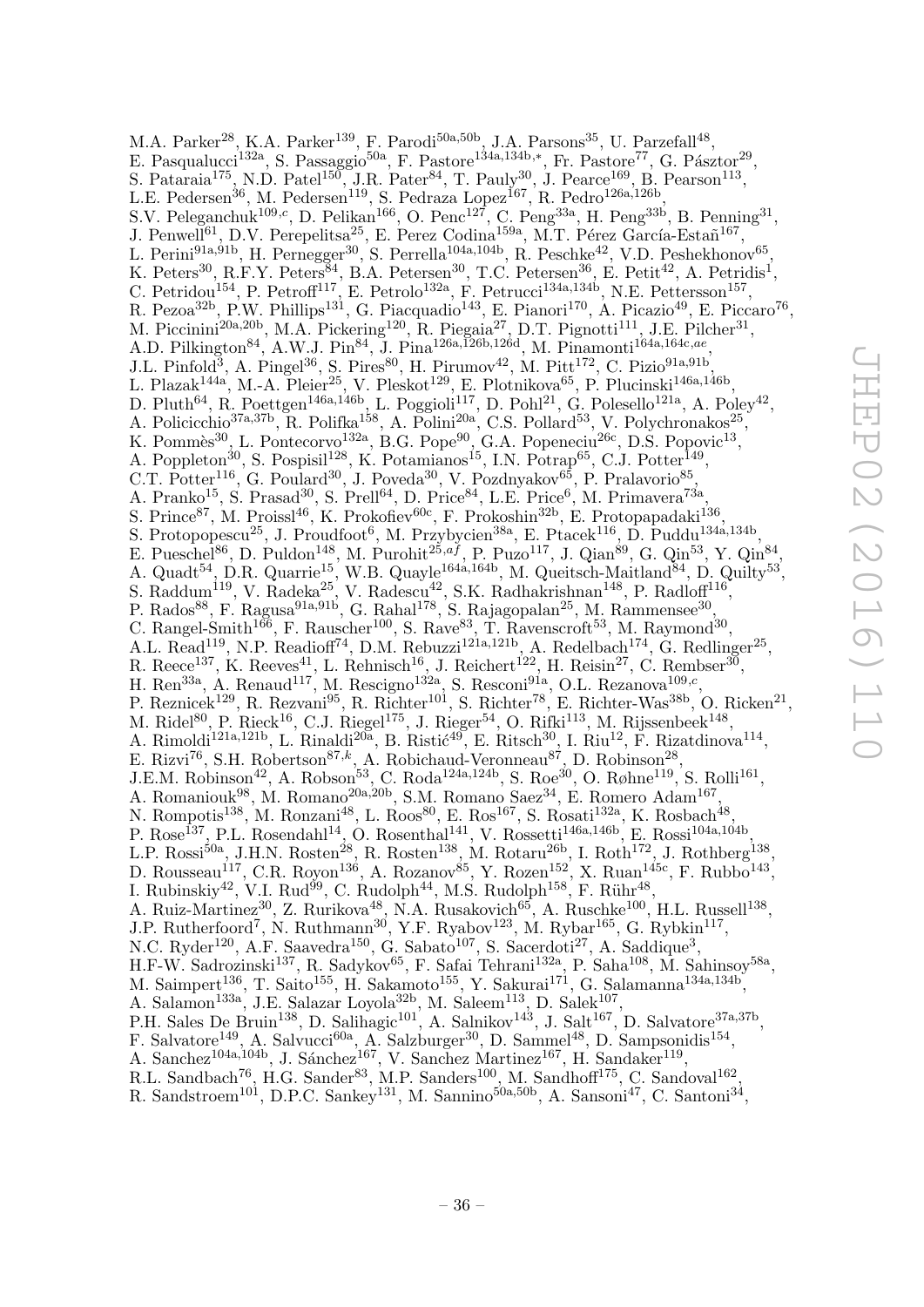M.A. Parker[28], K.A. Parker[139], F. Parodi[50a,50b], J.A. Parsons[35], U. Parzefall[48], E. Pasqualucci[132a], S. Passaggio[50a], F. Pastore[134a,134b,*], Fr. Pastore[77], G. Pásztor[29], S. Pataraia[175], N.D. Patel[150], J.R. Pater[84], T. Pauly[30], J. Pearce[169], B. Pearson[113], L.E. Pedersen[36], M. Pedersen[119], S. Pedraza Lopez[167], R. Pedro[126a,126b], S.V. Peleganchuk[109,c], D. Pelikan[166], O. Penc[127], C. Peng[33a], H. Peng[33b], B. Penning[31], J. Penwell[61], D.V. Perepelitsa[25], E. Perez Codina[159a], M.T. Pérez García-Estañ[167], L. Perini[91a,91b], H. Pernegger[30], S. Perrella[104a,104b], R. Peschke[42], V.D. Peshekhonov[65], K. Peters[30], R.F.Y. Peters[84], B.A. Petersen[30], T.C. Petersen[36], E. Petit[42], A. Petridis[1], C. Petridou[154], P. Petroff[117], E. Petrolo[132a], F. Petrucci[134a,134b], N.E. Pettersson[157], R. Pezoa[32b], P.W. Phillips[131], G. Piacquadio[143], E. Pianori[170], A. Picazio[49], E. Piccaro[76], M. Piccinini[20a,20b], M.A. Pickering[120], R. Piegaia[27], D.T. Pignotti[111], J.E. Pilcher[31], A.D. Pilkington[84], A.W.J. Pin[84], J. Pina[126a,126b,126d], M. Pinamonti[164a,164c,ae], J.L. Pinfold[3], A. Pingel[36], S. Pires[80], H. Pirumov[42], M. Pitt[172], C. Pizio[91a,91b], L. Plazak[144a], M.-A. Pleier[25], V. Pleskot[129], E. Plotnikova[65], P. Plucinski[146a,146b], D. Pluth[64], R. Poettgen[146a,146b], L. Poggioli[117], D. Pohl[21], G. Polesello[121a], A. Poley[42], A. Policicchio[37a,37b], R. Polifka[158], A. Polini[20a], C.S. Pollard[53], V. Polychronakos[25], K. Pommès[30], L. Pontecorvo[132a], B.G. Pope[90], G.A. Popeneciu[26c], D.S. Popovic[13], A. Poppleton[30], S. Pospisil[128], K. Potamianos[15], I.N. Potrap[65], C.J. Potter[149], C.T. Potter[116], G. Poulard[30], J. Poveda[30], V. Pozdnyakov[65], P. Pralavorio[85], A. Pranko[15], S. Prasad[30], S. Prell[64], D. Price[84], L.E. Price[6], M. Primavera[73a], S. Prince[87], M. Proissl[46], K. Prokofiev[60c], F. Prokoshin[32b], E. Protopapadaki[136], S. Protopopescu[25], J. Proudfoot[6], M. Przybycien[38a], E. Ptacek[116], D. Puddu[134a,134b], E. Pueschel[86], D. Puldon[148], M. Purohit[25,af], P. Puzo[117], J. Qian[89], G. Qin[53], Y. Qin[84], A. Quadt[54], D.R. Quarrie[15], W.B. Quayle[164a,164b], M. Queitsch-Maitland[84], D. Quilty[53], S. Raddum[119], V. Radeka[25], V. Radescu[42], S.K. Radhakrishnan[148], P. Radloff[116], P. Rados[88], F. Ragusa[91a,91b], G. Rahal[178], S. Rajagopalan[25], M. Rammensee[30], C. Rangel-Smith[166], F. Rauscher[100], S. Rave[83], T. Ravenscroft[53], M. Raymond[30], A.L. Read[119], N.P. Readioff[74], D.M. Rebuzzi[121a,121b], A. Redelbach[174], G. Redlinger[25], R. Reece[137], K. Reeves[41], L. Rehnisch[16], J. Reichert[122], H. Reisin[27], C. Rembser[30], H. Ren[33a], A. Renaud[117], M. Rescigno[132a], S. Resconi[91a], O.L. Rezanova[109,c], P. Reznicek[129], R. Rezvani[95], R. Richter[101], S. Richter[78], E. Richter-Was[38b], O. Ricken[21], M. Ridel[80], P. Rieck[16], C.J. Riegel[175], J. Rieger[54], O. Rifki[113], M. Rijssenbeek[148], A. Rimoldi[121a,121b], L. Rinaldi[20a], B. Ristić[49], E. Ritsch[30], I. Riu[12], F. Rizatdinova[114], E. Rizvi[76], S.H. Robertson[87,k], A. Robichaud-Veronneau[87], D. Robinson[28], J.E.M. Robinson[42], A. Robson[53], C. Roda[124a,124b], S. Roe[30], O. Røhne[119], S. Rolli[161], A. Romaniouk[98], M. Romano[20a,20b], S.M. Romano Saez[34], E. Romero Adam[167], N. Rompotis[138], M. Ronzani[48], L. Roos[80], E. Ros[167], S. Rosati[132a], K. Rosbach[48], P. Rose[137], P.L. Rosendahl[14], O. Rosenthal[141], V. Rossetti[146a,146b], E. Rossi[104a,104b], L.P. Rossi[50a], J.H.N. Rosten[28], R. Rosten[138], M. Rotaru[26b], I. Roth[172], J. Rothberg[138], D. Rousseau[117], C.R. Royon[136], A. Rozanov[85], Y. Rozen[152], X. Ruan[145c], F. Rubbo[143], I. Rubinskiy[42], V.I. Rud[99], C. Rudolph[44], M.S. Rudolph[158], F. Rühr[48], A. Ruiz-Martinez[30], Z. Rurikova[48], N.A. Rusakovich[65], A. Ruschke[100], H.L. Russell[138], J.P. Rutherfoord[7], N. Ruthmann[30], Y.F. Ryabov[123], M. Rybar[165], G. Rybkin[117], N.C. Ryder[120], A.F. Saavedra[150], G. Sabato[107], S. Sacerdoti[27], A. Saddique[3], H.F-W. Sadrozinski[137], R. Sadykov[65], F. Safai Tehrani[132a], P. Saha[108], M. Sahinsoy[58a], M. Saimpert[136], T. Saito[155], H. Sakamoto[155], Y. Sakurai[171], G. Salamanna[134a,134b], A. Salamon[133a], J.E. Salazar Loyola[32b], M. Saleem[113], D. Salek[107], P.H. Sales De Bruin[138], D. Salihagic[101], A. Salnikov[143], J. Salt[167], D. Salvatore[37a,37b], F. Salvatore[149], A. Salvucci[60a], A. Salzburger[30], D. Sammel[48], D. Sampsonidis[154], A. Sanchez[104a,104b], J. Sánchez[167], V. Sanchez Martinez[167], H. Sandaker[119], R.L. Sandbach[76], H.G. Sander[83], M.P. Sanders[100], M. Sandhoff[175], C. Sandoval[162], R. Sandstroem[101], D.P.C. Sankey[131], M. Sannino[50a,50b], A. Sansoni[47], C. Santoni[34],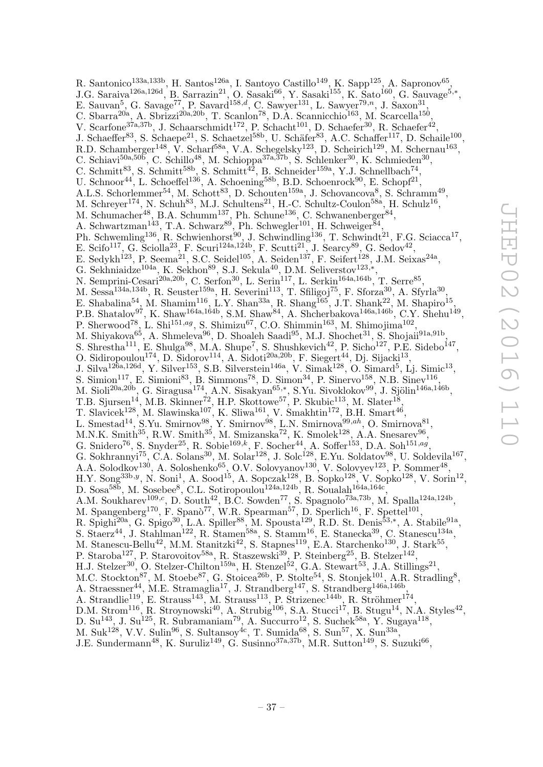R. Santonico[133a,133b], H. Santos[126a], I. Santoyo Castillo[149], K. Sapp[125], A. Sapronov[65], J.G. Saraiva[126a,126d], B. Sarrazin[21], O. Sasaki[66], Y. Sasaki[155], K. Sato[160], G. Sauvage[5,*], E. Sauvan[5], G. Savage[77], P. Savard[158,d], C. Sawyer[131], L. Sawyer[79,n], J. Saxon[31], C. Sbarra[20a], A. Sbrizzi[20a,20b], T. Scanlon[78], D.A. Scannicchio[163], M. Scarcella[150], V. Scarfone[37a,37b], J. Schaarschmidt[172], P. Schacht[101], D. Schaefer[30], R. Schaefer[42], J. Schaeffer[83], S. Schaepe[21], S. Schaetzel[58b], U. Schäfer[83], A.C. Schaffer[117], D. Schaile[100], R.D. Schamberger[148], V. Scharf[58a], V.A. Schegelsky[123], D. Scheirich[129], M. Schernau[163], C. Schiavi[50a,50b], C. Schillo[48], M. Schioppa[37a,37b], S. Schlenker[30], K. Schmieden[30], C. Schmitt[83], S. Schmitt[58b], S. Schmitt[42], B. Schneider[159a], Y.J. Schnellbach[74], U. Schnoor[44], L. Schoeffel[136], A. Schoening[58b], B.D. Schoenrock[90], E. Schopf[21], A.L.S. Schorlemmer[54], M. Schott[83], D. Schouten[159a], J. Schovancova[8], S. Schramm[49], M. Schreyer[174], N. Schuh[83], M.J. Schultens[21], H.-C. Schultz-Coulon[58a], H. Schulz[16], M. Schumacher[48], B.A. Schumm[137], Ph. Schune[136], C. Schwanenberger[84], A. Schwartzman[143], T.A. Schwarz[89], Ph. Schwegler[101], H. Schweiger[84], Ph. Schwemling[136], R. Schwienhorst[90], J. Schwindling[136], T. Schwindt[21], F.G. Sciacca[17], E. Scifo[117], G. Sciolla[23], F. Scuri[124a,124b], F. Scutti[21], J. Searcy[89], G. Sedov[42], E. Sedykh[123], P. Seema[21], S.C. Seidel[105], A. Seiden[137], F. Seifert[128], J.M. Seixas[24a], G. Sekhniaidze[104a], K. Sekhon[89], S.J. Sekula[40], D.M. Seliverstov[123,*], N. Semprini-Cesari[20a,20b], C. Serfon[30], L. Serin[117], L. Serkin[164a,164b], T. Serre[85], M. Sessa[134a,134b], R. Seuster[159a], H. Severini[113], T. Sfiligoj[75], F. Sforza[30], A. Sfyrla[30], E. Shabalina[54], M. Shamim[116], L.Y. Shan[33a], R. Shang[165], J.T. Shank[22], M. Shapiro[15], P.B. Shatalov[97], K. Shaw[164a,164b], S.M. Shaw[84], A. Shcherbakova[146a,146b], C.Y. Shehu[149], P. Sherwood[78], L. Shi[151,ag], S. Shimizu[67], C.O. Shimmin[163], M. Shimojima[102], M. Shiyakova[65], A. Shmeleva[96], D. Shoaleh Saadi[95], M.J. Shochet[31], S. Shojaii[91a,91b], S. Shrestha[111], E. Shulga[98], M.A. Shupe[7], S. Shushkevich[42], P. Sicho[127], P.E. Sidebo[147], O. Sidiropoulou[174], D. Sidorov[114], A. Sidoti[20a,20b], F. Siegert[44], Dj. Sijacki[13], J. Silva[126a,126d], Y. Silver[153], S.B. Silverstein[146a], V. Simak[128], O. Simard[5], Lj. Simic[13], S. Simion[117], E. Simioni[83], B. Simmons[78], D. Simon[34], P. Sinervo[158], N.B. Sinev[116], M. Sioli[20a,20b], G. Siragusa[174], A.N. Sisakyan[65,*], S.Yu. Sivoklokov[99], J. Sjölin[146a,146b], T.B. Sjursen[14], M.B. Skinner[72], H.P. Skottowe[57], P. Skubic[113], M. Slater[18], T. Slavicek[128], M. Slawinska[107], K. Sliwa[161], V. Smakhtin[172], B.H. Smart[46], L. Smestad[14], S.Yu. Smirnov[98], Y. Smirnov[98], L.N. Smirnova[99,ah], O. Smirnova[81], M.N.K. Smith[35], R.W. Smith[35], M. Smizanska[72], K. Smolek[128], A.A. Snesarev[96], G. Snidero[76], S. Snyder[25], R. Sobie[169,k], F. Socher[44], A. Soffer[153], D.A. Soh[151,ag], G. Sokhrannyi[75], C.A. Solans[30], M. Solar[128], J. Solc[128], E.Yu. Soldatov[98], U. Soldevila[167], A.A. Solodkov[130], A. Soloshenko[65], O.V. Solovyanov[130], V. Solovyev[123], P. Sommer[48], H.Y. Song[33b,y], N. Soni[1], A. Sood[15], A. Sopczak[128], B. Sopko[128], V. Sopko[128], V. Sorin[12], D. Sosa[58b], M. Sosebee[8], C.L. Sotiropoulou[124a,124b], R. Soualah[164a,164c], A.M. Soukharev[109,c], D. South[42], B.C. Sowden[77], S. Spagnolo[73a,73b], M. Spalla[124a,124b], M. Spangenberg[170], F. Spanò[77], W.R. Spearman[57], D. Sperlich[16], F. Spettel[101], R. Spighi[20a], G. Spigo[30], L.A. Spiller[88], M. Spousta[129], R.D. St. Denis[53,*], A. Stabile[91a], S. Staerz[44], J. Stahlman[122], R. Stamen[58a], S. Stamm[16], E. Stanecka[39], C. Stanescu[134a], M. Stanescu-Bellu[42], M.M. Stanitzki[42], S. Stapnes[119], E.A. Starchenko[130], J. Stark[55], P. Staroba[127], P. Starovoitov[58a], R. Staszewski[39], P. Steinberg[25], B. Stelzer[142], H.J. Stelzer[30], O. Stelzer-Chilton[159a], H. Stenzel[52], G.A. Stewart[53], J.A. Stillings[21], M.C. Stockton[87], M. Stoebe[87], G. Stoicea[26b], P. Stolte[54], S. Stonjek[101], A.R. Stradling[8], A. Straessner[44], M.E. Stramaglia[17], J. Strandberg[147], S. Strandberg[146a,146b], A. Strandlie[119], E. Strauss[143], M. Strauss[113], P. Strizenec[144b], R. Ströhmer[174], D.M. Strom[116], R. Stroynowski[40], A. Strubig[106], S.A. Stucci[17], B. Stugu[14], N.A. Styles[42], D. Su[143], J. Su[125], R. Subramaniam[79], A. Succurro[12], S. Suchek[58a], Y. Sugaya[118], M. Suk[128], V.V. Sulin[96], S. Sultansoy[4c], T. Sumida[68], S. Sun[57], X. Sun[33a], J.E. Sundermann[48], K. Suruliz[149], G. Susinno[37a,37b], M.R. Sutton[149], S. Suzuki[66],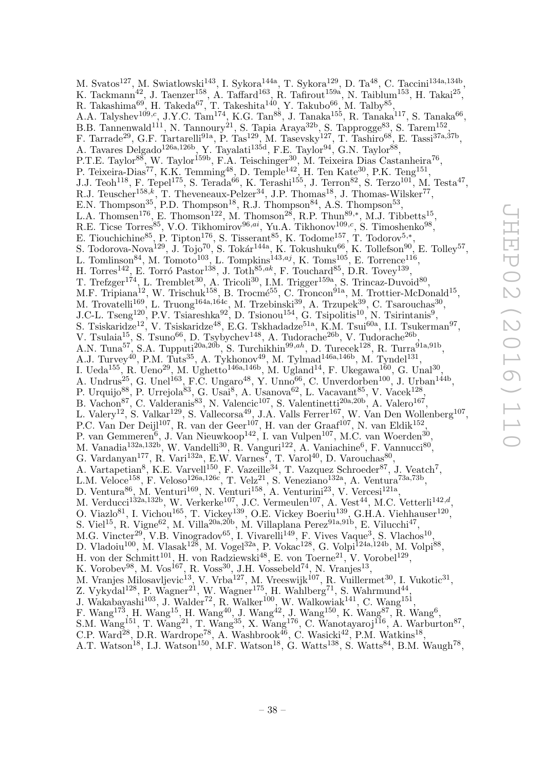M. Svatos[127], M. Swiatlowski[143], I. Sykora[144a], T. Sykora[129], D. Ta[48], C. Taccini[134a,134b], K. Tackmann[42], J. Taenzer[158], A. Taffard[163], R. Tafirout[159a], N. Taiblum[153], H. Takai[25], R. Takashima[69], H. Takeda[67], T. Takeshita[140], Y. Takubo[66], M. Talby[85], A.A. Talyshev[109,c], J.Y.C. Tam[174], K.G. Tan[88], J. Tanaka[155], R. Tanaka[117], S. Tanaka[66], B.B. Tannenwald[111], N. Tannoury[21], S. Tapia Araya[32b], S. Tapprogge[83], S. Tarem[152], F. Tarrade[29], G.F. Tartarelli[91a], P. Tas[129], M. Tasevsky[127], T. Tashiro[68], E. Tassi[37a,37b], A. Tavares Delgado[126a,126b], Y. Tayalati[135d], F.E. Taylor[94], G.N. Taylor[88], P.T.E. Taylor[88], W. Taylor[159b], F.A. Teischinger[30], M. Teixeira Dias Castanheira[76], P. Teixeira-Dias[77], K.K. Temming[48], D. Temple[142], H. Ten Kate[30], P.K. Teng[151], J.J. Teoh[118], F. Tepel[175], S. Terada[66], K. Terashi[155], J. Terron[82], S. Terzo[101], M. Testa[47], R.J. Teuscher[158,k], T. Theveneaux-Pelzer[34], J.P. Thomas[18], J. Thomas-Wilsker[77], E.N. Thompson[35], P.D. Thompson[18], R.J. Thompson[84], A.S. Thompson[53], L.A. Thomsen[176], E. Thomson[122], M. Thomson[28], R.P. Thun[89,*], M.J. Tibbetts[15], R.E. Ticse Torres[85], V.O. Tikhomirov[96,ai], Yu.A. Tikhonov[109,c], S. Timoshenko[98], E. Tiouchichine[85], P. Tipton[176], S. Tisserant[85], K. Todome[157], T. Todorov[5,*], S. Todorova-Nova[129], J. Tojo[70], S. Tokár[144a], K. Tokushuku[66], K. Tollefson[90], E. Tolley[57], L. Tomlinson[84], M. Tomoto[103], L. Tompkins[143,aj], K. Toms[105], E. Torrence[116], H. Torres[142], E. Torró Pastor[138], J. Toth[85,ak], F. Touchard[85], D.R. Tovey[139], T. Trefzger[174], L. Tremblet[30], A. Tricoli[30], I.M. Trigger[159a], S. Trincaz-Duvoid[80], M.F. Tripiana[12], W. Trischuk[158], B. Trocmé[55], C. Troncon[91a], M. Trottier-McDonald[15], M. Trovatelli[169], L. Truong[164a,164c], M. Trzebinski[39], A. Trzupek[39], C. Tsarouchas[30], J.C-L. Tseng[120], P.V. Tsiareshka[92], D. Tsionou[154], G. Tsipolitis[10], N. Tsirintanis[9], S. Tsiskaridze[12], V. Tsiskaridze[48], E.G. Tskhadadze[51a], K.M. Tsui[60a], I.I. Tsukerman[97], V. Tsulaia[15], S. Tsuno[66], D. Tsybychev[148], A. Tudorache[26b], V. Tudorache[26b], A.N. Tuna[57], S.A. Tupputi[20a,20b], S. Turchikhin[99,ah], D. Turecek[128], R. Turra[91a,91b], A.J. Turvey[40], P.M. Tuts[35], A. Tykhonov[49], M. Tylmad[146a,146b], M. Tyndel[131], I. Ueda[155], R. Ueno[29], M. Ughetto[146a,146b], M. Ugland[14], F. Ukegawa[160], G. Unal[30], A. Undrus[25], G. Unel[163], F.C. Ungaro[48], Y. Unno[66], C. Unverdorben[100], J. Urban[144b], P. Urquijo[88], P. Urrejola[83], G. Usai[8], A. Usanova[62], L. Vacavant[85], V. Vacek[128], B. Vachon[87], C. Valderanis[83], N. Valencic[107], S. Valentinetti[20a,20b], A. Valero[167], L. Valery[12], S. Valkar[129], S. Vallecorsa[49], J.A. Valls Ferrer[167], W. Van Den Wollenberg[107], P.C. Van Der Deijl[107], R. van der Geer[107], H. van der Graaf[107], N. van Eldik[152], P. van Gemmeren[6], J. Van Nieuwkoop[142], I. van Vulpen[107], M.C. van Woerden[30], M. Vanadia[132a,132b], W. Vandelli[30], R. Vanguri[122], A. Vaniachine[6], F. Vannucci[80], G. Vardanyan[177], R. Vari[132a], E.W. Varnes[7], T. Varol[40], D. Varouchas[80], A. Vartapetian[8], K.E. Varvell[150], F. Vazeille[34], T. Vazquez Schroeder[87], J. Veatch[7], L.M. Veloce[158], F. Veloso[126a,126c], T. Velz[21], S. Veneziano[132a], A. Ventura[73a,73b], D. Ventura[86], M. Venturi[169], N. Venturi[158], A. Venturini[23], V. Vercesi[121a], M. Verducci[132a,132b], W. Verkerke[107], J.C. Vermeulen[107], A. Vest[44], M.C. Vetterli[142,d], O. Viazlo[81], I. Vichou[165], T. Vickey[139], O.E. Vickey Boeriu[139], G.H.A. Viehhauser[120], S. Viel[15], R. Vigne[62], M. Villa[20a,20b], M. Villaplana Perez[91a,91b], E. Vilucchi[47], M.G. Vincter[29], V.B. Vinogradov[65], I. Vivarelli[149], F. Vives Vaque[3], S. Vlachos[10], D. Vladoiu[100], M. Vlasak[128], M. Vogel[32a], P. Vokac[128], G. Volpi[124a,124b], M. Volpi[88], H. von der Schmitt[101], H. von Radziewski[48], E. von Toerne[21], V. Vorobel[129], K. Vorobev[98], M. Vos[167], R. Voss[30], J.H. Vossebeld[74], N. Vranjes[13], M. Vranjes Milosavljevic[13], V. Vrba[127], M. Vreeswijk[107], R. Vuillermet[30], I. Vukotic[31], Z. Vykydal[128], P. Wagner[21], W. Wagner[175], H. Wahlberg[71], S. Wahrmund[44], J. Wakabayashi[103], J. Walder[72], R. Walker[100], W. Walkowiak[141], C. Wang[151], F. Wang[173], H. Wang[15], H. Wang[40], J. Wang[42], J. Wang[150], K. Wang[87], R. Wang[6], S.M. Wang[151], T. Wang[21], T. Wang[35], X. Wang[176], C. Wanotayaroj[116], A. Warburton[87], C.P. Ward[28], D.R. Wardrope[78], A. Washbrook[46], C. Wasicki[42], P.M. Watkins[18], A.T. Watson[18], I.J. Watson[150], M.F. Watson[18], G. Watts[138], S. Watts[84], B.M. Waugh[78],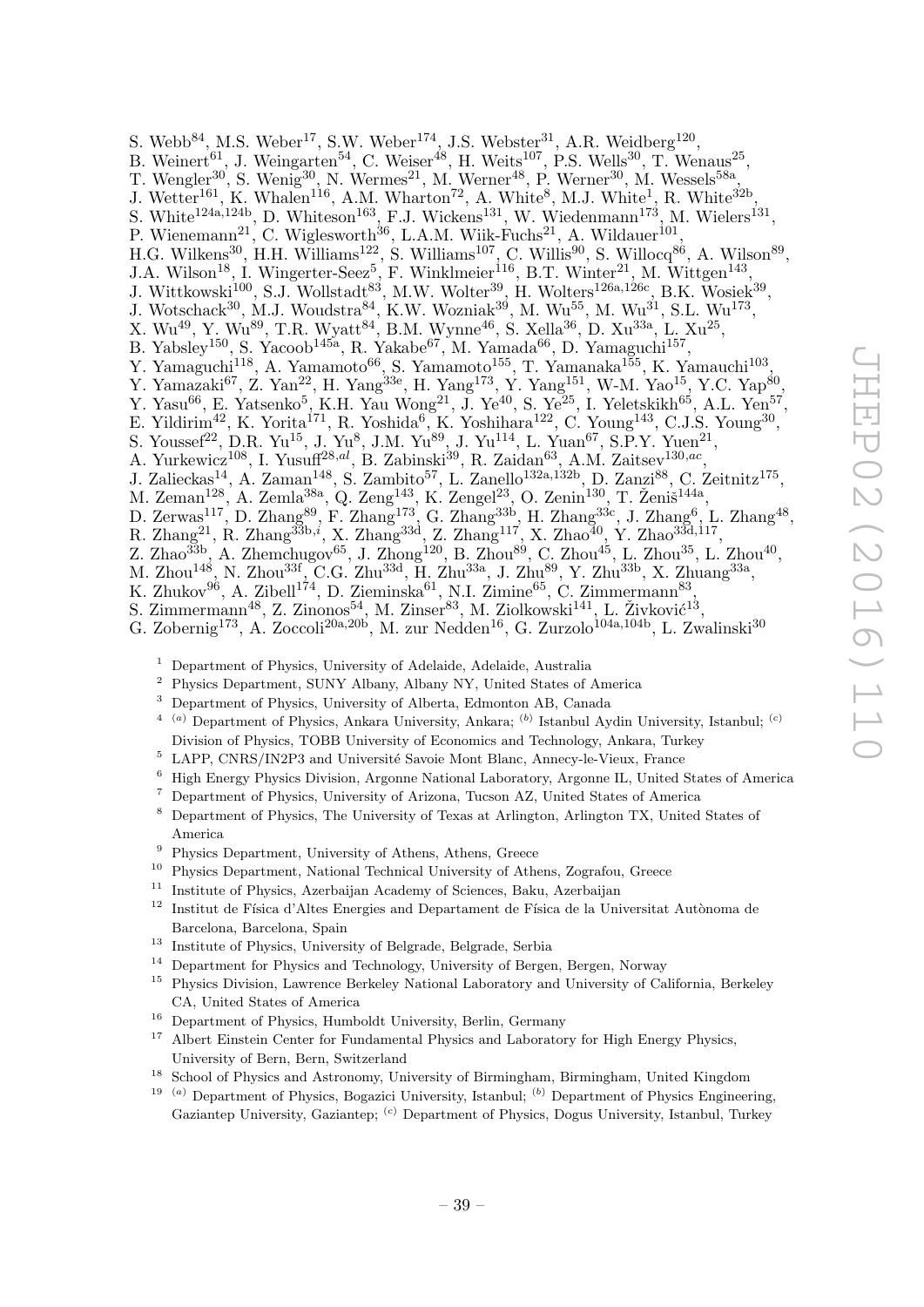S. Webb[84], M.S. Weber[17], S.W. Weber[174], J.S. Webster[31], A.R. Weidberg[120], B. Weinert[61], J. Weingarten[54], C. Weiser[48], H. Weits[107], P.S. Wells[30], T. Wenaus[25], T. Wengler[30], S. Wenig[30], N. Wermes[21], M. Werner[48], P. Werner[30], M. Wessels[58a], J. Wetter[161], K. Whalen[116], A.M. Wharton[72], A. White[8], M.J. White[1], R. White[32b], S. White[124a,124b], D. Whiteson[163], F.J. Wickens[131], W. Wiedenmann[173], M. Wielers[131], P. Wienemann[21], C. Wiglesworth[36], L.A.M. Wiik-Fuchs[21], A. Wildauer[101], H.G. Wilkens[30], H.H. Williams[122], S. Williams[107], C. Willis[90], S. Willocq[86], A. Wilson[89], J.A. Wilson[18], I. Wingerter-Seez[5], F. Winklmeier[116], B.T. Winter[21], M. Wittgen[143], J. Wittkowski[100], S.J. Wollstadt[83], M.W. Wolter[39], H. Wolters[126a,126c], B.K. Wosiek[39], J. Wotschack[30], M.J. Woudstra[84], K.W. Wozniak[39], M. Wu[55], M. Wu[31], S.L. Wu[173], X. Wu[49], Y. Wu[89], T.R. Wyatt[84], B.M. Wynne[46], S. Xella[36], D. Xu[33a], L. Xu[25], B. Yabsley[150], S. Yacoob[145a], R. Yakabe[67], M. Yamada[66], D. Yamaguchi[157], Y. Yamaguchi[118], A. Yamamoto[66], S. Yamamoto[155], T. Yamanaka[155], K. Yamauchi[103], Y. Yamazaki[67], Z. Yan[22], H. Yang[33e], H. Yang[173], Y. Yang[151], W-M. Yao[15], Y.C. Yap[80], Y. Yasu[66], E. Yatsenko[5], K.H. Yau Wong[21], J. Ye[40], S. Ye[25], I. Yeletskikh[65], A.L. Yen[57], E. Yildirim[42], K. Yorita[171], R. Yoshida[6], K. Yoshihara[122], C. Young[143], C.J.S. Young[30], S. Youssef[22], D.R. Yu[15], J. Yu[8], J.M. Yu[89], J. Yu[114], L. Yuan[67], S.P.Y. Yuen[21], A. Yurkewicz[108], I. Yusuff[28,al], B. Zabinski[39], R. Zaidan[63], A.M. Zaitsev[130,ac], J. Zalieckas[14], A. Zaman[148], S. Zambito[57], L. Zanello[132a,132b], D. Zanzi[88], C. Zeitnitz[175], M. Zeman[128], A. Zemla[38a], Q. Zeng[143], K. Zengel[23], O. Zenin[130], T. Ženiš[144a], D. Zerwas[117], D. Zhang[89], F. Zhang[173], G. Zhang[33b], H. Zhang[33c], J. Zhang[6], L. Zhang[48], R. Zhang[21], R. Zhang[33b,i], X. Zhang[33d], Z. Zhang[117], X. Zhao[40], Y. Zhao[33d,117], Z. Zhao[33b], A. Zhemchugov[65], J. Zhong[120], B. Zhou[89], C. Zhou[45], L. Zhou[35], L. Zhou[40], M. Zhou[148], N. Zhou[33f], C.G. Zhu[33d], H. Zhu[33a], J. Zhu[89], Y. Zhu[33b], X. Zhuang[33a], K. Zhukov[96], A. Zibell[174], D. Zieminska[61], N.I. Zimine[65], C. Zimmermann[83], S. Zimmermann[48], Z. Zinonos[54], M. Zinser[83], M. Ziolkowski[141], L. Živković[13], G. Zobernig[173], A. Zoccoli[20a,20b], M. zur Nedden[16], G. Zurzolo[104a,104b], L. Zwalinski[30]

[1] Department of Physics, University of Adelaide, Adelaide, Australia
[2] Physics Department, SUNY Albany, Albany NY, United States of America
[3] Department of Physics, University of Alberta, Edmonton AB, Canada
[4] [(a)] Department of Physics, Ankara University, Ankara; [(b)] Istanbul Aydin University, Istanbul; [(c)] Division of Physics, TOBB University of Economics and Technology, Ankara, Turkey
[5] LAPP, CNRS/IN2P3 and Université Savoie Mont Blanc, Annecy-le-Vieux, France
[6] High Energy Physics Division, Argonne National Laboratory, Argonne IL, United States of America
[7] Department of Physics, University of Arizona, Tucson AZ, United States of America
[8] Department of Physics, The University of Texas at Arlington, Arlington TX, United States of America
[9] Physics Department, University of Athens, Athens, Greece
[10] Physics Department, National Technical University of Athens, Zografou, Greece
[11] Institute of Physics, Azerbaijan Academy of Sciences, Baku, Azerbaijan
[12] Institut de Física d'Altes Energies and Departament de Física de la Universitat Autònoma de Barcelona, Barcelona, Spain
[13] Institute of Physics, University of Belgrade, Belgrade, Serbia
[14] Department for Physics and Technology, University of Bergen, Bergen, Norway
[15] Physics Division, Lawrence Berkeley National Laboratory and University of California, Berkeley CA, United States of America
[16] Department of Physics, Humboldt University, Berlin, Germany
[17] Albert Einstein Center for Fundamental Physics and Laboratory for High Energy Physics, University of Bern, Bern, Switzerland
[18] School of Physics and Astronomy, University of Birmingham, Birmingham, United Kingdom
[19] [(a)] Department of Physics, Bogazici University, Istanbul; [(b)] Department of Physics Engineering, Gaziantep University, Gaziantep; [(c)] Department of Physics, Dogus University, Istanbul, Turkey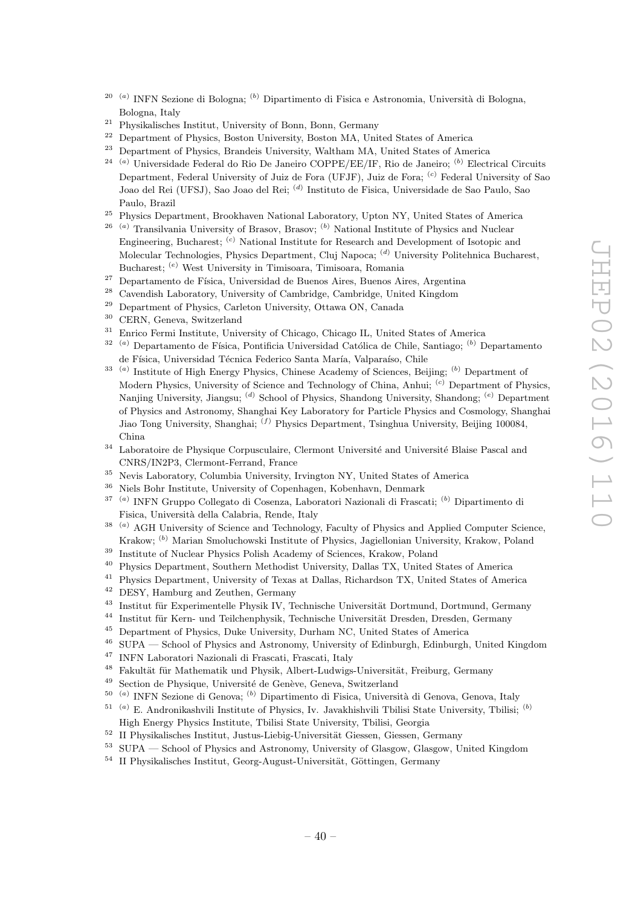[20] [(a)] INFN Sezione di Bologna; [(b)] Dipartimento di Fisica e Astronomia, Università di Bologna, Bologna, Italy

[21] Physikalisches Institut, University of Bonn, Bonn, Germany

[22] Department of Physics, Boston University, Boston MA, United States of America

[23] Department of Physics, Brandeis University, Waltham MA, United States of America

[24] [(a)] Universidade Federal do Rio De Janeiro COPPE/EE/IF, Rio de Janeiro; [(b)] Electrical Circuits Department, Federal University of Juiz de Fora (UFJF), Juiz de Fora; [(c)] Federal University of Sao Joao del Rei (UFSJ), Sao Joao del Rei; [(d)] Instituto de Fisica, Universidade de Sao Paulo, Sao Paulo, Brazil

[25] Physics Department, Brookhaven National Laboratory, Upton NY, United States of America

[26] [(a)] Transilvania University of Brasov, Brasov; [(b)] National Institute of Physics and Nuclear Engineering, Bucharest; [(c)] National Institute for Research and Development of Isotopic and Molecular Technologies, Physics Department, Cluj Napoca; [(d)] University Politehnica Bucharest, Bucharest; [(e)] West University in Timisoara, Timisoara, Romania

[27] Departamento de Física, Universidad de Buenos Aires, Buenos Aires, Argentina

[28] Cavendish Laboratory, University of Cambridge, Cambridge, United Kingdom

[29] Department of Physics, Carleton University, Ottawa ON, Canada

[30] CERN, Geneva, Switzerland

[31] Enrico Fermi Institute, University of Chicago, Chicago IL, United States of America

[32] [(a)] Departamento de Física, Pontificia Universidad Católica de Chile, Santiago; [(b)] Departamento de Física, Universidad Técnica Federico Santa María, Valparaíso, Chile

[33] [(a)] Institute of High Energy Physics, Chinese Academy of Sciences, Beijing; [(b)] Department of Modern Physics, University of Science and Technology of China, Anhui; [(c)] Department of Physics, Nanjing University, Jiangsu; [(d)] School of Physics, Shandong University, Shandong; [(e)] Department of Physics and Astronomy, Shanghai Key Laboratory for Particle Physics and Cosmology, Shanghai Jiao Tong University, Shanghai; [(f)] Physics Department, Tsinghua University, Beijing 100084, China

[34] Laboratoire de Physique Corpusculaire, Clermont Université and Université Blaise Pascal and CNRS/IN2P3, Clermont-Ferrand, France

[35] Nevis Laboratory, Columbia University, Irvington NY, United States of America

[36] Niels Bohr Institute, University of Copenhagen, Kobenhavn, Denmark

[37] [(a)] INFN Gruppo Collegato di Cosenza, Laboratori Nazionali di Frascati; [(b)] Dipartimento di Fisica, Università della Calabria, Rende, Italy

[38] [(a)] AGH University of Science and Technology, Faculty of Physics and Applied Computer Science, Krakow; [(b)] Marian Smoluchowski Institute of Physics, Jagiellonian University, Krakow, Poland

[39] Institute of Nuclear Physics Polish Academy of Sciences, Krakow, Poland

[40] Physics Department, Southern Methodist University, Dallas TX, United States of America

[41] Physics Department, University of Texas at Dallas, Richardson TX, United States of America

[42] DESY, Hamburg and Zeuthen, Germany

[43] Institut für Experimentelle Physik IV, Technische Universität Dortmund, Dortmund, Germany

[44] Institut für Kern- und Teilchenphysik, Technische Universität Dresden, Dresden, Germany

[45] Department of Physics, Duke University, Durham NC, United States of America

[46] SUPA — School of Physics and Astronomy, University of Edinburgh, Edinburgh, United Kingdom

[47] INFN Laboratori Nazionali di Frascati, Frascati, Italy

[48] Fakultät für Mathematik und Physik, Albert-Ludwigs-Universität, Freiburg, Germany

[49] Section de Physique, Université de Genève, Geneva, Switzerland

[50] [(a)] INFN Sezione di Genova; [(b)] Dipartimento di Fisica, Università di Genova, Genova, Italy

[51] [(a)] E. Andronikashvili Institute of Physics, Iv. Javakhishvili Tbilisi State University, Tbilisi; [(b)] High Energy Physics Institute, Tbilisi State University, Tbilisi, Georgia

[52] II Physikalisches Institut, Justus-Liebig-Universität Giessen, Giessen, Germany

[53] SUPA — School of Physics and Astronomy, University of Glasgow, Glasgow, United Kingdom

[54] II Physikalisches Institut, Georg-August-Universität, Göttingen, Germany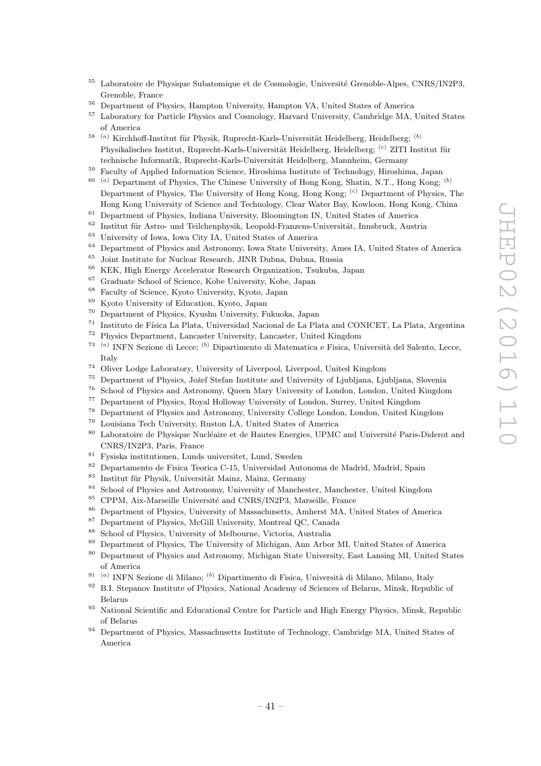[55] Laboratoire de Physique Subatomique et de Cosmologie, Université Grenoble-Alpes, CNRS/IN2P3, Grenoble, France

[56] Department of Physics, Hampton University, Hampton VA, United States of America

[57] Laboratory for Particle Physics and Cosmology, Harvard University, Cambridge MA, United States of America

[58] [(a)] Kirchhoff-Institut für Physik, Ruprecht-Karls-Universität Heidelberg, Heidelberg; [(b)] Physikalisches Institut, Ruprecht-Karls-Universität Heidelberg, Heidelberg; [(c)] ZITI Institut für technische Informatik, Ruprecht-Karls-Universität Heidelberg, Mannheim, Germany

[59] Faculty of Applied Information Science, Hiroshima Institute of Technology, Hiroshima, Japan

[60] [(a)] Department of Physics, The Chinese University of Hong Kong, Shatin, N.T., Hong Kong; [(b)] Department of Physics, The University of Hong Kong, Hong Kong; [(c)] Department of Physics, The Hong Kong University of Science and Technology, Clear Water Bay, Kowloon, Hong Kong, China

[61] Department of Physics, Indiana University, Bloomington IN, United States of America

[62] Institut für Astro- und Teilchenphysik, Leopold-Franzens-Universität, Innsbruck, Austria

[63] University of Iowa, Iowa City IA, United States of America

[64] Department of Physics and Astronomy, Iowa State University, Ames IA, United States of America

[65] Joint Institute for Nuclear Research, JINR Dubna, Dubna, Russia

[66] KEK, High Energy Accelerator Research Organization, Tsukuba, Japan

[67] Graduate School of Science, Kobe University, Kobe, Japan

[68] Faculty of Science, Kyoto University, Kyoto, Japan

[69] Kyoto University of Education, Kyoto, Japan

[70] Department of Physics, Kyushu University, Fukuoka, Japan

[71] Instituto de Física La Plata, Universidad Nacional de La Plata and CONICET, La Plata, Argentina

[72] Physics Department, Lancaster University, Lancaster, United Kingdom

[73] [(a)] INFN Sezione di Lecce; [(b)] Dipartimento di Matematica e Fisica, Università del Salento, Lecce, Italy

[74] Oliver Lodge Laboratory, University of Liverpool, Liverpool, United Kingdom

[75] Department of Physics, Jožef Stefan Institute and University of Ljubljana, Ljubljana, Slovenia

[76] School of Physics and Astronomy, Queen Mary University of London, London, United Kingdom

[77] Department of Physics, Royal Holloway University of London, Surrey, United Kingdom

[78] Department of Physics and Astronomy, University College London, London, United Kingdom

[79] Louisiana Tech University, Ruston LA, United States of America

[80] Laboratoire de Physique Nucléaire et de Hautes Energies, UPMC and Université Paris-Diderot and CNRS/IN2P3, Paris, France

[81] Fysiska institutionen, Lunds universitet, Lund, Sweden

[82] Departamento de Fisica Teorica C-15, Universidad Autonoma de Madrid, Madrid, Spain

[83] Institut für Physik, Universität Mainz, Mainz, Germany

[84] School of Physics and Astronomy, University of Manchester, Manchester, United Kingdom

[85] CPPM, Aix-Marseille Université and CNRS/IN2P3, Marseille, France

[86] Department of Physics, University of Massachusetts, Amherst MA, United States of America

[87] Department of Physics, McGill University, Montreal QC, Canada

[88] School of Physics, University of Melbourne, Victoria, Australia

[89] Department of Physics, The University of Michigan, Ann Arbor MI, United States of America

[90] Department of Physics and Astronomy, Michigan State University, East Lansing MI, United States of America

[91] [(a)] INFN Sezione di Milano; [(b)] Dipartimento di Fisica, Università di Milano, Milano, Italy

[92] B.I. Stepanov Institute of Physics, National Academy of Sciences of Belarus, Minsk, Republic of Belarus

[93] National Scientific and Educational Centre for Particle and High Energy Physics, Minsk, Republic of Belarus

[94] Department of Physics, Massachusetts Institute of Technology, Cambridge MA, United States of America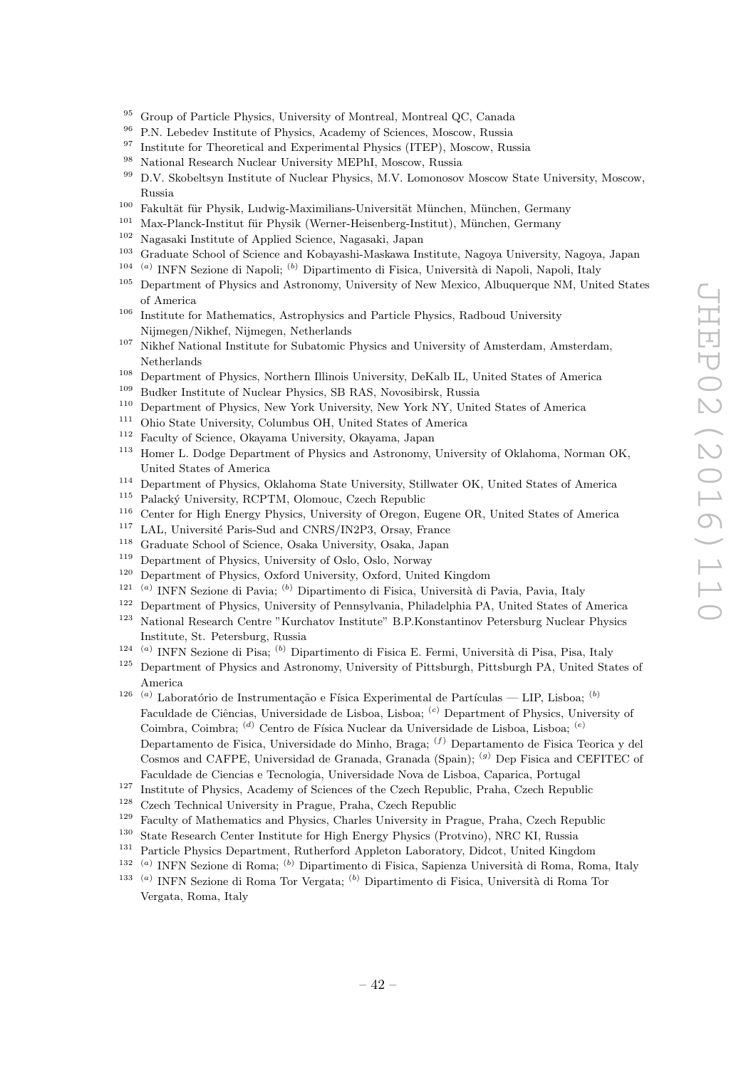[95] Group of Particle Physics, University of Montreal, Montreal QC, Canada

[96] P.N. Lebedev Institute of Physics, Academy of Sciences, Moscow, Russia

[97] Institute for Theoretical and Experimental Physics (ITEP), Moscow, Russia

[98] National Research Nuclear University MEPhI, Moscow, Russia

[99] D.V. Skobeltsyn Institute of Nuclear Physics, M.V. Lomonosov Moscow State University, Moscow, Russia

[100] Fakultät für Physik, Ludwig-Maximilians-Universität München, München, Germany

[101] Max-Planck-Institut für Physik (Werner-Heisenberg-Institut), München, Germany

[102] Nagasaki Institute of Applied Science, Nagasaki, Japan

[103] Graduate School of Science and Kobayashi-Maskawa Institute, Nagoya University, Nagoya, Japan

[104] [(a)] INFN Sezione di Napoli; [(b)] Dipartimento di Fisica, Università di Napoli, Napoli, Italy

[105] Department of Physics and Astronomy, University of New Mexico, Albuquerque NM, United States of America

[106] Institute for Mathematics, Astrophysics and Particle Physics, Radboud University Nijmegen/Nikhef, Nijmegen, Netherlands

[107] Nikhef National Institute for Subatomic Physics and University of Amsterdam, Amsterdam, Netherlands

[108] Department of Physics, Northern Illinois University, DeKalb IL, United States of America

[109] Budker Institute of Nuclear Physics, SB RAS, Novosibirsk, Russia

[110] Department of Physics, New York University, New York NY, United States of America

[111] Ohio State University, Columbus OH, United States of America

[112] Faculty of Science, Okayama University, Okayama, Japan

[113] Homer L. Dodge Department of Physics and Astronomy, University of Oklahoma, Norman OK, United States of America

[114] Department of Physics, Oklahoma State University, Stillwater OK, United States of America

[115] Palacký University, RCPTM, Olomouc, Czech Republic

[116] Center for High Energy Physics, University of Oregon, Eugene OR, United States of America

[117] LAL, Université Paris-Sud and CNRS/IN2P3, Orsay, France

[118] Graduate School of Science, Osaka University, Osaka, Japan

[119] Department of Physics, University of Oslo, Oslo, Norway

[120] Department of Physics, Oxford University, Oxford, United Kingdom

[121] [(a)] INFN Sezione di Pavia; [(b)] Dipartimento di Fisica, Università di Pavia, Pavia, Italy

[122] Department of Physics, University of Pennsylvania, Philadelphia PA, United States of America

[123] National Research Centre "Kurchatov Institute" B.P.Konstantinov Petersburg Nuclear Physics Institute, St. Petersburg, Russia

[124] [(a)] INFN Sezione di Pisa; [(b)] Dipartimento di Fisica E. Fermi, Università di Pisa, Pisa, Italy

[125] Department of Physics and Astronomy, University of Pittsburgh, Pittsburgh PA, United States of America

[126] [(a)] Laboratório de Instrumentação e Física Experimental de Partículas — LIP, Lisboa; [(b)] Faculdade de Ciências, Universidade de Lisboa, Lisboa; [(c)] Department of Physics, University of Coimbra, Coimbra; [(d)] Centro de Física Nuclear da Universidade de Lisboa, Lisboa; [(e)] Departamento de Fisica, Universidade do Minho, Braga; [(f)] Departamento de Fisica Teorica y del Cosmos and CAFPE, Universidad de Granada, Granada (Spain); [(g)] Dep Fisica and CEFITEC of Faculdade de Ciencias e Tecnologia, Universidade Nova de Lisboa, Caparica, Portugal

[127] Institute of Physics, Academy of Sciences of the Czech Republic, Praha, Czech Republic

[128] Czech Technical University in Prague, Praha, Czech Republic

[129] Faculty of Mathematics and Physics, Charles University in Prague, Praha, Czech Republic

[130] State Research Center Institute for High Energy Physics (Protvino), NRC KI, Russia

[131] Particle Physics Department, Rutherford Appleton Laboratory, Didcot, United Kingdom

[132] [(a)] INFN Sezione di Roma; [(b)] Dipartimento di Fisica, Sapienza Università di Roma, Roma, Italy

[133] [(a)] INFN Sezione di Roma Tor Vergata; [(b)] Dipartimento di Fisica, Università di Roma Tor Vergata, Roma, Italy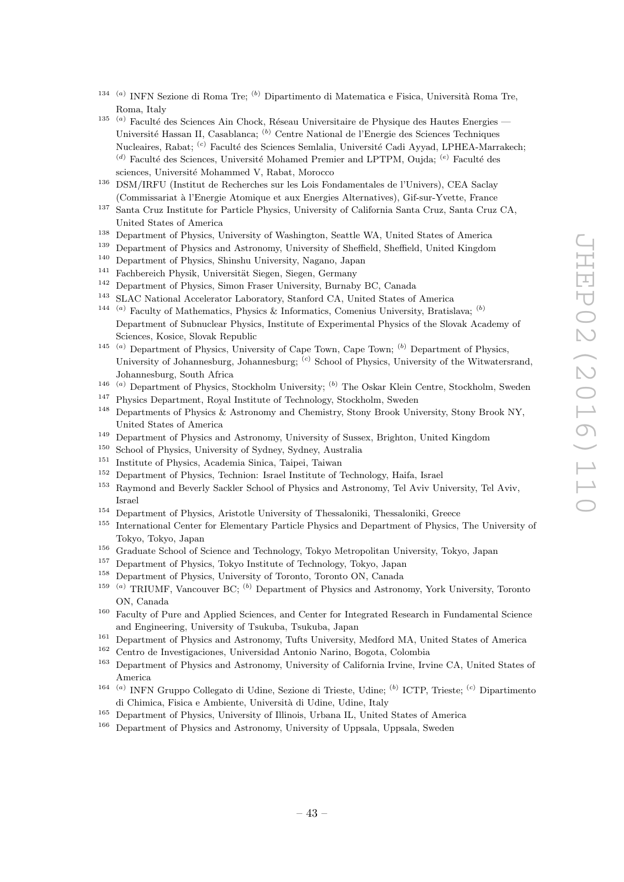[134] [(a)] INFN Sezione di Roma Tre; [(b)] Dipartimento di Matematica e Fisica, Università Roma Tre, Roma, Italy

[135] [(a)] Faculté des Sciences Ain Chock, Réseau Universitaire de Physique des Hautes Energies — Université Hassan II, Casablanca; [(b)] Centre National de l'Energie des Sciences Techniques Nucleaires, Rabat; [(c)] Faculté des Sciences Semlalia, Université Cadi Ayyad, LPHEA-Marrakech; [(d)] Faculté des Sciences, Université Mohamed Premier and LPTPM, Oujda; [(e)] Faculté des sciences, Université Mohammed V, Rabat, Morocco

[136] DSM/IRFU (Institut de Recherches sur les Lois Fondamentales de l'Univers), CEA Saclay (Commissariat à l'Energie Atomique et aux Energies Alternatives), Gif-sur-Yvette, France

[137] Santa Cruz Institute for Particle Physics, University of California Santa Cruz, Santa Cruz CA, United States of America

[138] Department of Physics, University of Washington, Seattle WA, United States of America

[139] Department of Physics and Astronomy, University of Sheffield, Sheffield, United Kingdom

[140] Department of Physics, Shinshu University, Nagano, Japan

[141] Fachbereich Physik, Universität Siegen, Siegen, Germany

[142] Department of Physics, Simon Fraser University, Burnaby BC, Canada

[143] SLAC National Accelerator Laboratory, Stanford CA, United States of America

[144] [(a)] Faculty of Mathematics, Physics & Informatics, Comenius University, Bratislava; [(b)] Department of Subnuclear Physics, Institute of Experimental Physics of the Slovak Academy of Sciences, Kosice, Slovak Republic

[145] [(a)] Department of Physics, University of Cape Town, Cape Town; [(b)] Department of Physics, University of Johannesburg, Johannesburg; [(c)] School of Physics, University of the Witwatersrand, Johannesburg, South Africa

[146] [(a)] Department of Physics, Stockholm University; [(b)] The Oskar Klein Centre, Stockholm, Sweden

[147] Physics Department, Royal Institute of Technology, Stockholm, Sweden

[148] Departments of Physics & Astronomy and Chemistry, Stony Brook University, Stony Brook NY, United States of America

[149] Department of Physics and Astronomy, University of Sussex, Brighton, United Kingdom

[150] School of Physics, University of Sydney, Sydney, Australia

[151] Institute of Physics, Academia Sinica, Taipei, Taiwan

[152] Department of Physics, Technion: Israel Institute of Technology, Haifa, Israel

[153] Raymond and Beverly Sackler School of Physics and Astronomy, Tel Aviv University, Tel Aviv, Israel

[154] Department of Physics, Aristotle University of Thessaloniki, Thessaloniki, Greece

[155] International Center for Elementary Particle Physics and Department of Physics, The University of Tokyo, Tokyo, Japan

[156] Graduate School of Science and Technology, Tokyo Metropolitan University, Tokyo, Japan

[157] Department of Physics, Tokyo Institute of Technology, Tokyo, Japan

[158] Department of Physics, University of Toronto, Toronto ON, Canada

[159] [(a)] TRIUMF, Vancouver BC; [(b)] Department of Physics and Astronomy, York University, Toronto ON, Canada

[160] Faculty of Pure and Applied Sciences, and Center for Integrated Research in Fundamental Science and Engineering, University of Tsukuba, Tsukuba, Japan

[161] Department of Physics and Astronomy, Tufts University, Medford MA, United States of America

[162] Centro de Investigaciones, Universidad Antonio Narino, Bogota, Colombia

[163] Department of Physics and Astronomy, University of California Irvine, Irvine CA, United States of America

[164] [(a)] INFN Gruppo Collegato di Udine, Sezione di Trieste, Udine; [(b)] ICTP, Trieste; [(c)] Dipartimento di Chimica, Fisica e Ambiente, Università di Udine, Udine, Italy

[165] Department of Physics, University of Illinois, Urbana IL, United States of America

[166] Department of Physics and Astronomy, University of Uppsala, Uppsala, Sweden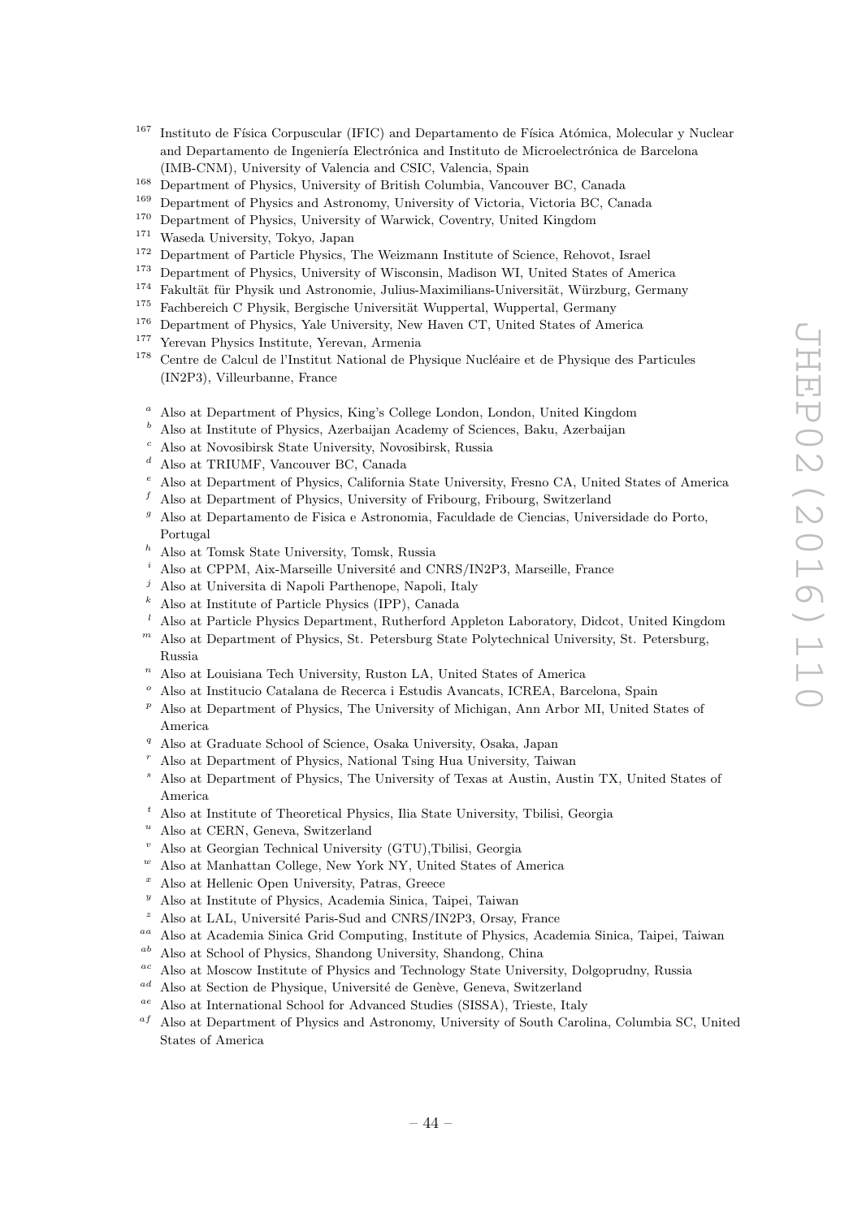[167] Instituto de Física Corpuscular (IFIC) and Departamento de Física Atómica, Molecular y Nuclear and Departamento de Ingeniería Electrónica and Instituto de Microelectrónica de Barcelona (IMB-CNM), University of Valencia and CSIC, Valencia, Spain

[168] Department of Physics, University of British Columbia, Vancouver BC, Canada

[169] Department of Physics and Astronomy, University of Victoria, Victoria BC, Canada

[170] Department of Physics, University of Warwick, Coventry, United Kingdom

[171] Waseda University, Tokyo, Japan

[172] Department of Particle Physics, The Weizmann Institute of Science, Rehovot, Israel

[173] Department of Physics, University of Wisconsin, Madison WI, United States of America

[174] Fakultät für Physik und Astronomie, Julius-Maximilians-Universität, Würzburg, Germany

[175] Fachbereich C Physik, Bergische Universität Wuppertal, Wuppertal, Germany

[176] Department of Physics, Yale University, New Haven CT, United States of America

[177] Yerevan Physics Institute, Yerevan, Armenia

[178] Centre de Calcul de l'Institut National de Physique Nucléaire et de Physique des Particules (IN2P3), Villeurbanne, France

[a] Also at Department of Physics, King's College London, London, United Kingdom

[b] Also at Institute of Physics, Azerbaijan Academy of Sciences, Baku, Azerbaijan

[c] Also at Novosibirsk State University, Novosibirsk, Russia

[d] Also at TRIUMF, Vancouver BC, Canada

[e] Also at Department of Physics, California State University, Fresno CA, United States of America

[f] Also at Department of Physics, University of Fribourg, Fribourg, Switzerland

[g] Also at Departamento de Fisica e Astronomia, Faculdade de Ciencias, Universidade do Porto, Portugal

[h] Also at Tomsk State University, Tomsk, Russia

[i] Also at CPPM, Aix-Marseille Université and CNRS/IN2P3, Marseille, France

[j] Also at Universita di Napoli Parthenope, Napoli, Italy

[k] Also at Institute of Particle Physics (IPP), Canada

[l] Also at Particle Physics Department, Rutherford Appleton Laboratory, Didcot, United Kingdom

[m] Also at Department of Physics, St. Petersburg State Polytechnical University, St. Petersburg, Russia

[n] Also at Louisiana Tech University, Ruston LA, United States of America

[o] Also at Institucio Catalana de Recerca i Estudis Avancats, ICREA, Barcelona, Spain

[p] Also at Department of Physics, The University of Michigan, Ann Arbor MI, United States of America

[q] Also at Graduate School of Science, Osaka University, Osaka, Japan

[r] Also at Department of Physics, National Tsing Hua University, Taiwan

[s] Also at Department of Physics, The University of Texas at Austin, Austin TX, United States of America

[t] Also at Institute of Theoretical Physics, Ilia State University, Tbilisi, Georgia

[u] Also at CERN, Geneva, Switzerland

[v] Also at Georgian Technical University (GTU),Tbilisi, Georgia

[w] Also at Manhattan College, New York NY, United States of America

[x] Also at Hellenic Open University, Patras, Greece

[y] Also at Institute of Physics, Academia Sinica, Taipei, Taiwan

[z] Also at LAL, Université Paris-Sud and CNRS/IN2P3, Orsay, France

[aa] Also at Academia Sinica Grid Computing, Institute of Physics, Academia Sinica, Taipei, Taiwan

[ab] Also at School of Physics, Shandong University, Shandong, China

[ac] Also at Moscow Institute of Physics and Technology State University, Dolgoprudny, Russia

[ad] Also at Section de Physique, Université de Genève, Geneva, Switzerland

[ae] Also at International School for Advanced Studies (SISSA), Trieste, Italy

[af] Also at Department of Physics and Astronomy, University of South Carolina, Columbia SC, United States of America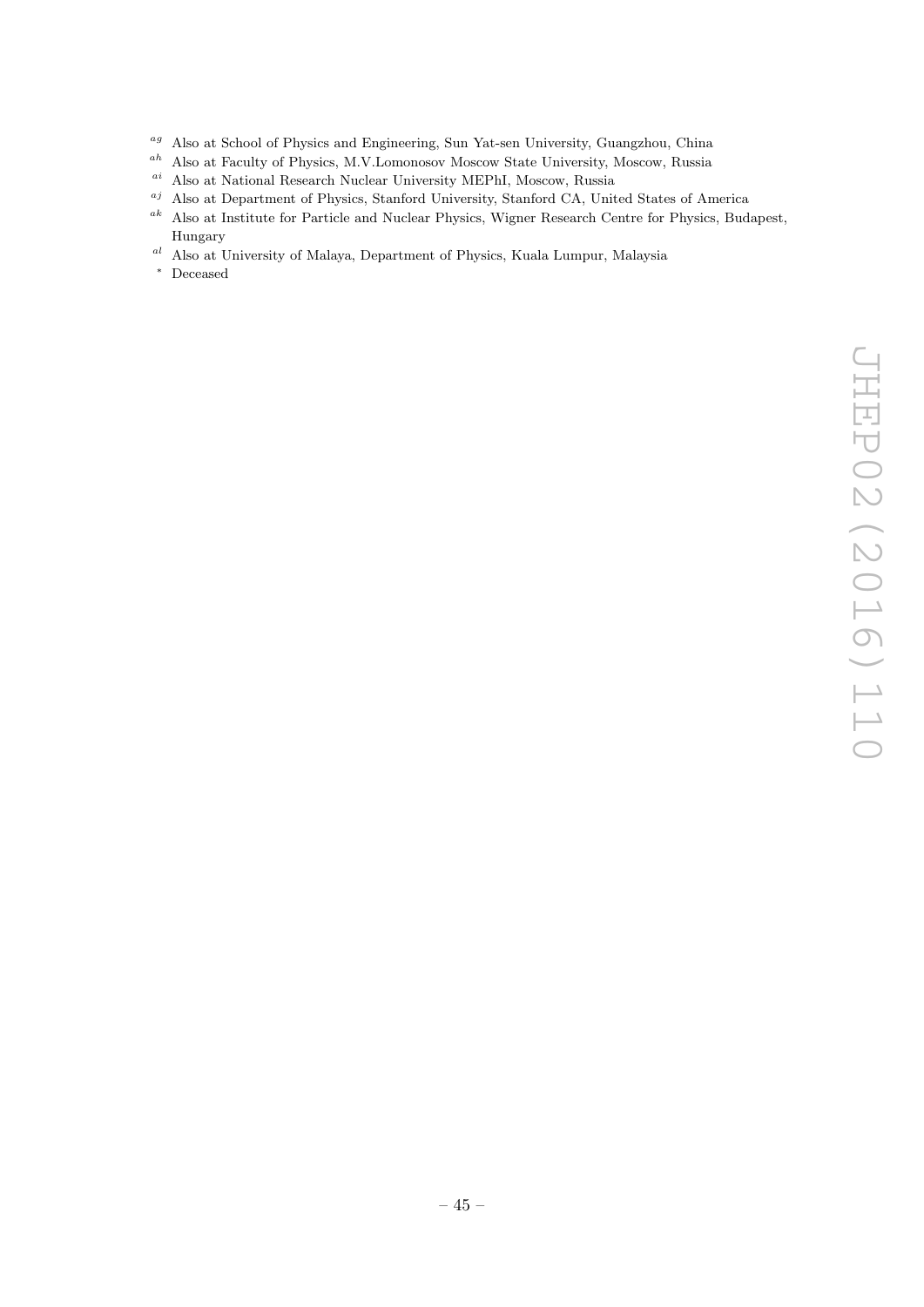[ag] Also at School of Physics and Engineering, Sun Yat-sen University, Guangzhou, China

[ah] Also at Faculty of Physics, M.V.Lomonosov Moscow State University, Moscow, Russia

[ai] Also at National Research Nuclear University MEPhI, Moscow, Russia

[aj] Also at Department of Physics, Stanford University, Stanford CA, United States of America

[ak] Also at Institute for Particle and Nuclear Physics, Wigner Research Centre for Physics, Budapest, Hungary

[al] Also at University of Malaya, Department of Physics, Kuala Lumpur, Malaysia

[*] Deceased